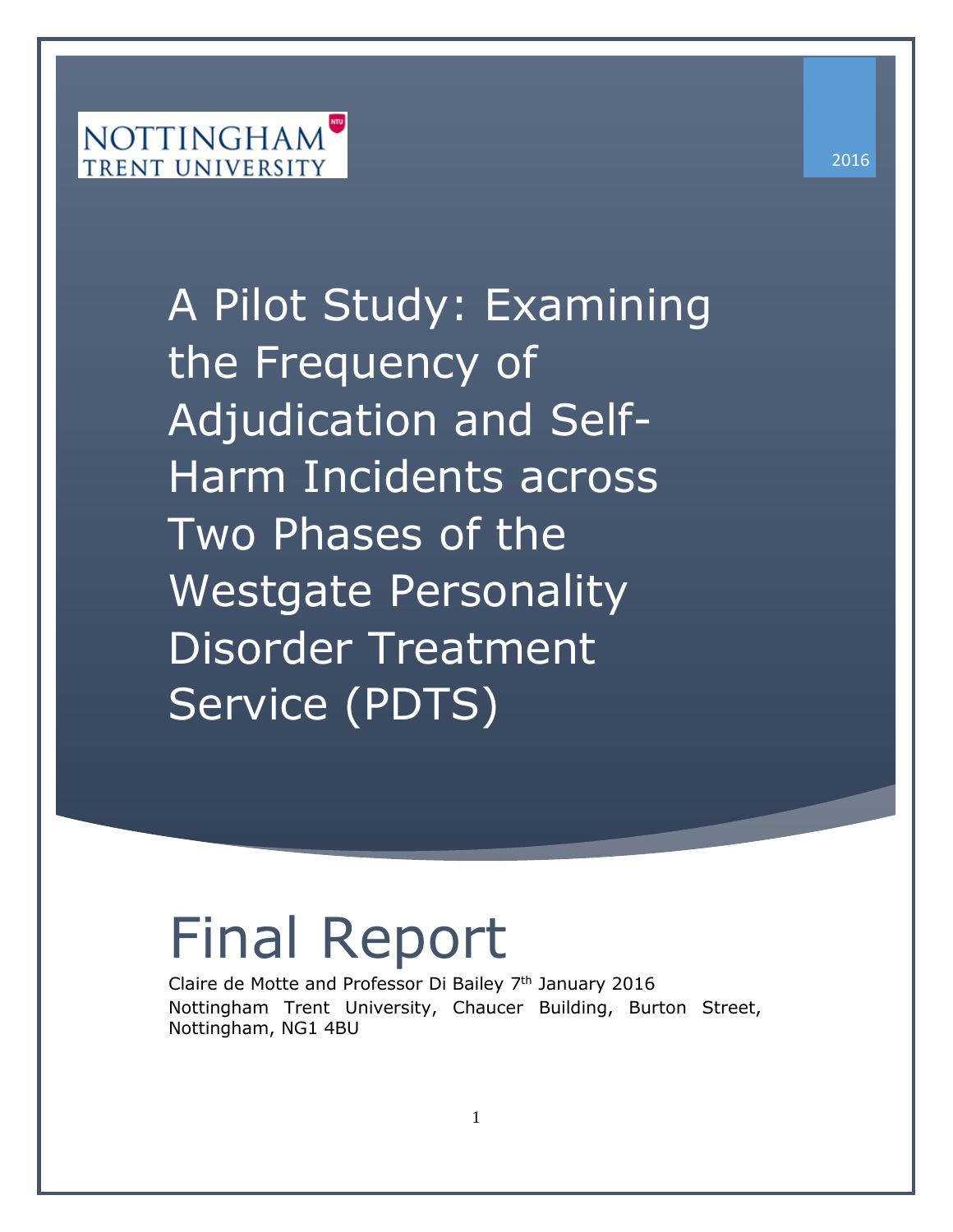NOTTINGHAM TRENT UNIVERSITY

2016

# A Pilot Study: Examining the Frequency of Adjudication and Self-Harm Incidents across Two Phases of the Westgate Personality Disorder Treatment Service (PDTS)

# Final Report

Claire de Motte and Professor Di Bailey 7th January 2016

Nottingham Trent University, Chaucer Building, Burton Street, Nottingham, NG1 4BU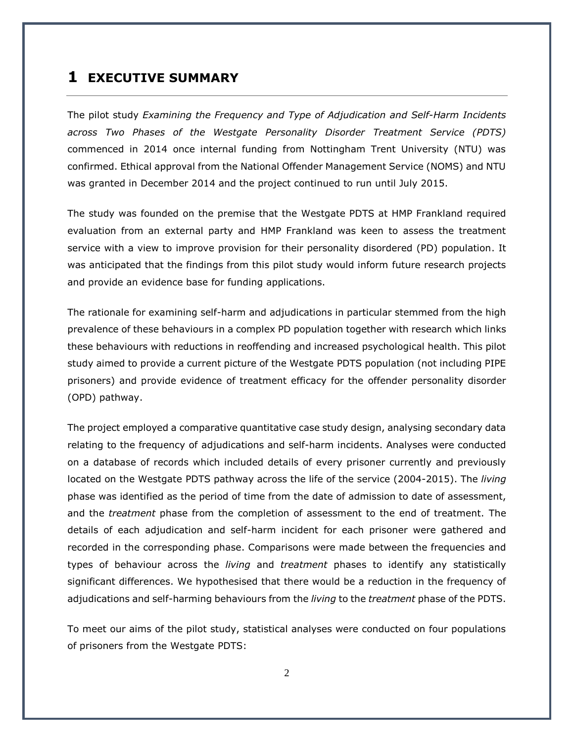# 1 EXECUTIVE SUMMARY

The pilot study *Examining the Frequency and Type of Adjudication and Self-Harm Incidents across Two Phases of the Westgate Personality Disorder Treatment Service (PDTS)* commenced in 2014 once internal funding from Nottingham Trent University (NTU) was confirmed. Ethical approval from the National Offender Management Service (NOMS) and NTU was granted in December 2014 and the project continued to run until July 2015.

The study was founded on the premise that the Westgate PDTS at HMP Frankland required evaluation from an external party and HMP Frankland was keen to assess the treatment service with a view to improve provision for their personality disordered (PD) population. It was anticipated that the findings from this pilot study would inform future research projects and provide an evidence base for funding applications.

The rationale for examining self-harm and adjudications in particular stemmed from the high prevalence of these behaviours in a complex PD population together with research which links these behaviours with reductions in reoffending and increased psychological health. This pilot study aimed to provide a current picture of the Westgate PDTS population (not including PIPE prisoners) and provide evidence of treatment efficacy for the offender personality disorder (OPD) pathway.

The project employed a comparative quantitative case study design, analysing secondary data relating to the frequency of adjudications and self-harm incidents. Analyses were conducted on a database of records which included details of every prisoner currently and previously located on the Westgate PDTS pathway across the life of the service (2004-2015). The *living* phase was identified as the period of time from the date of admission to date of assessment, and the *treatment* phase from the completion of assessment to the end of treatment. The details of each adjudication and self-harm incident for each prisoner were gathered and recorded in the corresponding phase. Comparisons were made between the frequencies and types of behaviour across the *living* and *treatment* phases to identify any statistically significant differences. We hypothesised that there would be a reduction in the frequency of adjudications and self-harming behaviours from the *living* to the *treatment* phase of the PDTS.

To meet our aims of the pilot study, statistical analyses were conducted on four populations of prisoners from the Westgate PDTS: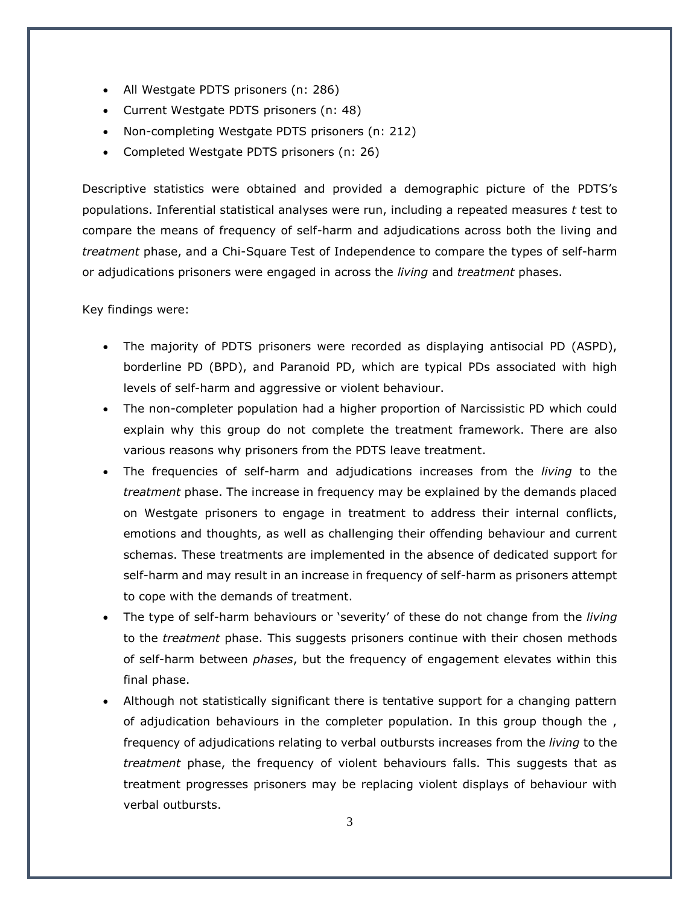- All Westgate PDTS prisoners (n: 286)
- Current Westgate PDTS prisoners (n: 48)
- Non-completing Westgate PDTS prisoners (n: 212)
- Completed Westgate PDTS prisoners (n: 26)

Descriptive statistics were obtained and provided a demographic picture of the PDTS's populations. Inferential statistical analyses were run, including a repeated measures *t* test to compare the means of frequency of self-harm and adjudications across both the living and *treatment* phase, and a Chi-Square Test of Independence to compare the types of self-harm or adjudications prisoners were engaged in across the *living* and *treatment* phases.

Key findings were:

- The majority of PDTS prisoners were recorded as displaying antisocial PD (ASPD), borderline PD (BPD), and Paranoid PD, which are typical PDs associated with high levels of self-harm and aggressive or violent behaviour.
- The non-completer population had a higher proportion of Narcissistic PD which could explain why this group do not complete the treatment framework. There are also various reasons why prisoners from the PDTS leave treatment.
- The frequencies of self-harm and adjudications increases from the *living* to the *treatment* phase. The increase in frequency may be explained by the demands placed on Westgate prisoners to engage in treatment to address their internal conflicts, emotions and thoughts, as well as challenging their offending behaviour and current schemas. These treatments are implemented in the absence of dedicated support for self-harm and may result in an increase in frequency of self-harm as prisoners attempt to cope with the demands of treatment.
- The type of self-harm behaviours or 'severity' of these do not change from the *living* to the *treatment* phase. This suggests prisoners continue with their chosen methods of self-harm between *phases*, but the frequency of engagement elevates within this final phase.
- Although not statistically significant there is tentative support for a changing pattern of adjudication behaviours in the completer population. In this group though the , frequency of adjudications relating to verbal outbursts increases from the *living* to the *treatment* phase, the frequency of violent behaviours falls. This suggests that as treatment progresses prisoners may be replacing violent displays of behaviour with verbal outbursts.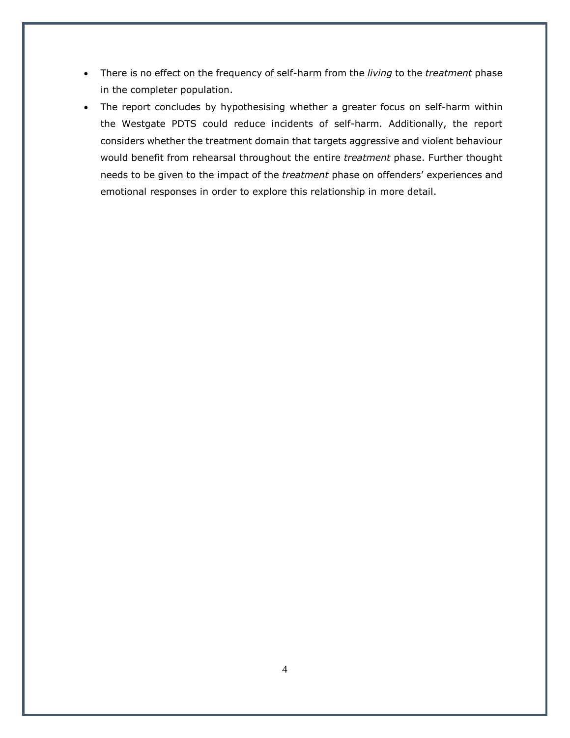- There is no effect on the frequency of self-harm from the *living* to the *treatment* phase in the completer population.
- The report concludes by hypothesising whether a greater focus on self-harm within the Westgate PDTS could reduce incidents of self-harm. Additionally, the report considers whether the treatment domain that targets aggressive and violent behaviour would benefit from rehearsal throughout the entire *treatment* phase. Further thought needs to be given to the impact of the *treatment* phase on offenders' experiences and emotional responses in order to explore this relationship in more detail.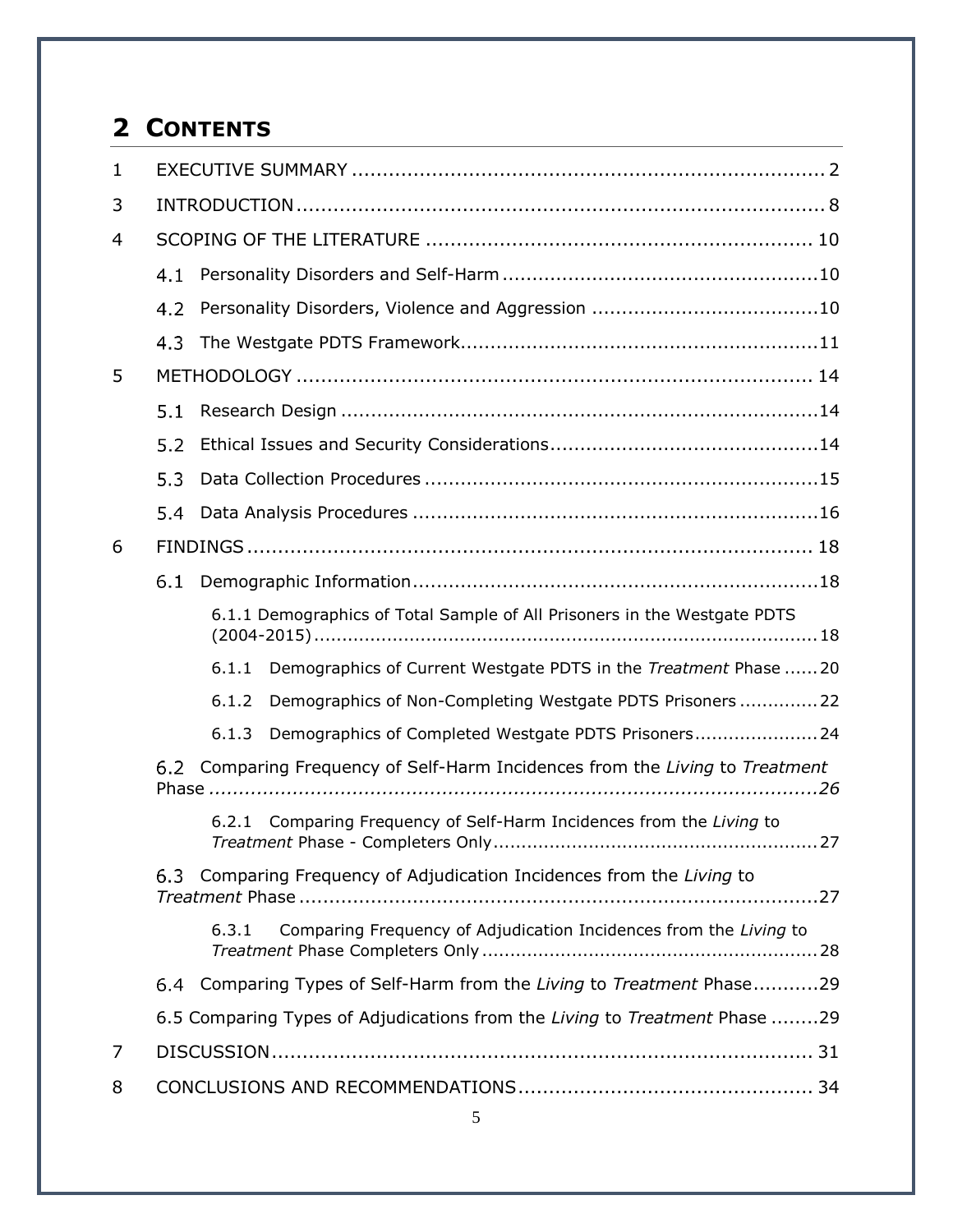# 2 CONTENTS

1 EXECUTIVE SUMMARY ............................................................................ 2

3 INTRODUCTION ..................................................................................... 8

4 SCOPING OF THE LITERATURE ............................................................. 10

4.1 Personality Disorders and Self-Harm ....................................................10

4.2 Personality Disorders, Violence and Aggression .....................................10

4.3 The Westgate PDTS Framework...........................................................11

5 METHODOLOGY ................................................................................... 14

5.1 Research Design ...............................................................................14

5.2 Ethical Issues and Security Considerations............................................14

5.3 Data Collection Procedures .................................................................15

5.4 Data Analysis Procedures ...................................................................16

6 FINDINGS ........................................................................................... 18

6.1 Demographic Information...................................................................18

6.1.1 Demographics of Total Sample of All Prisoners in the Westgate PDTS (2004-2015) ........................................................................................18

6.1.1 Demographics of Current Westgate PDTS in the *Treatment* Phase ......20

6.1.2 Demographics of Non-Completing Westgate PDTS Prisoners .............22

6.1.3 Demographics of Completed Westgate PDTS Prisoners.....................24

6.2 Comparing Frequency of Self-Harm Incidences from the *Living* to *Treatment* Phase .......................................................................................*26*

6.2.1 Comparing Frequency of Self-Harm Incidences from the *Living* to *Treatment* Phase - Completers Only.........................................................27

6.3 Comparing Frequency of Adjudication Incidences from the *Living* to *Treatment* Phase .....................................................................................27

6.3.1 Comparing Frequency of Adjudication Incidences from the *Living* to *Treatment* Phase Completers Only ...........................................................28

6.4 Comparing Types of Self-Harm from the *Living* to *Treatment* Phase...........29

6.5 Comparing Types of Adjudications from the *Living* to *Treatment* Phase ........29

7 DISCUSSION........................................................................................ 31

8 CONCLUSIONS AND RECOMMENDATIONS............................................... 34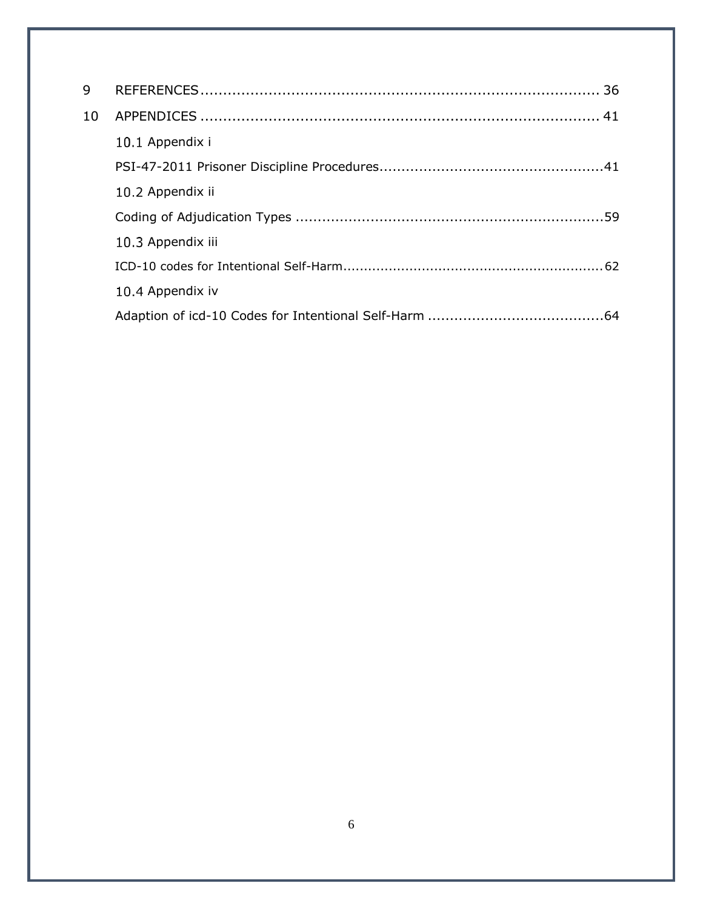9 REFERENCES ........................................................................................ 36

10 APPENDICES ........................................................................................ 41

10.1 Appendix i

PSI-47-2011 Prisoner Discipline Procedures..................................................41

10.2 Appendix ii

Coding of Adjudication Types .......................................................................59

10.3 Appendix iii

ICD-10 codes for Intentional Self-Harm.............................................................62

10.4 Appendix iv

Adaption of icd-10 Codes for Intentional Self-Harm ........................................64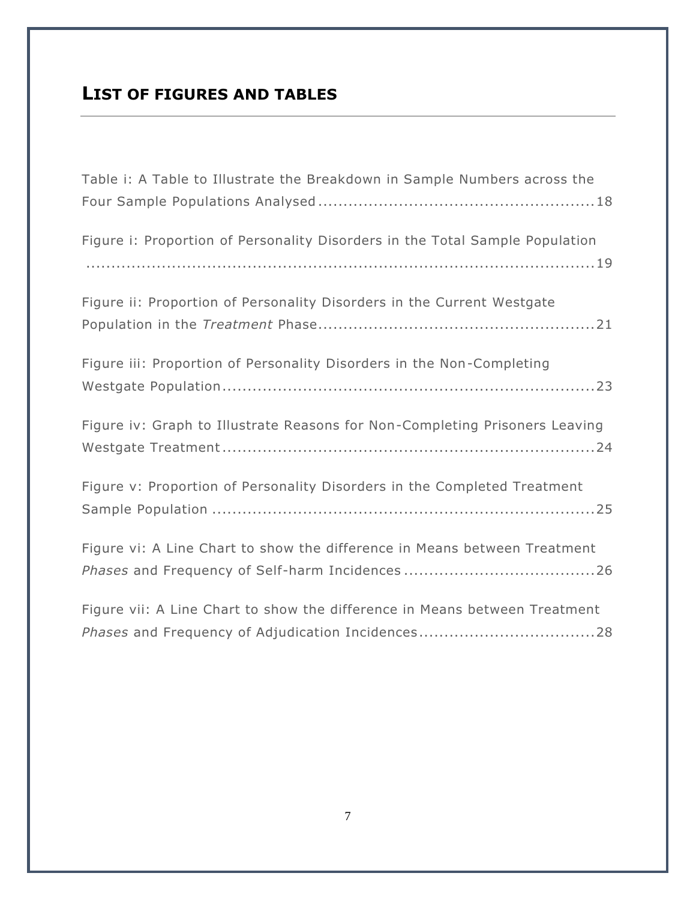## List of figures and tables

Table i: A Table to Illustrate the Breakdown in Sample Numbers across the Four Sample Populations Analysed ....................................................... 18

Figure i: Proportion of Personality Disorders in the Total Sample Population ....................................................................................... 19

Figure ii: Proportion of Personality Disorders in the Current Westgate Population in the *Treatment* Phase ....................................................... 21

Figure iii: Proportion of Personality Disorders in the Non-Completing Westgate Population ........................................................................... 23

Figure iv: Graph to Illustrate Reasons for Non-Completing Prisoners Leaving Westgate Treatment .......................................................................... 24

Figure v: Proportion of Personality Disorders in the Completed Treatment Sample Population ............................................................................ 25

Figure vi: A Line Chart to show the difference in Means between Treatment *Phases* and Frequency of Self-harm Incidences ...................................... 26

Figure vii: A Line Chart to show the difference in Means between Treatment *Phases* and Frequency of Adjudication Incidences .................................. 28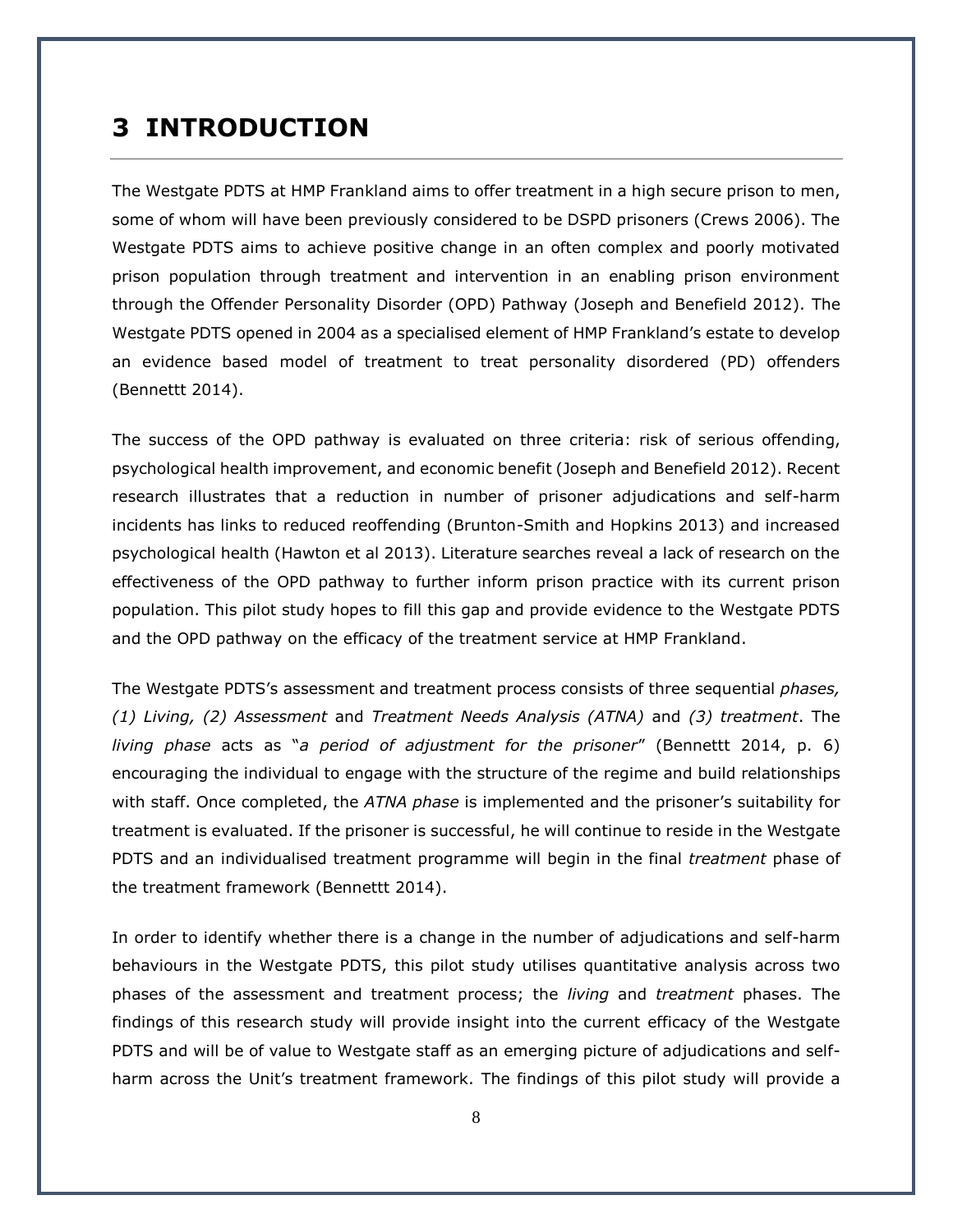# 3 INTRODUCTION

The Westgate PDTS at HMP Frankland aims to offer treatment in a high secure prison to men, some of whom will have been previously considered to be DSPD prisoners (Crews 2006). The Westgate PDTS aims to achieve positive change in an often complex and poorly motivated prison population through treatment and intervention in an enabling prison environment through the Offender Personality Disorder (OPD) Pathway (Joseph and Benefield 2012). The Westgate PDTS opened in 2004 as a specialised element of HMP Frankland's estate to develop an evidence based model of treatment to treat personality disordered (PD) offenders (Bennettt 2014).

The success of the OPD pathway is evaluated on three criteria: risk of serious offending, psychological health improvement, and economic benefit (Joseph and Benefield 2012). Recent research illustrates that a reduction in number of prisoner adjudications and self-harm incidents has links to reduced reoffending (Brunton-Smith and Hopkins 2013) and increased psychological health (Hawton et al 2013). Literature searches reveal a lack of research on the effectiveness of the OPD pathway to further inform prison practice with its current prison population. This pilot study hopes to fill this gap and provide evidence to the Westgate PDTS and the OPD pathway on the efficacy of the treatment service at HMP Frankland.

The Westgate PDTS's assessment and treatment process consists of three sequential *phases, (1) Living, (2) Assessment* and *Treatment Needs Analysis (ATNA)* and *(3) treatment*. The *living phase* acts as "*a period of adjustment for the prisoner*" (Bennettt 2014, p. 6) encouraging the individual to engage with the structure of the regime and build relationships with staff. Once completed, the *ATNA phase* is implemented and the prisoner's suitability for treatment is evaluated. If the prisoner is successful, he will continue to reside in the Westgate PDTS and an individualised treatment programme will begin in the final *treatment* phase of the treatment framework (Bennettt 2014).

In order to identify whether there is a change in the number of adjudications and self-harm behaviours in the Westgate PDTS, this pilot study utilises quantitative analysis across two phases of the assessment and treatment process; the *living* and *treatment* phases. The findings of this research study will provide insight into the current efficacy of the Westgate PDTS and will be of value to Westgate staff as an emerging picture of adjudications and self-harm across the Unit's treatment framework. The findings of this pilot study will provide a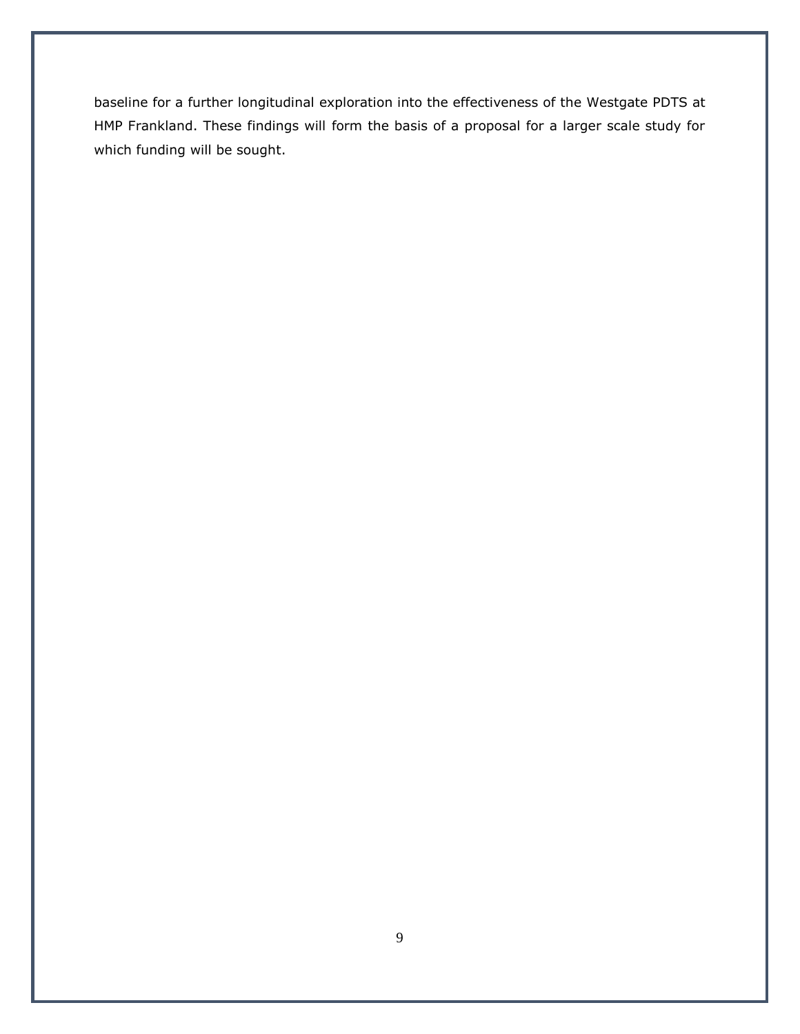baseline for a further longitudinal exploration into the effectiveness of the Westgate PDTS at HMP Frankland. These findings will form the basis of a proposal for a larger scale study for which funding will be sought.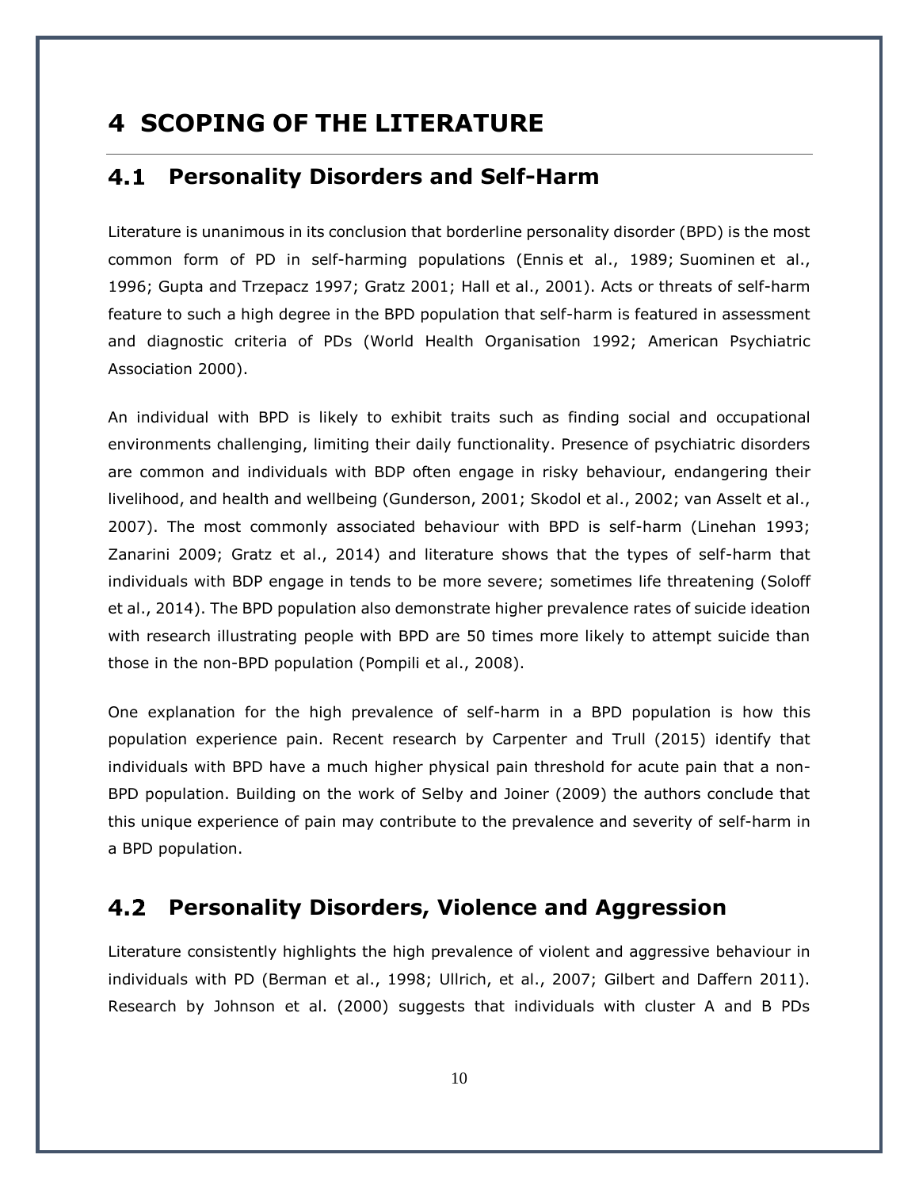# 4 SCOPING OF THE LITERATURE

## 4.1 Personality Disorders and Self-Harm

Literature is unanimous in its conclusion that borderline personality disorder (BPD) is the most common form of PD in self-harming populations (Ennis et al., 1989; Suominen et al., 1996; Gupta and Trzepacz 1997; Gratz 2001; Hall et al., 2001). Acts or threats of self-harm feature to such a high degree in the BPD population that self-harm is featured in assessment and diagnostic criteria of PDs (World Health Organisation 1992; American Psychiatric Association 2000).

An individual with BPD is likely to exhibit traits such as finding social and occupational environments challenging, limiting their daily functionality. Presence of psychiatric disorders are common and individuals with BDP often engage in risky behaviour, endangering their livelihood, and health and wellbeing (Gunderson, 2001; Skodol et al., 2002; van Asselt et al., 2007). The most commonly associated behaviour with BPD is self-harm (Linehan 1993; Zanarini 2009; Gratz et al., 2014) and literature shows that the types of self-harm that individuals with BDP engage in tends to be more severe; sometimes life threatening (Soloff et al., 2014). The BPD population also demonstrate higher prevalence rates of suicide ideation with research illustrating people with BPD are 50 times more likely to attempt suicide than those in the non-BPD population (Pompili et al., 2008).

One explanation for the high prevalence of self-harm in a BPD population is how this population experience pain. Recent research by Carpenter and Trull (2015) identify that individuals with BPD have a much higher physical pain threshold for acute pain that a non-BPD population. Building on the work of Selby and Joiner (2009) the authors conclude that this unique experience of pain may contribute to the prevalence and severity of self-harm in a BPD population.

## 4.2 Personality Disorders, Violence and Aggression

Literature consistently highlights the high prevalence of violent and aggressive behaviour in individuals with PD (Berman et al., 1998; Ullrich, et al., 2007; Gilbert and Daffern 2011). Research by Johnson et al. (2000) suggests that individuals with cluster A and B PDs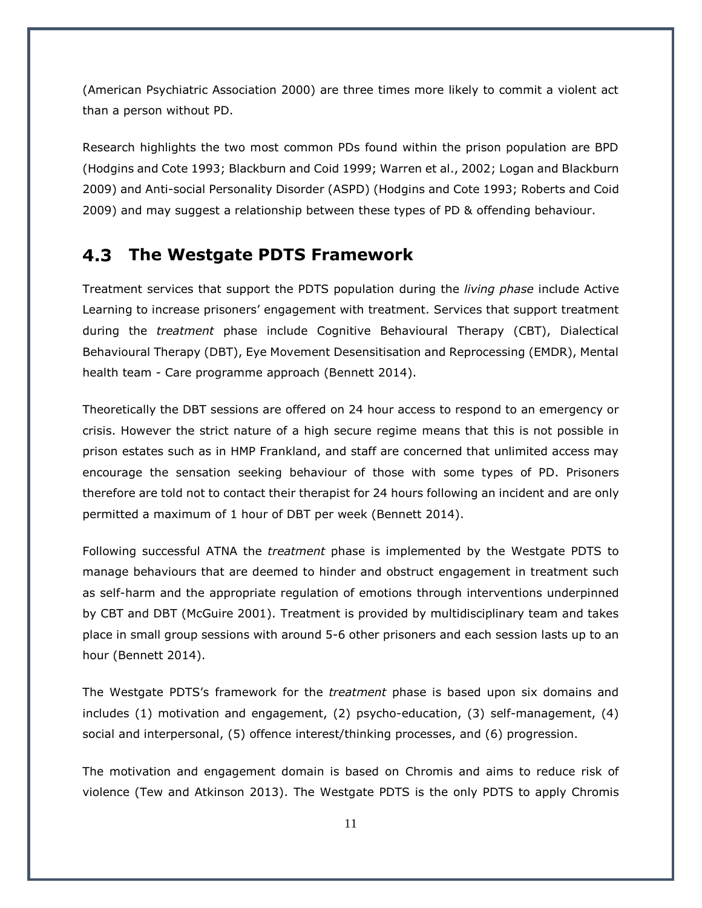(American Psychiatric Association 2000) are three times more likely to commit a violent act than a person without PD.

Research highlights the two most common PDs found within the prison population are BPD (Hodgins and Cote 1993; Blackburn and Coid 1999; Warren et al., 2002; Logan and Blackburn 2009) and Anti-social Personality Disorder (ASPD) (Hodgins and Cote 1993; Roberts and Coid 2009) and may suggest a relationship between these types of PD & offending behaviour.

## 4.3 The Westgate PDTS Framework

Treatment services that support the PDTS population during the *living phase* include Active Learning to increase prisoners' engagement with treatment. Services that support treatment during the *treatment* phase include Cognitive Behavioural Therapy (CBT), Dialectical Behavioural Therapy (DBT), Eye Movement Desensitisation and Reprocessing (EMDR), Mental health team - Care programme approach (Bennett 2014).

Theoretically the DBT sessions are offered on 24 hour access to respond to an emergency or crisis. However the strict nature of a high secure regime means that this is not possible in prison estates such as in HMP Frankland, and staff are concerned that unlimited access may encourage the sensation seeking behaviour of those with some types of PD. Prisoners therefore are told not to contact their therapist for 24 hours following an incident and are only permitted a maximum of 1 hour of DBT per week (Bennett 2014).

Following successful ATNA the *treatment* phase is implemented by the Westgate PDTS to manage behaviours that are deemed to hinder and obstruct engagement in treatment such as self-harm and the appropriate regulation of emotions through interventions underpinned by CBT and DBT (McGuire 2001). Treatment is provided by multidisciplinary team and takes place in small group sessions with around 5-6 other prisoners and each session lasts up to an hour (Bennett 2014).

The Westgate PDTS's framework for the *treatment* phase is based upon six domains and includes (1) motivation and engagement, (2) psycho-education, (3) self-management, (4) social and interpersonal, (5) offence interest/thinking processes, and (6) progression.

The motivation and engagement domain is based on Chromis and aims to reduce risk of violence (Tew and Atkinson 2013). The Westgate PDTS is the only PDTS to apply Chromis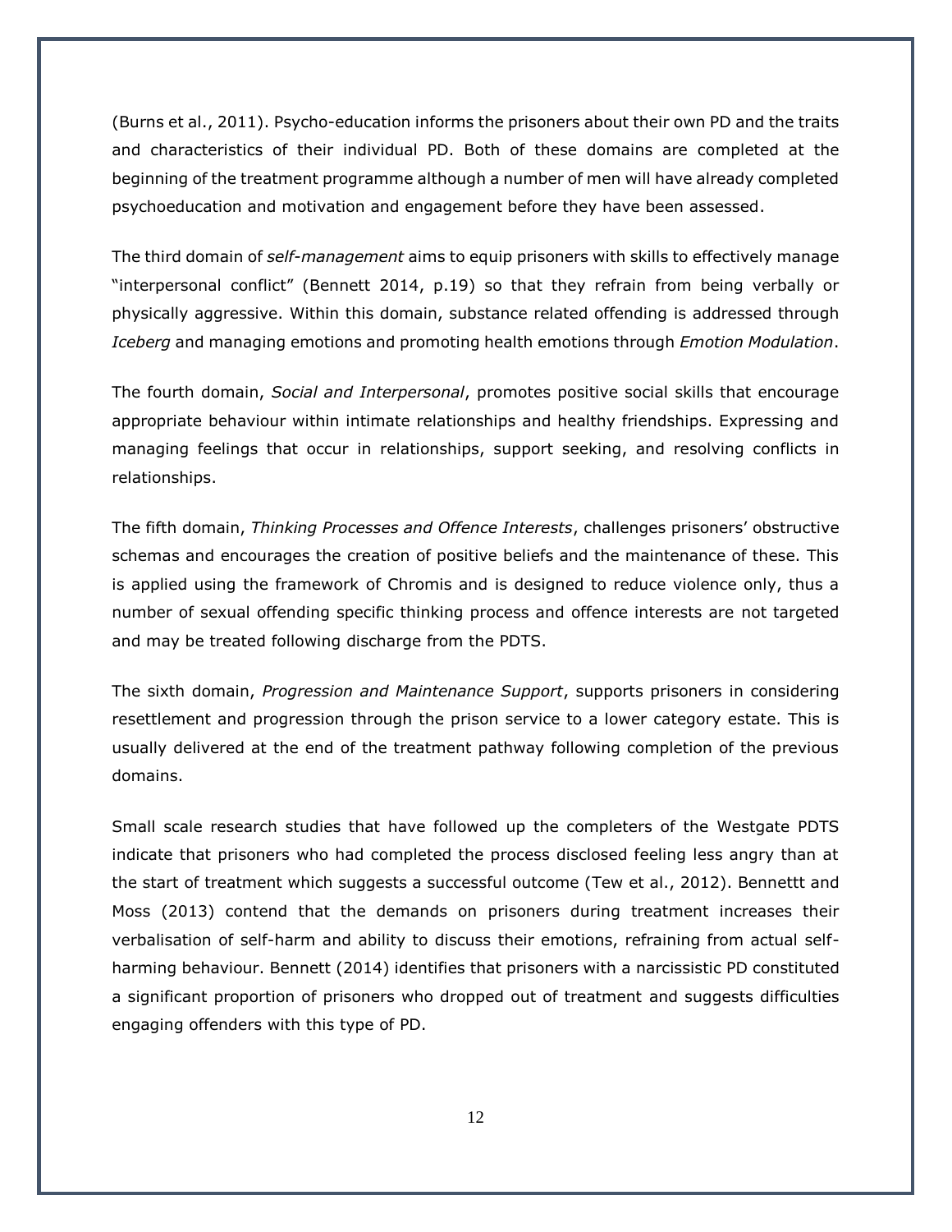(Burns et al., 2011). Psycho-education informs the prisoners about their own PD and the traits and characteristics of their individual PD. Both of these domains are completed at the beginning of the treatment programme although a number of men will have already completed psychoeducation and motivation and engagement before they have been assessed.

The third domain of *self-management* aims to equip prisoners with skills to effectively manage "interpersonal conflict" (Bennett 2014, p.19) so that they refrain from being verbally or physically aggressive. Within this domain, substance related offending is addressed through *Iceberg* and managing emotions and promoting health emotions through *Emotion Modulation*.

The fourth domain, *Social and Interpersonal*, promotes positive social skills that encourage appropriate behaviour within intimate relationships and healthy friendships. Expressing and managing feelings that occur in relationships, support seeking, and resolving conflicts in relationships.

The fifth domain, *Thinking Processes and Offence Interests*, challenges prisoners' obstructive schemas and encourages the creation of positive beliefs and the maintenance of these. This is applied using the framework of Chromis and is designed to reduce violence only, thus a number of sexual offending specific thinking process and offence interests are not targeted and may be treated following discharge from the PDTS.

The sixth domain, *Progression and Maintenance Support*, supports prisoners in considering resettlement and progression through the prison service to a lower category estate. This is usually delivered at the end of the treatment pathway following completion of the previous domains.

Small scale research studies that have followed up the completers of the Westgate PDTS indicate that prisoners who had completed the process disclosed feeling less angry than at the start of treatment which suggests a successful outcome (Tew et al., 2012). Bennettt and Moss (2013) contend that the demands on prisoners during treatment increases their verbalisation of self-harm and ability to discuss their emotions, refraining from actual self-harming behaviour. Bennett (2014) identifies that prisoners with a narcissistic PD constituted a significant proportion of prisoners who dropped out of treatment and suggests difficulties engaging offenders with this type of PD.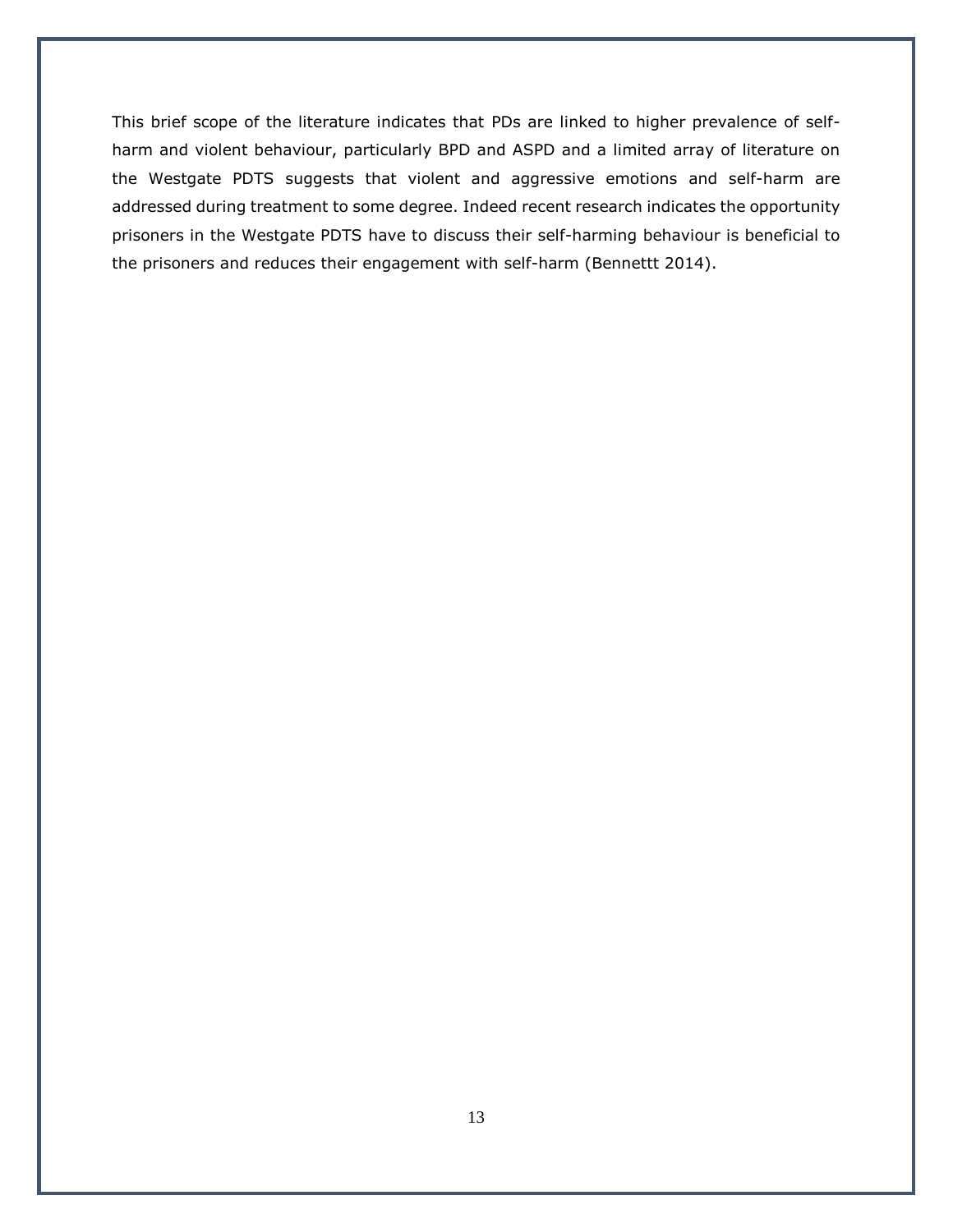This brief scope of the literature indicates that PDs are linked to higher prevalence of self-harm and violent behaviour, particularly BPD and ASPD and a limited array of literature on the Westgate PDTS suggests that violent and aggressive emotions and self-harm are addressed during treatment to some degree. Indeed recent research indicates the opportunity prisoners in the Westgate PDTS have to discuss their self-harming behaviour is beneficial to the prisoners and reduces their engagement with self-harm (Bennettt 2014).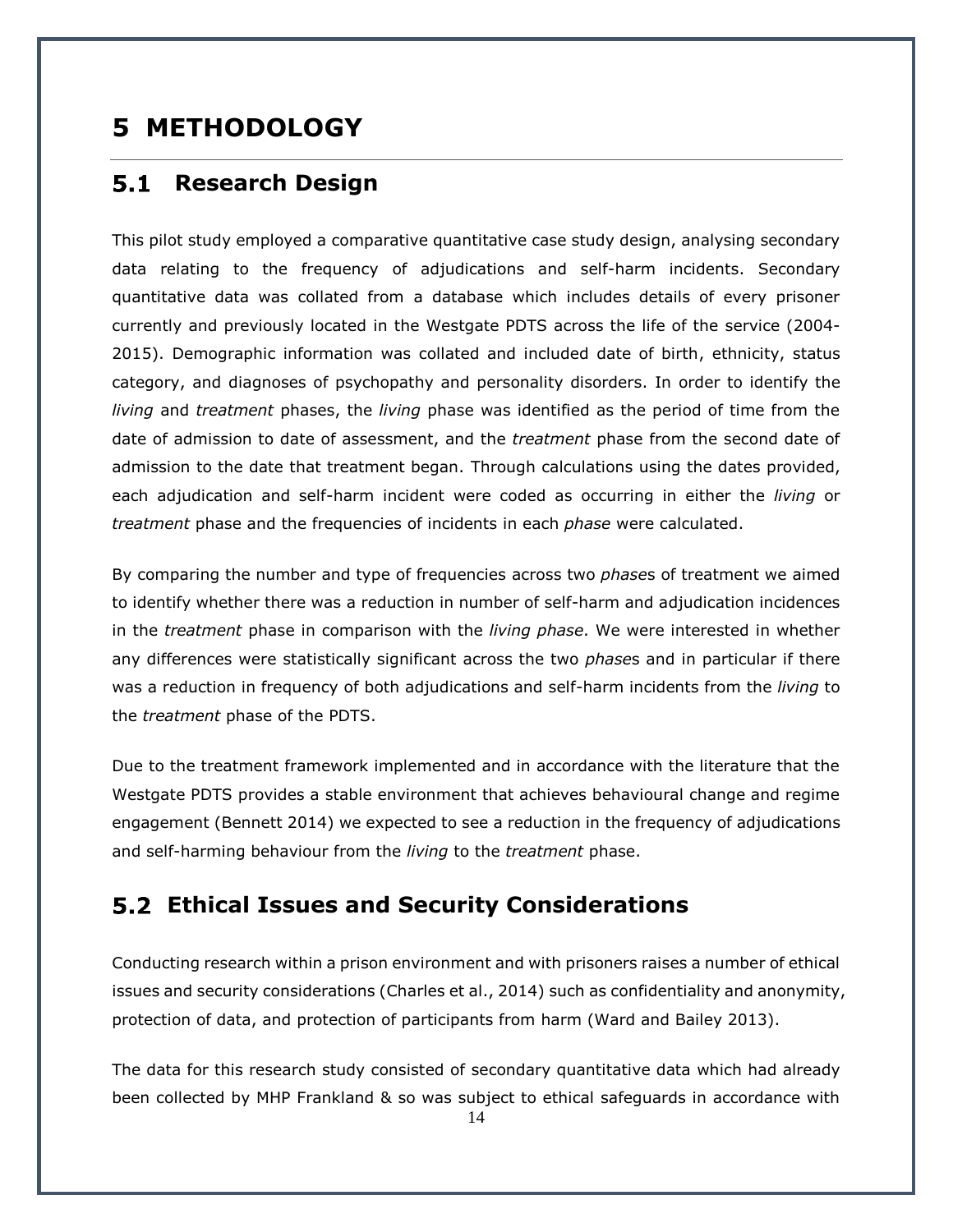# 5 METHODOLOGY

## 5.1 Research Design

This pilot study employed a comparative quantitative case study design, analysing secondary data relating to the frequency of adjudications and self-harm incidents. Secondary quantitative data was collated from a database which includes details of every prisoner currently and previously located in the Westgate PDTS across the life of the service (2004-2015). Demographic information was collated and included date of birth, ethnicity, status category, and diagnoses of psychopathy and personality disorders. In order to identify the *living* and *treatment* phases, the *living* phase was identified as the period of time from the date of admission to date of assessment, and the *treatment* phase from the second date of admission to the date that treatment began. Through calculations using the dates provided, each adjudication and self-harm incident were coded as occurring in either the *living* or *treatment* phase and the frequencies of incidents in each *phase* were calculated.

By comparing the number and type of frequencies across two *phase*s of treatment we aimed to identify whether there was a reduction in number of self-harm and adjudication incidences in the *treatment* phase in comparison with the *living phase*. We were interested in whether any differences were statistically significant across the two *phase*s and in particular if there was a reduction in frequency of both adjudications and self-harm incidents from the *living* to the *treatment* phase of the PDTS.

Due to the treatment framework implemented and in accordance with the literature that the Westgate PDTS provides a stable environment that achieves behavioural change and regime engagement (Bennett 2014) we expected to see a reduction in the frequency of adjudications and self-harming behaviour from the *living* to the *treatment* phase.

## 5.2 Ethical Issues and Security Considerations

Conducting research within a prison environment and with prisoners raises a number of ethical issues and security considerations (Charles et al., 2014) such as confidentiality and anonymity, protection of data, and protection of participants from harm (Ward and Bailey 2013).

The data for this research study consisted of secondary quantitative data which had already been collected by MHP Frankland & so was subject to ethical safeguards in accordance with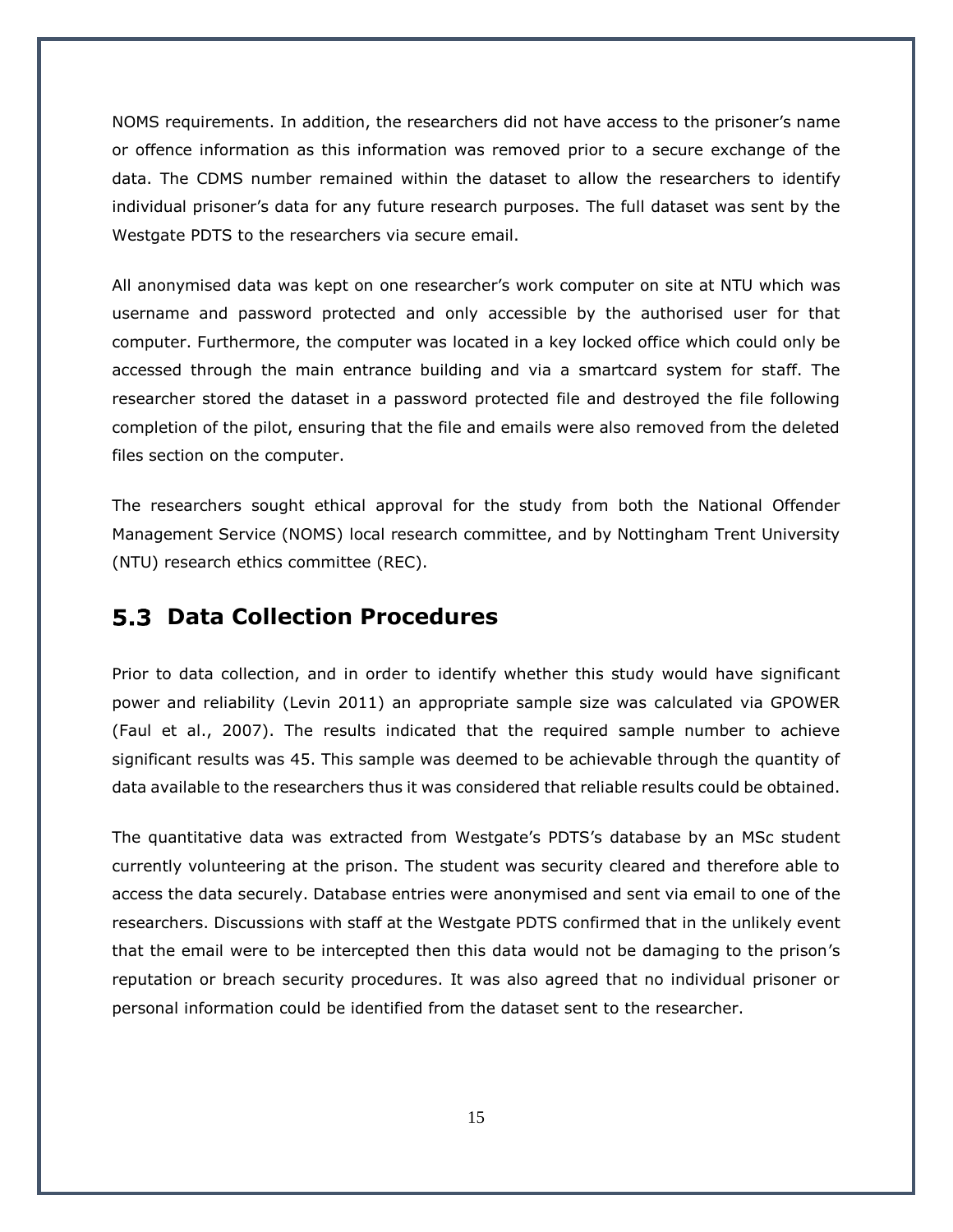NOMS requirements. In addition, the researchers did not have access to the prisoner's name or offence information as this information was removed prior to a secure exchange of the data. The CDMS number remained within the dataset to allow the researchers to identify individual prisoner's data for any future research purposes. The full dataset was sent by the Westgate PDTS to the researchers via secure email.

All anonymised data was kept on one researcher's work computer on site at NTU which was username and password protected and only accessible by the authorised user for that computer. Furthermore, the computer was located in a key locked office which could only be accessed through the main entrance building and via a smartcard system for staff. The researcher stored the dataset in a password protected file and destroyed the file following completion of the pilot, ensuring that the file and emails were also removed from the deleted files section on the computer.

The researchers sought ethical approval for the study from both the National Offender Management Service (NOMS) local research committee, and by Nottingham Trent University (NTU) research ethics committee (REC).

## 5.3 Data Collection Procedures

Prior to data collection, and in order to identify whether this study would have significant power and reliability (Levin 2011) an appropriate sample size was calculated via GPOWER (Faul et al., 2007). The results indicated that the required sample number to achieve significant results was 45. This sample was deemed to be achievable through the quantity of data available to the researchers thus it was considered that reliable results could be obtained.

The quantitative data was extracted from Westgate's PDTS's database by an MSc student currently volunteering at the prison. The student was security cleared and therefore able to access the data securely. Database entries were anonymised and sent via email to one of the researchers. Discussions with staff at the Westgate PDTS confirmed that in the unlikely event that the email were to be intercepted then this data would not be damaging to the prison's reputation or breach security procedures. It was also agreed that no individual prisoner or personal information could be identified from the dataset sent to the researcher.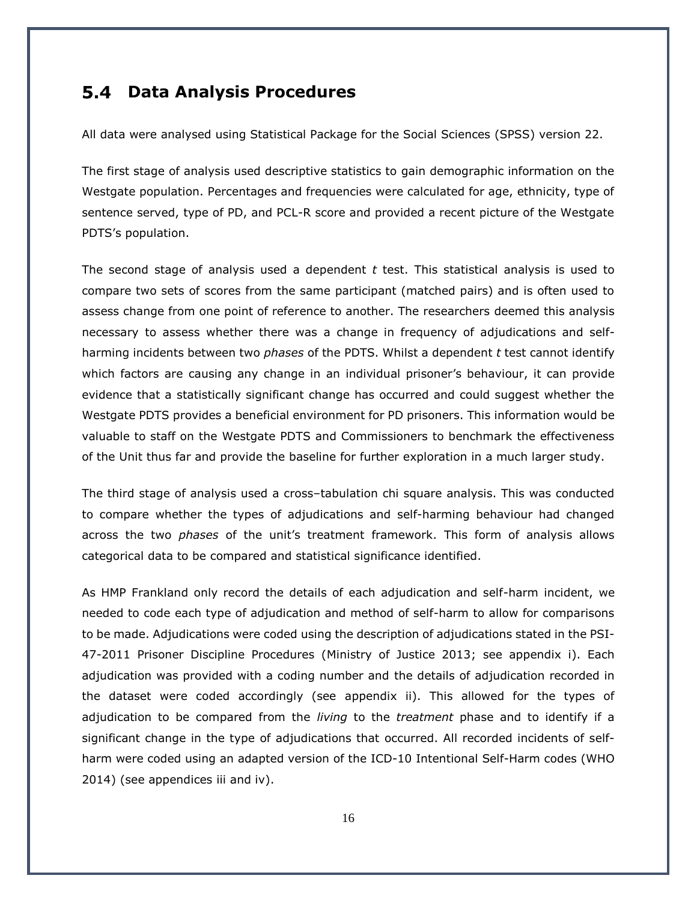## 5.4 Data Analysis Procedures

All data were analysed using Statistical Package for the Social Sciences (SPSS) version 22.

The first stage of analysis used descriptive statistics to gain demographic information on the Westgate population. Percentages and frequencies were calculated for age, ethnicity, type of sentence served, type of PD, and PCL-R score and provided a recent picture of the Westgate PDTS's population.

The second stage of analysis used a dependent *t* test. This statistical analysis is used to compare two sets of scores from the same participant (matched pairs) and is often used to assess change from one point of reference to another. The researchers deemed this analysis necessary to assess whether there was a change in frequency of adjudications and self-harming incidents between two *phases* of the PDTS. Whilst a dependent *t* test cannot identify which factors are causing any change in an individual prisoner's behaviour, it can provide evidence that a statistically significant change has occurred and could suggest whether the Westgate PDTS provides a beneficial environment for PD prisoners. This information would be valuable to staff on the Westgate PDTS and Commissioners to benchmark the effectiveness of the Unit thus far and provide the baseline for further exploration in a much larger study.

The third stage of analysis used a cross–tabulation chi square analysis. This was conducted to compare whether the types of adjudications and self-harming behaviour had changed across the two *phases* of the unit's treatment framework. This form of analysis allows categorical data to be compared and statistical significance identified.

As HMP Frankland only record the details of each adjudication and self-harm incident, we needed to code each type of adjudication and method of self-harm to allow for comparisons to be made. Adjudications were coded using the description of adjudications stated in the PSI-47-2011 Prisoner Discipline Procedures (Ministry of Justice 2013; see appendix i). Each adjudication was provided with a coding number and the details of adjudication recorded in the dataset were coded accordingly (see appendix ii). This allowed for the types of adjudication to be compared from the *living* to the *treatment* phase and to identify if a significant change in the type of adjudications that occurred. All recorded incidents of self-harm were coded using an adapted version of the ICD-10 Intentional Self-Harm codes (WHO 2014) (see appendices iii and iv).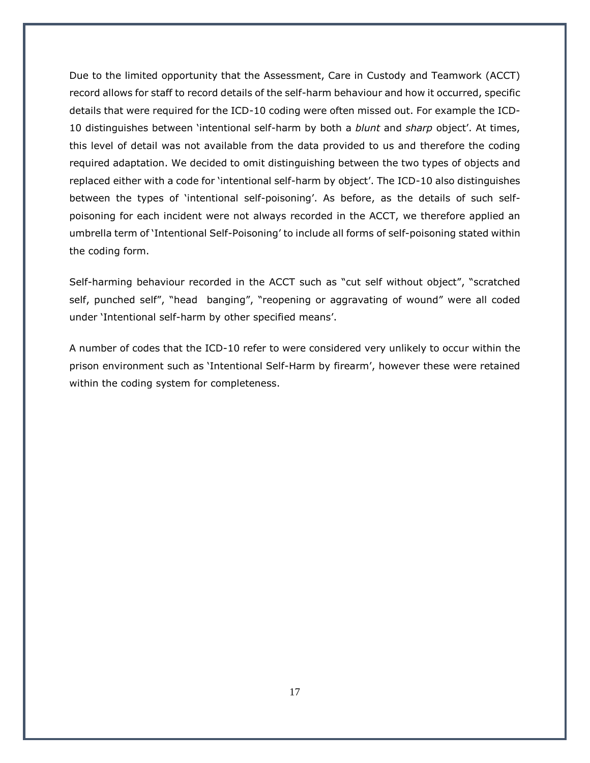Due to the limited opportunity that the Assessment, Care in Custody and Teamwork (ACCT) record allows for staff to record details of the self-harm behaviour and how it occurred, specific details that were required for the ICD-10 coding were often missed out. For example the ICD-10 distinguishes between 'intentional self-harm by both a *blunt* and *sharp* object'. At times, this level of detail was not available from the data provided to us and therefore the coding required adaptation. We decided to omit distinguishing between the two types of objects and replaced either with a code for 'intentional self-harm by object'. The ICD-10 also distinguishes between the types of 'intentional self-poisoning'. As before, as the details of such self-poisoning for each incident were not always recorded in the ACCT, we therefore applied an umbrella term of 'Intentional Self-Poisoning' to include all forms of self-poisoning stated within the coding form.

Self-harming behaviour recorded in the ACCT such as "cut self without object", "scratched self, punched self", "head banging", "reopening or aggravating of wound" were all coded under 'Intentional self-harm by other specified means'.

A number of codes that the ICD-10 refer to were considered very unlikely to occur within the prison environment such as 'Intentional Self-Harm by firearm', however these were retained within the coding system for completeness.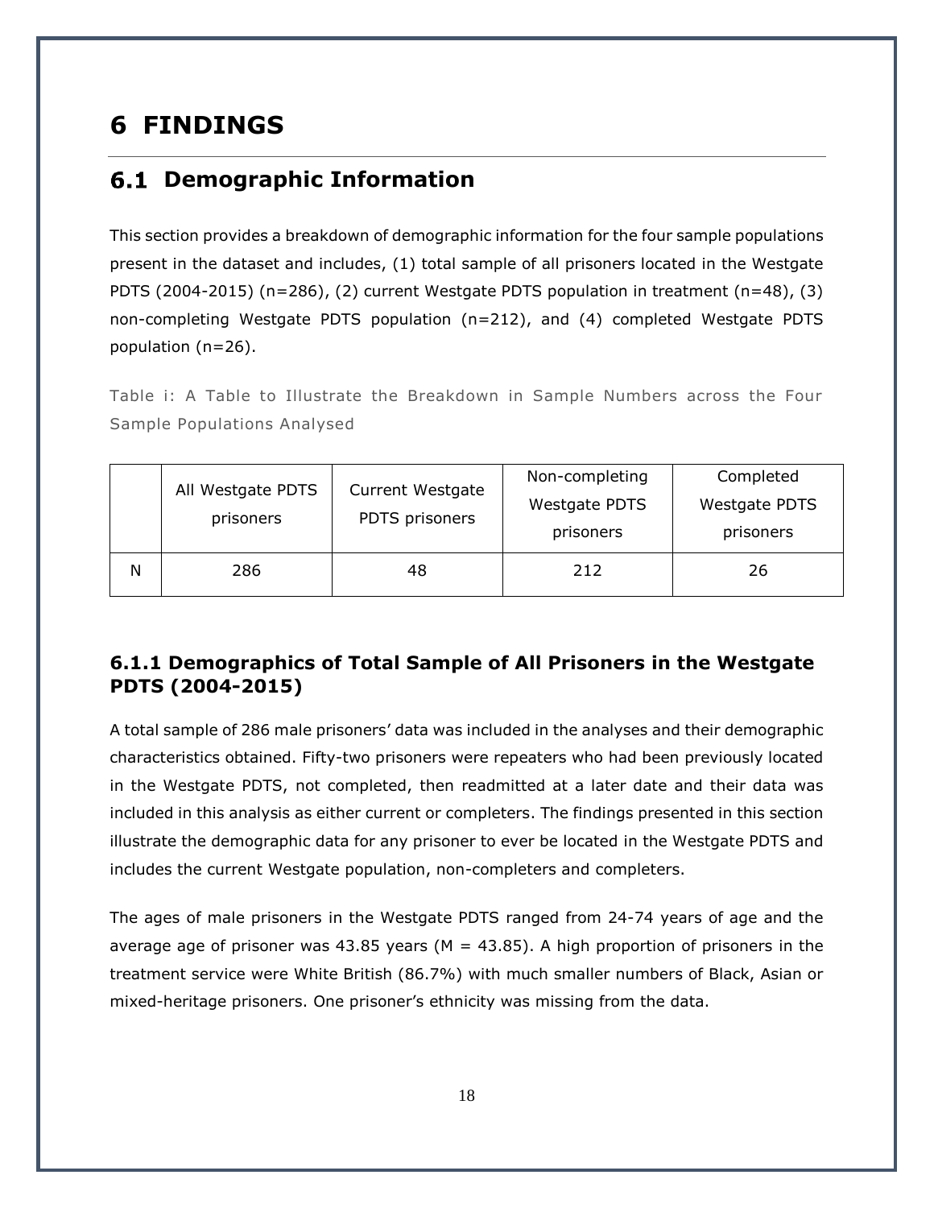# 6 FINDINGS

## 6.1 Demographic Information

This section provides a breakdown of demographic information for the four sample populations present in the dataset and includes, (1) total sample of all prisoners located in the Westgate PDTS (2004-2015) (n=286), (2) current Westgate PDTS population in treatment (n=48), (3) non-completing Westgate PDTS population (n=212), and (4) completed Westgate PDTS population (n=26).

Table i: A Table to Illustrate the Breakdown in Sample Numbers across the Four Sample Populations Analysed

| | All Westgate PDTS prisoners | Current Westgate PDTS prisoners | Non-completing Westgate PDTS prisoners | Completed Westgate PDTS prisoners |
|---|---|---|---|---|
| N | 286 | 48 | 212 | 26 |

### 6.1.1 Demographics of Total Sample of All Prisoners in the Westgate PDTS (2004-2015)

A total sample of 286 male prisoners' data was included in the analyses and their demographic characteristics obtained. Fifty-two prisoners were repeaters who had been previously located in the Westgate PDTS, not completed, then readmitted at a later date and their data was included in this analysis as either current or completers. The findings presented in this section illustrate the demographic data for any prisoner to ever be located in the Westgate PDTS and includes the current Westgate population, non-completers and completers.

The ages of male prisoners in the Westgate PDTS ranged from 24-74 years of age and the average age of prisoner was 43.85 years ($M = 43.85$). A high proportion of prisoners in the treatment service were White British (86.7%) with much smaller numbers of Black, Asian or mixed-heritage prisoners. One prisoner's ethnicity was missing from the data.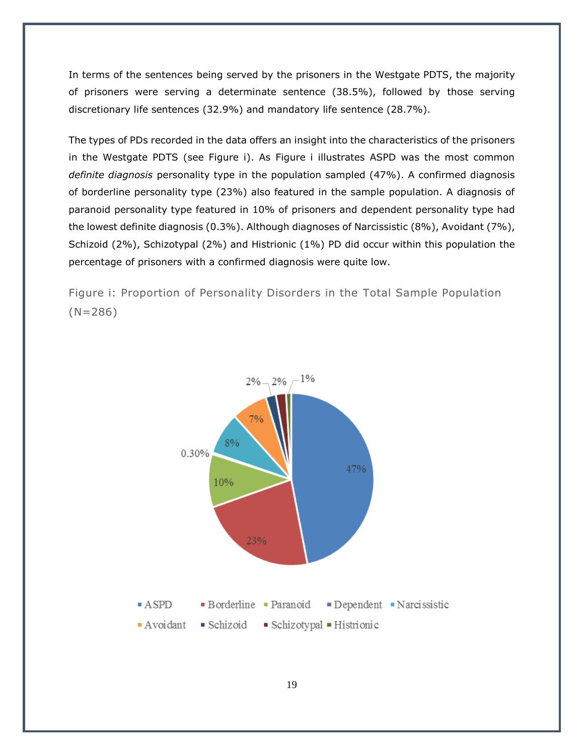In terms of the sentences being served by the prisoners in the Westgate PDTS, the majority of prisoners were serving a determinate sentence (38.5%), followed by those serving discretionary life sentences (32.9%) and mandatory life sentence (28.7%).

The types of PDs recorded in the data offers an insight into the characteristics of the prisoners in the Westgate PDTS (see Figure i). As Figure i illustrates ASPD was the most common *definite diagnosis* personality type in the population sampled (47%). A confirmed diagnosis of borderline personality type (23%) also featured in the sample population. A diagnosis of paranoid personality type featured in 10% of prisoners and dependent personality type had the lowest definite diagnosis (0.3%). Although diagnoses of Narcissistic (8%), Avoidant (7%), Schizoid (2%), Schizotypal (2%) and Histrionic (1%) PD did occur within this population the percentage of prisoners with a confirmed diagnosis were quite low.

Figure i: Proportion of Personality Disorders in the Total Sample Population (N=286)

| Personality Disorder | Proportion |
| --- | --- |
| ASPD | 47% |
| Borderline | 23% |
| Paranoid | 10% |
| Dependent | 0.30% |
| Narcissistic | 8% |
| Avoidant | 7% |
| Schizoid | 2% |
| Schizotypal | 2% |
| Histrionic | 1% |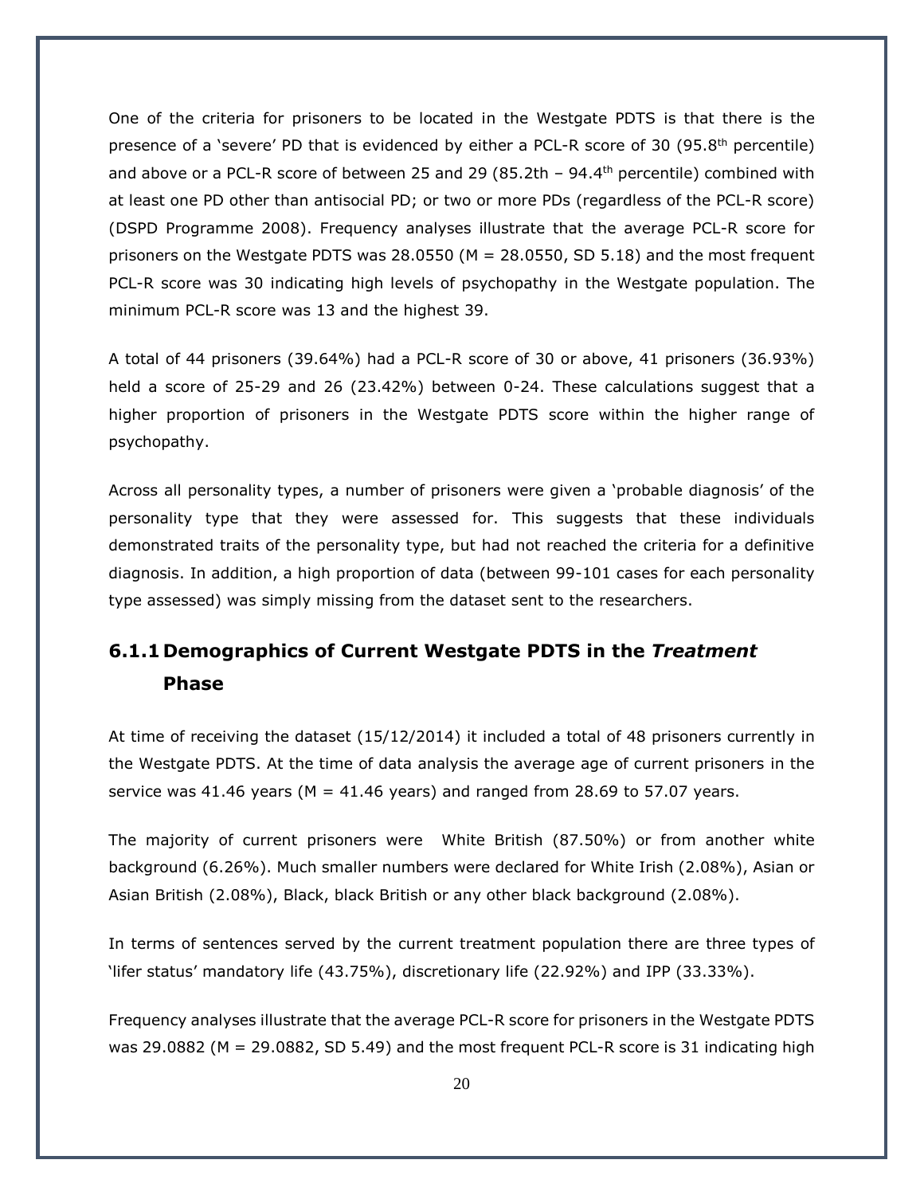One of the criteria for prisoners to be located in the Westgate PDTS is that there is the presence of a 'severe' PD that is evidenced by either a PCL-R score of 30 (95.8th percentile) and above or a PCL-R score of between 25 and 29 (85.2th – 94.4th percentile) combined with at least one PD other than antisocial PD; or two or more PDs (regardless of the PCL-R score) (DSPD Programme 2008). Frequency analyses illustrate that the average PCL-R score for prisoners on the Westgate PDTS was 28.0550 (M = 28.0550, SD 5.18) and the most frequent PCL-R score was 30 indicating high levels of psychopathy in the Westgate population. The minimum PCL-R score was 13 and the highest 39.

A total of 44 prisoners (39.64%) had a PCL-R score of 30 or above, 41 prisoners (36.93%) held a score of 25-29 and 26 (23.42%) between 0-24. These calculations suggest that a higher proportion of prisoners in the Westgate PDTS score within the higher range of psychopathy.

Across all personality types, a number of prisoners were given a 'probable diagnosis' of the personality type that they were assessed for. This suggests that these individuals demonstrated traits of the personality type, but had not reached the criteria for a definitive diagnosis. In addition, a high proportion of data (between 99-101 cases for each personality type assessed) was simply missing from the dataset sent to the researchers.

### 6.1.1 Demographics of Current Westgate PDTS in the *Treatment* Phase

At time of receiving the dataset (15/12/2014) it included a total of 48 prisoners currently in the Westgate PDTS. At the time of data analysis the average age of current prisoners in the service was 41.46 years (M = 41.46 years) and ranged from 28.69 to 57.07 years.

The majority of current prisoners were White British (87.50%) or from another white background (6.26%). Much smaller numbers were declared for White Irish (2.08%), Asian or Asian British (2.08%), Black, black British or any other black background (2.08%).

In terms of sentences served by the current treatment population there are three types of 'lifer status' mandatory life (43.75%), discretionary life (22.92%) and IPP (33.33%).

Frequency analyses illustrate that the average PCL-R score for prisoners in the Westgate PDTS was 29.0882 (M = 29.0882, SD 5.49) and the most frequent PCL-R score is 31 indicating high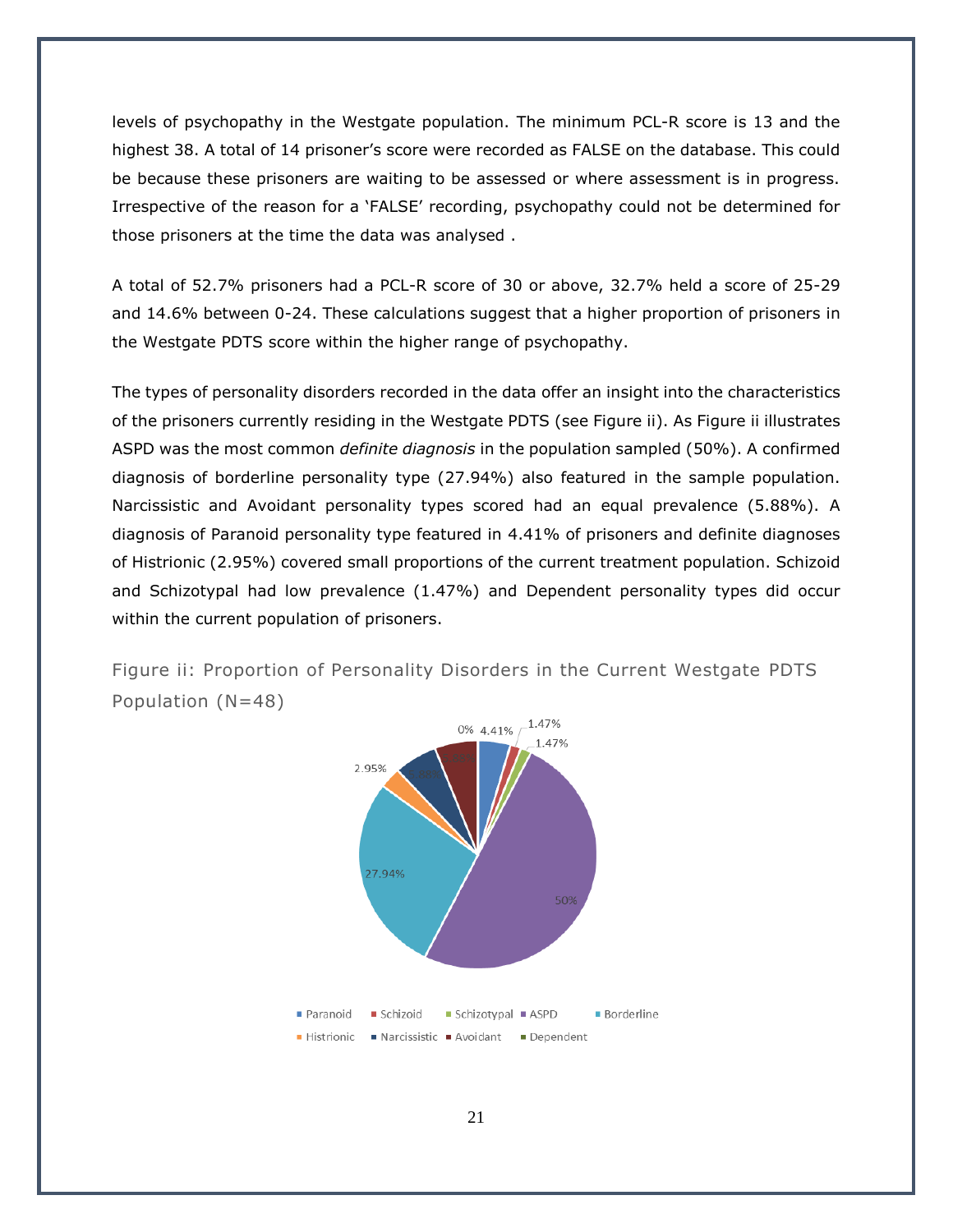levels of psychopathy in the Westgate population. The minimum PCL-R score is 13 and the highest 38. A total of 14 prisoner's score were recorded as FALSE on the database. This could be because these prisoners are waiting to be assessed or where assessment is in progress. Irrespective of the reason for a 'FALSE' recording, psychopathy could not be determined for those prisoners at the time the data was analysed .

A total of 52.7% prisoners had a PCL-R score of 30 or above, 32.7% held a score of 25-29 and 14.6% between 0-24. These calculations suggest that a higher proportion of prisoners in the Westgate PDTS score within the higher range of psychopathy.

The types of personality disorders recorded in the data offer an insight into the characteristics of the prisoners currently residing in the Westgate PDTS (see Figure ii). As Figure ii illustrates ASPD was the most common *definite diagnosis* in the population sampled (50%). A confirmed diagnosis of borderline personality type (27.94%) also featured in the sample population. Narcissistic and Avoidant personality types scored had an equal prevalence (5.88%). A diagnosis of Paranoid personality type featured in 4.41% of prisoners and definite diagnoses of Histrionic (2.95%) covered small proportions of the current treatment population. Schizoid and Schizotypal had low prevalence (1.47%) and Dependent personality types did occur within the current population of prisoners.

Figure ii: Proportion of Personality Disorders in the Current Westgate PDTS Population (N=48)

0% 4.41% 1.47% 1.47% 2.95% 5.88% 5.88% 27.94% 50%

Paranoid, Schizoid, Schizotypal, ASPD, Borderline, Histrionic, Narcissistic, Avoidant, Dependent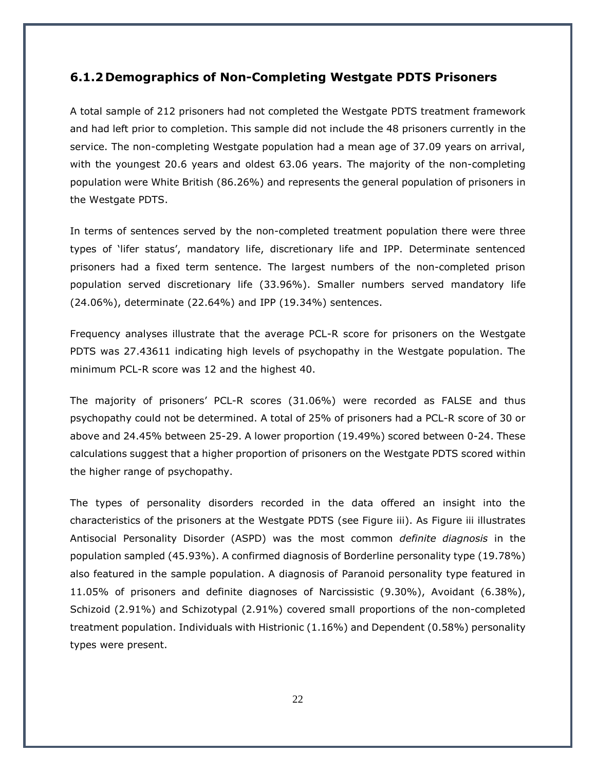### 6.1.2 Demographics of Non-Completing Westgate PDTS Prisoners

A total sample of 212 prisoners had not completed the Westgate PDTS treatment framework and had left prior to completion. This sample did not include the 48 prisoners currently in the service. The non-completing Westgate population had a mean age of 37.09 years on arrival, with the youngest 20.6 years and oldest 63.06 years. The majority of the non-completing population were White British (86.26%) and represents the general population of prisoners in the Westgate PDTS.

In terms of sentences served by the non-completed treatment population there were three types of 'lifer status', mandatory life, discretionary life and IPP. Determinate sentenced prisoners had a fixed term sentence. The largest numbers of the non-completed prison population served discretionary life (33.96%). Smaller numbers served mandatory life (24.06%), determinate (22.64%) and IPP (19.34%) sentences.

Frequency analyses illustrate that the average PCL-R score for prisoners on the Westgate PDTS was 27.43611 indicating high levels of psychopathy in the Westgate population. The minimum PCL-R score was 12 and the highest 40.

The majority of prisoners' PCL-R scores (31.06%) were recorded as FALSE and thus psychopathy could not be determined. A total of 25% of prisoners had a PCL-R score of 30 or above and 24.45% between 25-29. A lower proportion (19.49%) scored between 0-24. These calculations suggest that a higher proportion of prisoners on the Westgate PDTS scored within the higher range of psychopathy.

The types of personality disorders recorded in the data offered an insight into the characteristics of the prisoners at the Westgate PDTS (see Figure iii). As Figure iii illustrates Antisocial Personality Disorder (ASPD) was the most common *definite diagnosis* in the population sampled (45.93%). A confirmed diagnosis of Borderline personality type (19.78%) also featured in the sample population. A diagnosis of Paranoid personality type featured in 11.05% of prisoners and definite diagnoses of Narcissistic (9.30%), Avoidant (6.38%), Schizoid (2.91%) and Schizotypal (2.91%) covered small proportions of the non-completed treatment population. Individuals with Histrionic (1.16%) and Dependent (0.58%) personality types were present.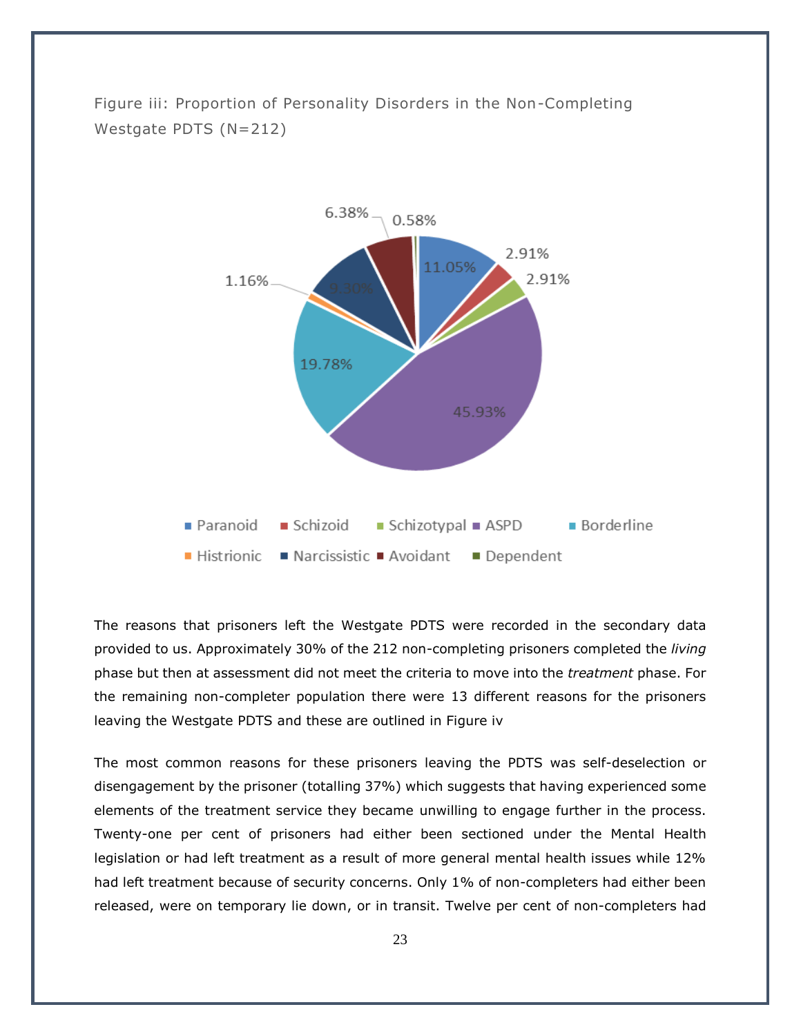Figure iii: Proportion of Personality Disorders in the Non-Completing Westgate PDTS (N=212)

| Personality Disorder | Proportion |
|---|---|
| Paranoid | 11.05% |
| Schizoid | 2.91% |
| Schizotypal | 2.91% |
| ASPD | 45.93% |
| Borderline | 19.78% |
| Histrionic | 1.16% |
| Narcissistic | 9.30% |
| Avoidant | 6.38% |
| Dependent | 0.58% |

The reasons that prisoners left the Westgate PDTS were recorded in the secondary data provided to us. Approximately 30% of the 212 non-completing prisoners completed the *living* phase but then at assessment did not meet the criteria to move into the *treatment* phase. For the remaining non-completer population there were 13 different reasons for the prisoners leaving the Westgate PDTS and these are outlined in Figure iv

The most common reasons for these prisoners leaving the PDTS was self-deselection or disengagement by the prisoner (totalling 37%) which suggests that having experienced some elements of the treatment service they became unwilling to engage further in the process. Twenty-one per cent of prisoners had either been sectioned under the Mental Health legislation or had left treatment as a result of more general mental health issues while 12% had left treatment because of security concerns. Only 1% of non-completers had either been released, were on temporary lie down, or in transit. Twelve per cent of non-completers had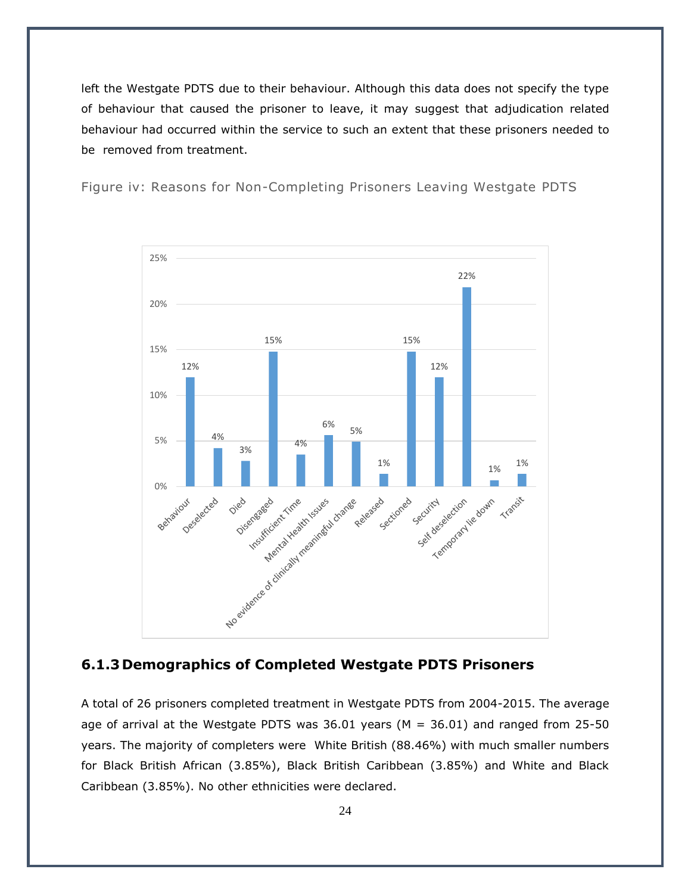left the Westgate PDTS due to their behaviour. Although this data does not specify the type of behaviour that caused the prisoner to leave, it may suggest that adjudication related behaviour had occurred within the service to such an extent that these prisoners needed to be removed from treatment.

Figure iv: Reasons for Non-Completing Prisoners Leaving Westgate PDTS

| Reason | Percentage |
|---|---|
| Behaviour | 12% |
| Deselected | 4% |
| Died | 3% |
| Disengaged | 15% |
| Insufficient Time | 4% |
| Mental Health Issues | 6% |
| No evidence of clinically meaningful change | 5% |
| Released | 1% |
| Sectioned | 15% |
| Security | 12% |
| Self deselection | 22% |
| Temporary lie down | 1% |
| Transit | 1% |

### 6.1.3 Demographics of Completed Westgate PDTS Prisoners

A total of 26 prisoners completed treatment in Westgate PDTS from 2004-2015. The average age of arrival at the Westgate PDTS was 36.01 years (M = 36.01) and ranged from 25-50 years. The majority of completers were White British (88.46%) with much smaller numbers for Black British African (3.85%), Black British Caribbean (3.85%) and White and Black Caribbean (3.85%). No other ethnicities were declared.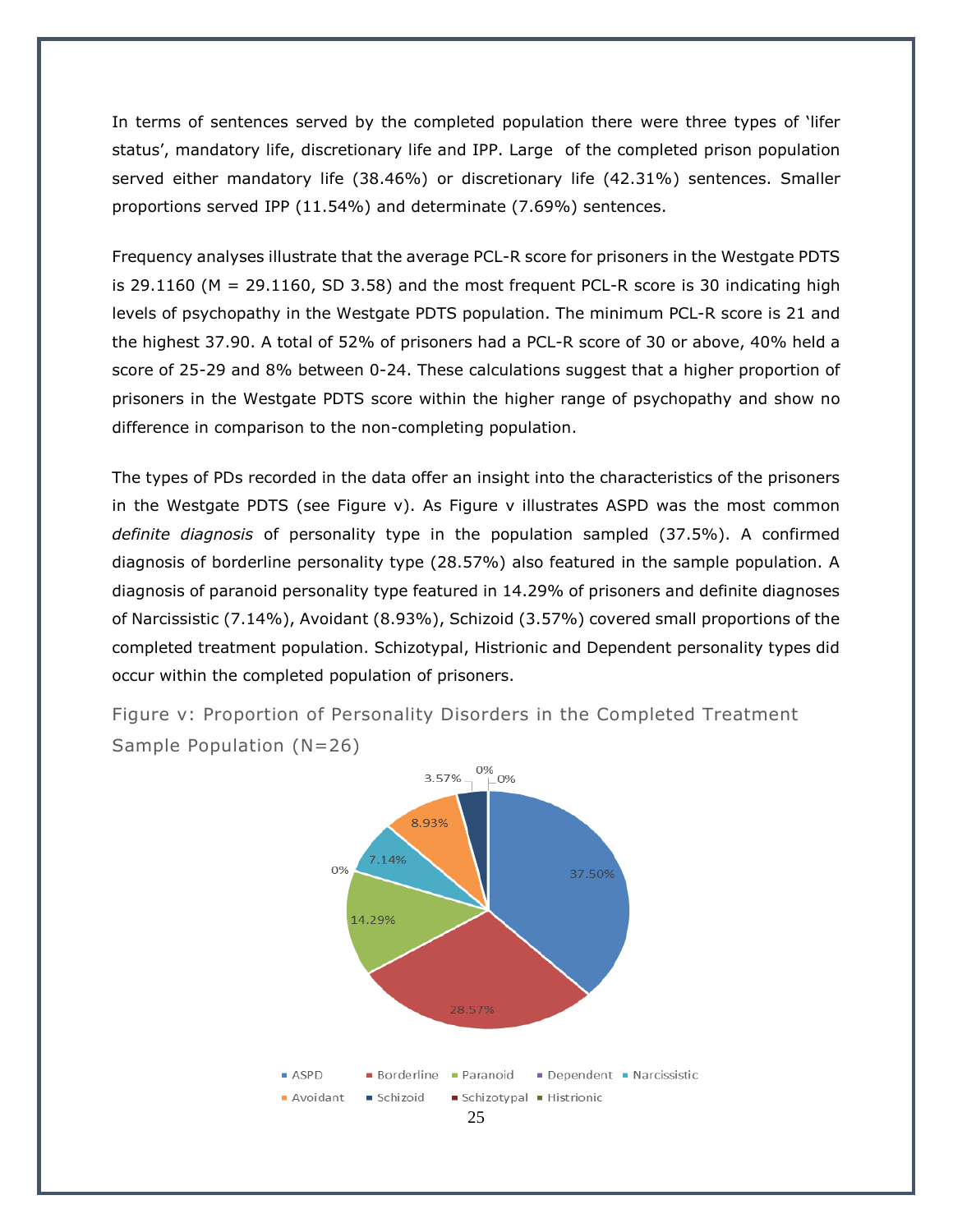In terms of sentences served by the completed population there were three types of 'lifer status', mandatory life, discretionary life and IPP. Large of the completed prison population served either mandatory life (38.46%) or discretionary life (42.31%) sentences. Smaller proportions served IPP (11.54%) and determinate (7.69%) sentences.

Frequency analyses illustrate that the average PCL-R score for prisoners in the Westgate PDTS is 29.1160 (M = 29.1160, SD 3.58) and the most frequent PCL-R score is 30 indicating high levels of psychopathy in the Westgate PDTS population. The minimum PCL-R score is 21 and the highest 37.90. A total of 52% of prisoners had a PCL-R score of 30 or above, 40% held a score of 25-29 and 8% between 0-24. These calculations suggest that a higher proportion of prisoners in the Westgate PDTS score within the higher range of psychopathy and show no difference in comparison to the non-completing population.

The types of PDs recorded in the data offer an insight into the characteristics of the prisoners in the Westgate PDTS (see Figure v). As Figure v illustrates ASPD was the most common *definite diagnosis* of personality type in the population sampled (37.5%). A confirmed diagnosis of borderline personality type (28.57%) also featured in the sample population. A diagnosis of paranoid personality type featured in 14.29% of prisoners and definite diagnoses of Narcissistic (7.14%), Avoidant (8.93%), Schizoid (3.57%) covered small proportions of the completed treatment population. Schizotypal, Histrionic and Dependent personality types did occur within the completed population of prisoners.

Figure v: Proportion of Personality Disorders in the Completed Treatment Sample Population (N=26)

| Personality Disorder | Proportion |
|---|---|
| ASPD | 37.50% |
| Borderline | 28.57% |
| Paranoid | 14.29% |
| Dependent | 0% |
| Narcissistic | 7.14% |
| Avoidant | 8.93% |
| Schizoid | 3.57% |
| Schizotypal | 0% |
| Histrionic | 0% |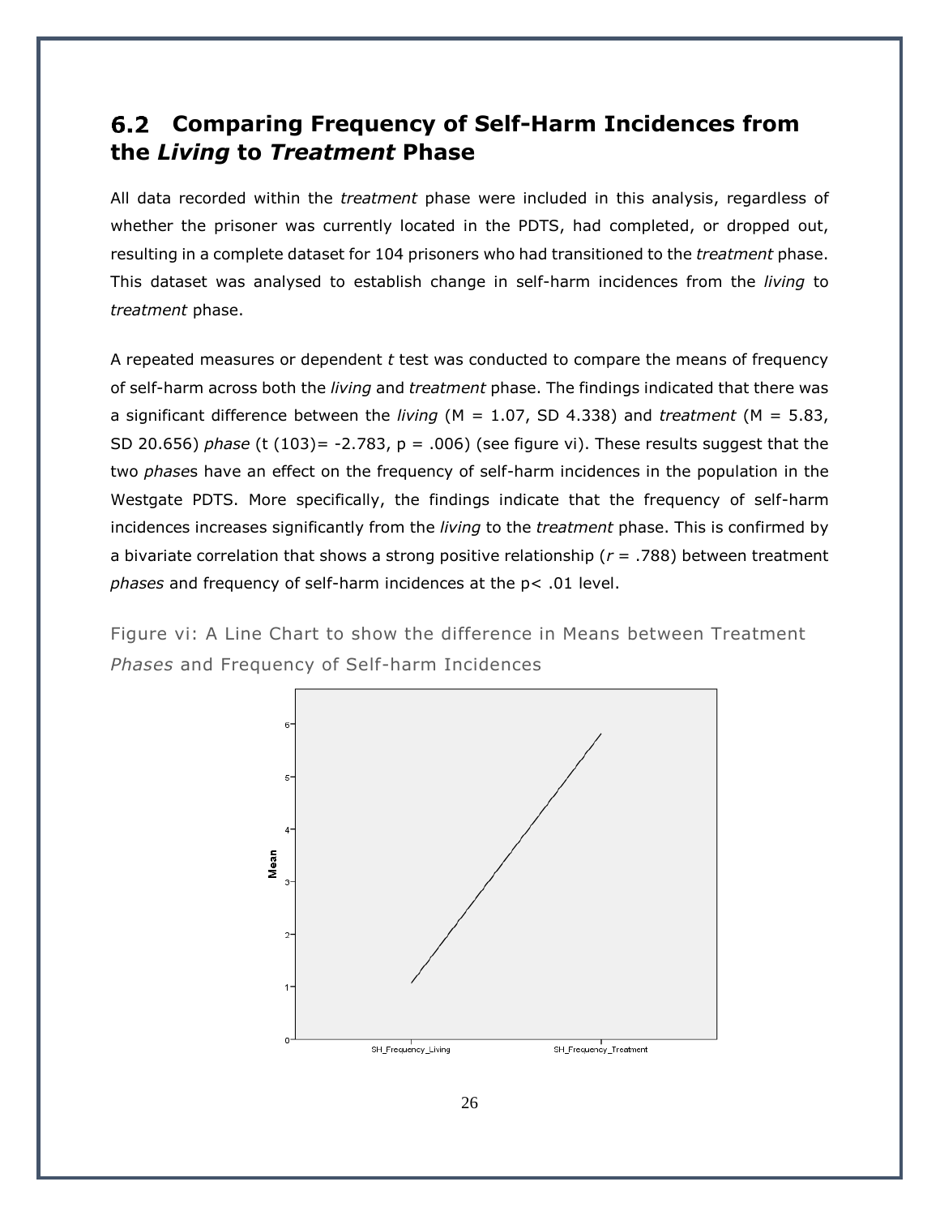## 6.2 Comparing Frequency of Self-Harm Incidences from the *Living* to *Treatment* Phase

All data recorded within the *treatment* phase were included in this analysis, regardless of whether the prisoner was currently located in the PDTS, had completed, or dropped out, resulting in a complete dataset for 104 prisoners who had transitioned to the *treatment* phase. This dataset was analysed to establish change in self-harm incidences from the *living* to *treatment* phase.

A repeated measures or dependent *t* test was conducted to compare the means of frequency of self-harm across both the *living* and *treatment* phase. The findings indicated that there was a significant difference between the *living* ($M = 1.07$, SD 4.338) and *treatment* ($M = 5.83$, SD 20.656) *phase* ($t\ (103) = -2.783$, $p = .006$) (see figure vi). These results suggest that the two *phases* have an effect on the frequency of self-harm incidences in the population in the Westgate PDTS. More specifically, the findings indicate that the frequency of self-harm incidences increases significantly from the *living* to the *treatment* phase. This is confirmed by a bivariate correlation that shows a strong positive relationship ($r = .788$) between treatment *phases* and frequency of self-harm incidences at the $p < .01$ level.

Figure vi: A Line Chart to show the difference in Means between Treatment *Phases* and Frequency of Self-harm Incidences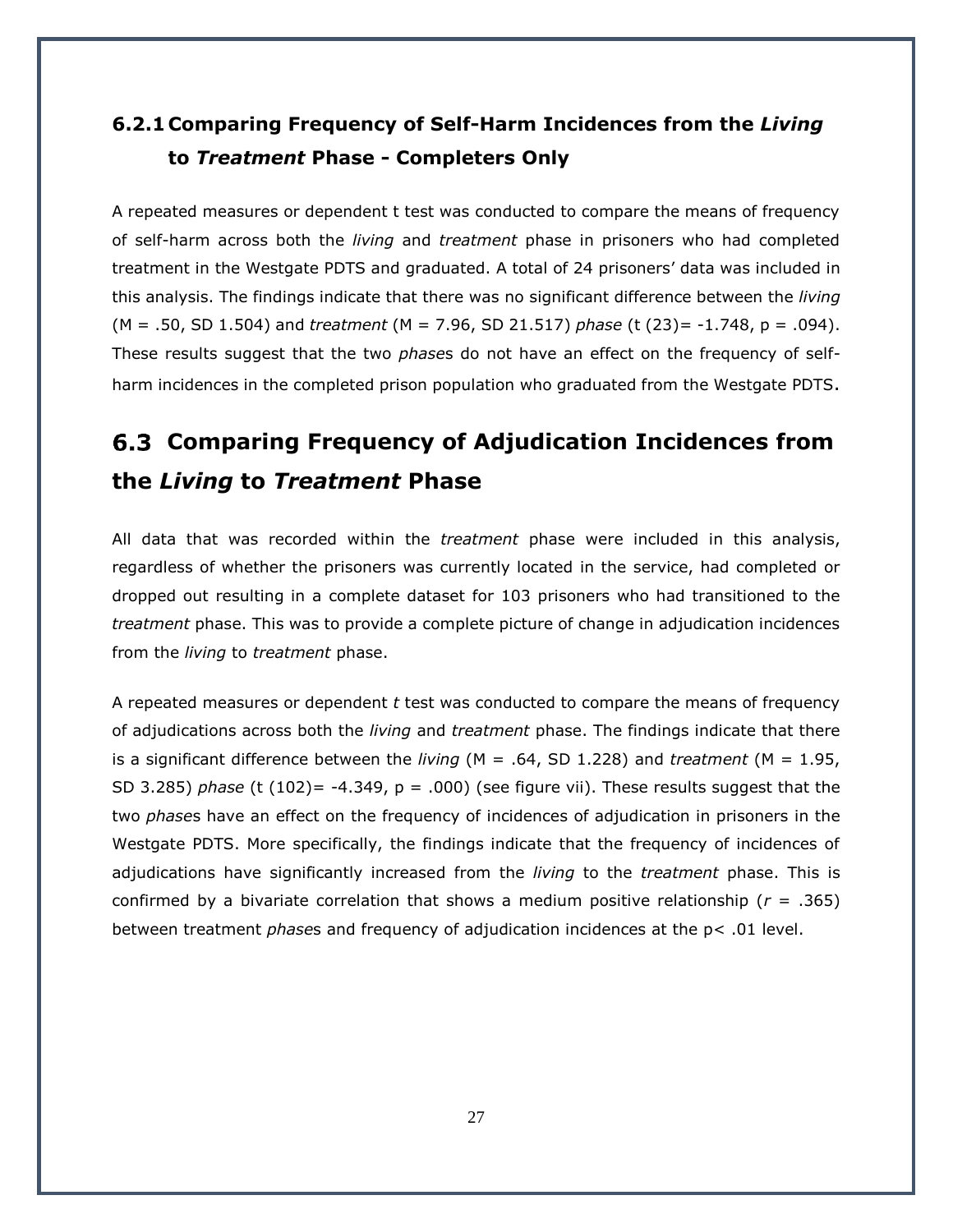### 6.2.1 Comparing Frequency of Self-Harm Incidences from the *Living* to *Treatment* Phase - Completers Only

A repeated measures or dependent t test was conducted to compare the means of frequency of self-harm across both the *living* and *treatment* phase in prisoners who had completed treatment in the Westgate PDTS and graduated. A total of 24 prisoners' data was included in this analysis. The findings indicate that there was no significant difference between the *living* (M = .50, SD 1.504) and *treatment* (M = 7.96, SD 21.517) *phase* ($t$ (23)= -1.748, $p$ = .094). These results suggest that the two *phase*s do not have an effect on the frequency of self-harm incidences in the completed prison population who graduated from the Westgate PDTS.

## 6.3 Comparing Frequency of Adjudication Incidences from the *Living* to *Treatment* Phase

All data that was recorded within the *treatment* phase were included in this analysis, regardless of whether the prisoners was currently located in the service, had completed or dropped out resulting in a complete dataset for 103 prisoners who had transitioned to the *treatment* phase. This was to provide a complete picture of change in adjudication incidences from the *living* to *treatment* phase.

A repeated measures or dependent *t* test was conducted to compare the means of frequency of adjudications across both the *living* and *treatment* phase. The findings indicate that there is a significant difference between the *living* (M = .64, SD 1.228) and *treatment* (M = 1.95, SD 3.285) *phase* ($t$ (102)= -4.349, $p$ = .000) (see figure vii). These results suggest that the two *phase*s have an effect on the frequency of incidences of adjudication in prisoners in the Westgate PDTS. More specifically, the findings indicate that the frequency of incidences of adjudications have significantly increased from the *living* to the *treatment* phase. This is confirmed by a bivariate correlation that shows a medium positive relationship ($r$ = .365) between treatment *phase*s and frequency of adjudication incidences at the $p < .01$ level.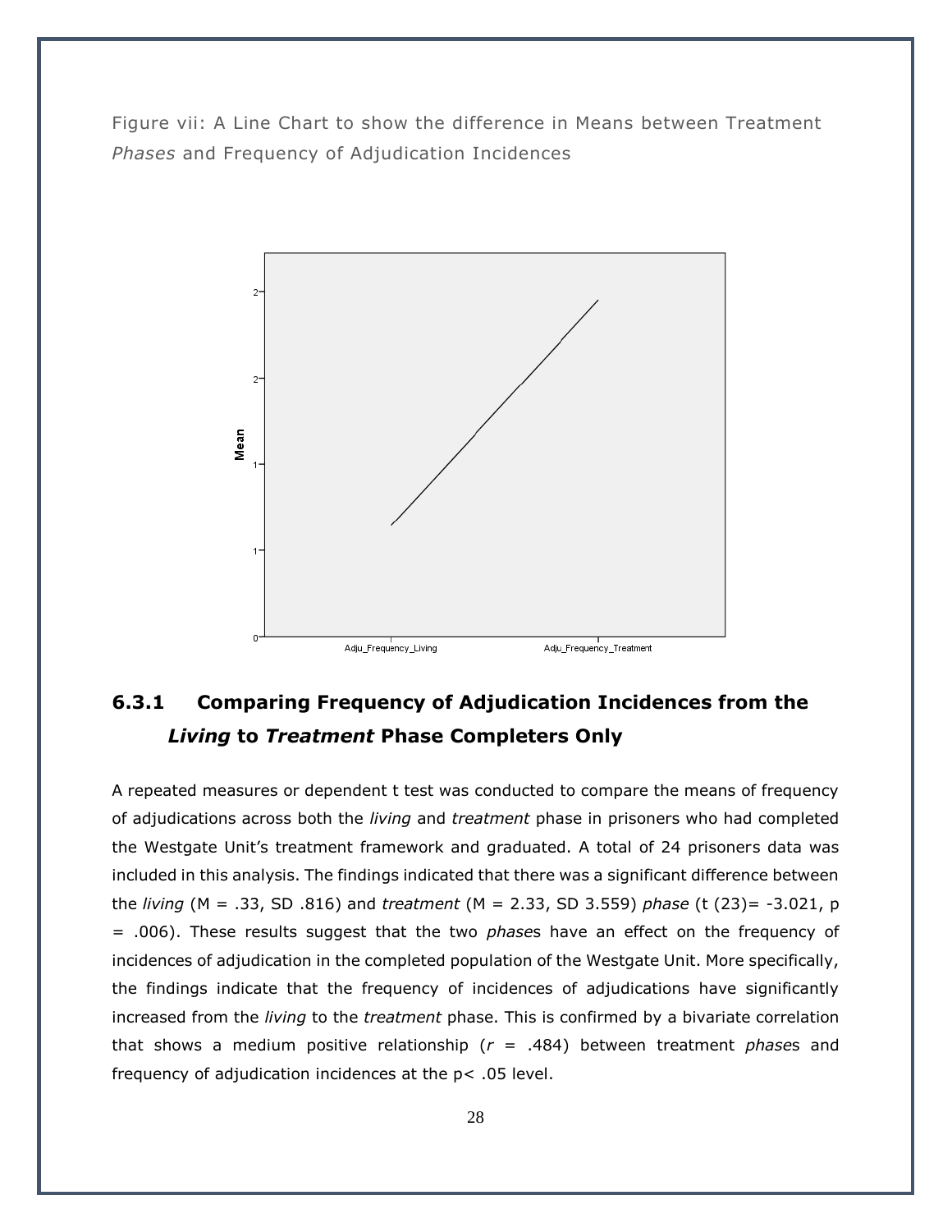Figure vii: A Line Chart to show the difference in Means between Treatment *Phases* and Frequency of Adjudication Incidences

## 6.3.1 Comparing Frequency of Adjudication Incidences from the *Living* to *Treatment* Phase Completers Only

A repeated measures or dependent t test was conducted to compare the means of frequency of adjudications across both the *living* and *treatment* phase in prisoners who had completed the Westgate Unit's treatment framework and graduated. A total of 24 prisoners data was included in this analysis. The findings indicated that there was a significant difference between the *living* (M = .33, SD .816) and *treatment* (M = 2.33, SD 3.559) *phase* (t (23)= -3.021, p = .006). These results suggest that the two *phase*s have an effect on the frequency of incidences of adjudication in the completed population of the Westgate Unit. More specifically, the findings indicate that the frequency of incidences of adjudications have significantly increased from the *living* to the *treatment* phase. This is confirmed by a bivariate correlation that shows a medium positive relationship ($r$ = .484) between treatment *phase*s and frequency of adjudication incidences at the p< .05 level.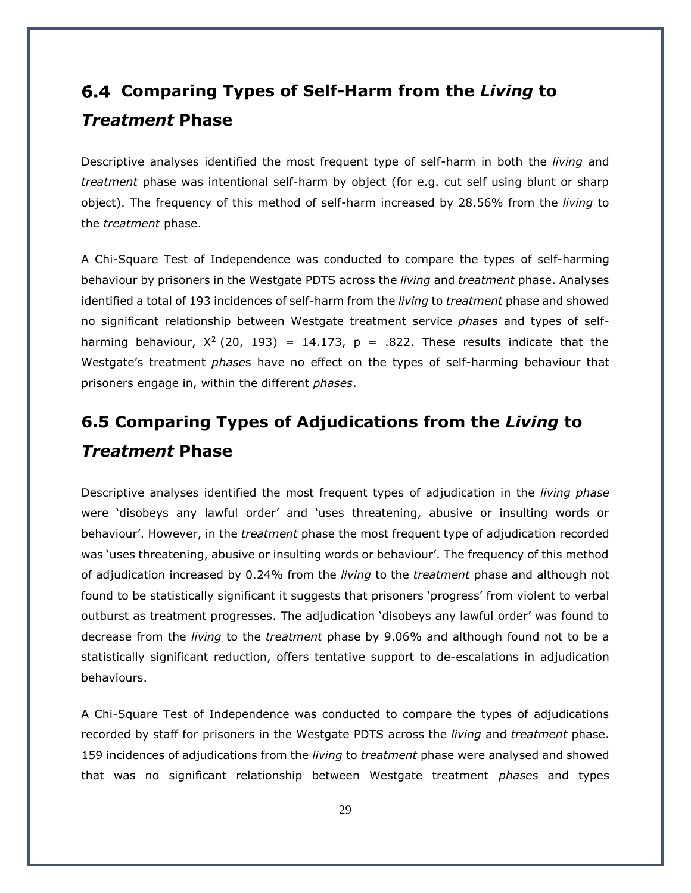## 6.4 Comparing Types of Self-Harm from the *Living* to *Treatment* Phase

Descriptive analyses identified the most frequent type of self-harm in both the *living* and *treatment* phase was intentional self-harm by object (for e.g. cut self using blunt or sharp object). The frequency of this method of self-harm increased by 28.56% from the *living* to the *treatment* phase.

A Chi-Square Test of Independence was conducted to compare the types of self-harming behaviour by prisoners in the Westgate PDTS across the *living* and *treatment* phase. Analyses identified a total of 193 incidences of self-harm from the *living* to *treatment* phase and showed no significant relationship between Westgate treatment service *phase*s and types of self-harming behaviour, $X^2\,(20,\,193) = 14.173$, $p = .822$. These results indicate that the Westgate's treatment *phase*s have no effect on the types of self-harming behaviour that prisoners engage in, within the different *phases*.

## 6.5 Comparing Types of Adjudications from the *Living* to *Treatment* Phase

Descriptive analyses identified the most frequent types of adjudication in the *living phase* were 'disobeys any lawful order' and 'uses threatening, abusive or insulting words or behaviour'. However, in the *treatment* phase the most frequent type of adjudication recorded was 'uses threatening, abusive or insulting words or behaviour'. The frequency of this method of adjudication increased by 0.24% from the *living* to the *treatment* phase and although not found to be statistically significant it suggests that prisoners 'progress' from violent to verbal outburst as treatment progresses. The adjudication 'disobeys any lawful order' was found to decrease from the *living* to the *treatment* phase by 9.06% and although found not to be a statistically significant reduction, offers tentative support to de-escalations in adjudication behaviours.

A Chi-Square Test of Independence was conducted to compare the types of adjudications recorded by staff for prisoners in the Westgate PDTS across the *living* and *treatment* phase. 159 incidences of adjudications from the *living* to *treatment* phase were analysed and showed that was no significant relationship between Westgate treatment *phase*s and types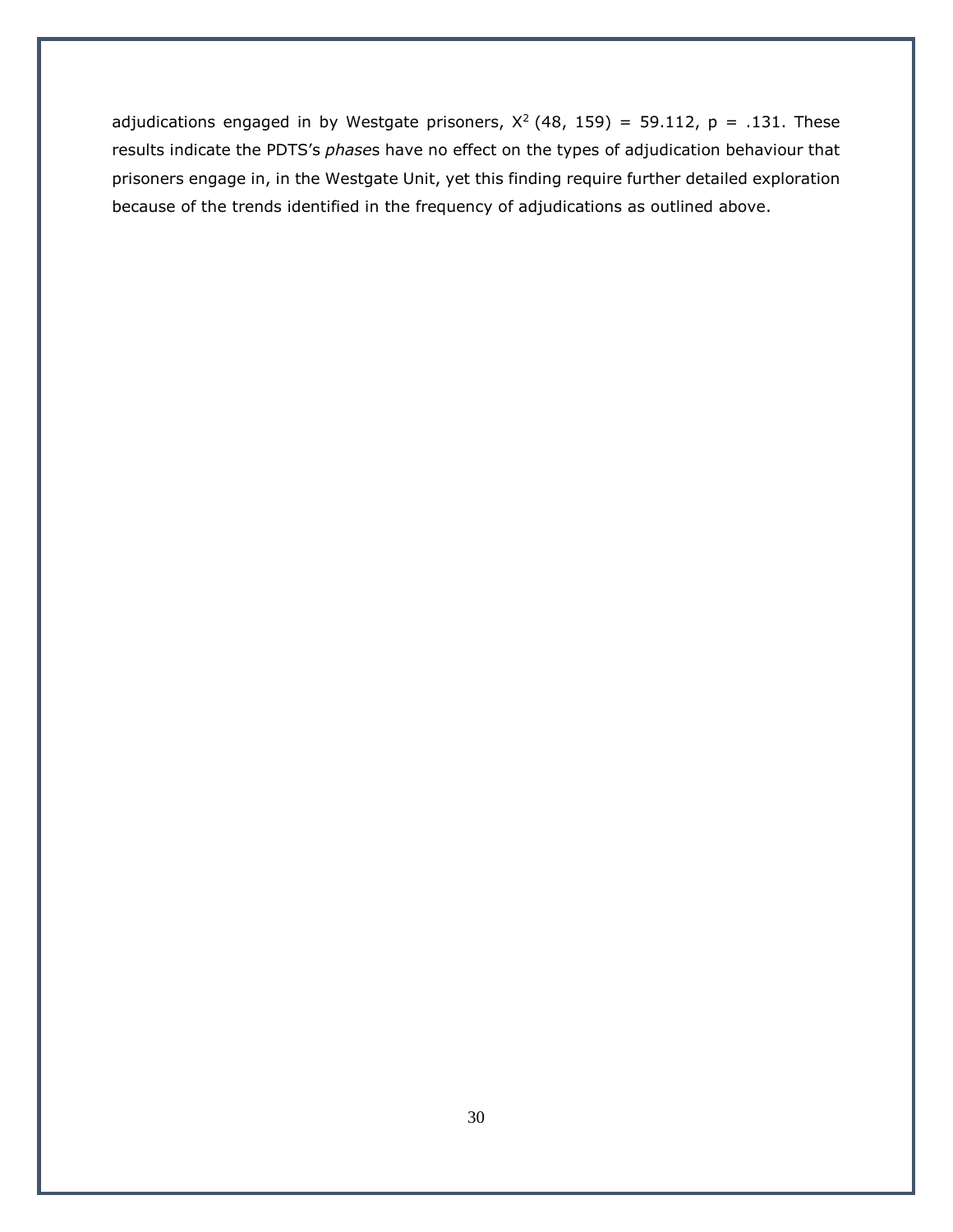adjudications engaged in by Westgate prisoners, $X^2$ (48, 159) = 59.112, $p$ = .131. These results indicate the PDTS's *phase*s have no effect on the types of adjudication behaviour that prisoners engage in, in the Westgate Unit, yet this finding require further detailed exploration because of the trends identified in the frequency of adjudications as outlined above.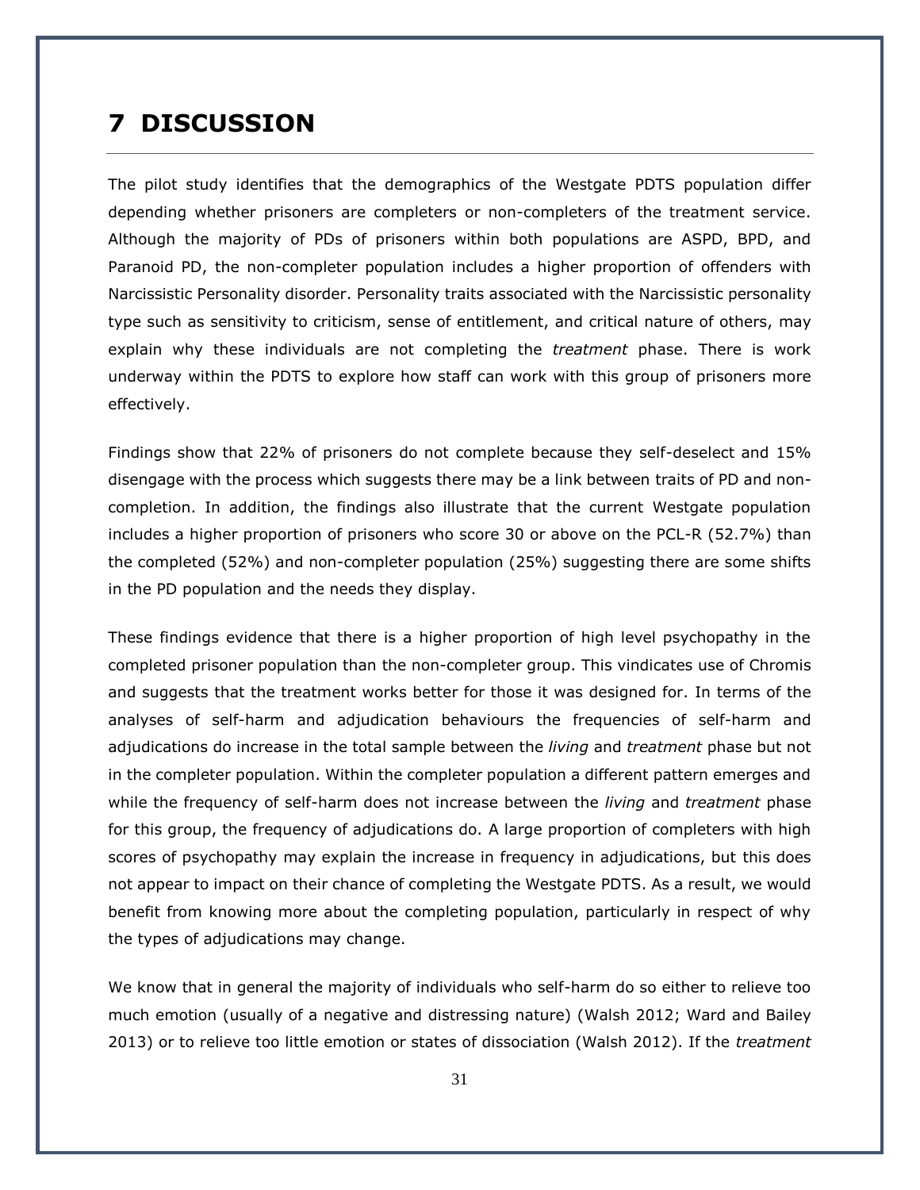# 7 DISCUSSION

The pilot study identifies that the demographics of the Westgate PDTS population differ depending whether prisoners are completers or non-completers of the treatment service. Although the majority of PDs of prisoners within both populations are ASPD, BPD, and Paranoid PD, the non-completer population includes a higher proportion of offenders with Narcissistic Personality disorder. Personality traits associated with the Narcissistic personality type such as sensitivity to criticism, sense of entitlement, and critical nature of others, may explain why these individuals are not completing the *treatment* phase. There is work underway within the PDTS to explore how staff can work with this group of prisoners more effectively.

Findings show that 22% of prisoners do not complete because they self-deselect and 15% disengage with the process which suggests there may be a link between traits of PD and non-completion. In addition, the findings also illustrate that the current Westgate population includes a higher proportion of prisoners who score 30 or above on the PCL-R (52.7%) than the completed (52%) and non-completer population (25%) suggesting there are some shifts in the PD population and the needs they display.

These findings evidence that there is a higher proportion of high level psychopathy in the completed prisoner population than the non-completer group. This vindicates use of Chromis and suggests that the treatment works better for those it was designed for. In terms of the analyses of self-harm and adjudication behaviours the frequencies of self-harm and adjudications do increase in the total sample between the *living* and *treatment* phase but not in the completer population. Within the completer population a different pattern emerges and while the frequency of self-harm does not increase between the *living* and *treatment* phase for this group, the frequency of adjudications do. A large proportion of completers with high scores of psychopathy may explain the increase in frequency in adjudications, but this does not appear to impact on their chance of completing the Westgate PDTS. As a result, we would benefit from knowing more about the completing population, particularly in respect of why the types of adjudications may change.

We know that in general the majority of individuals who self-harm do so either to relieve too much emotion (usually of a negative and distressing nature) (Walsh 2012; Ward and Bailey 2013) or to relieve too little emotion or states of dissociation (Walsh 2012). If the *treatment*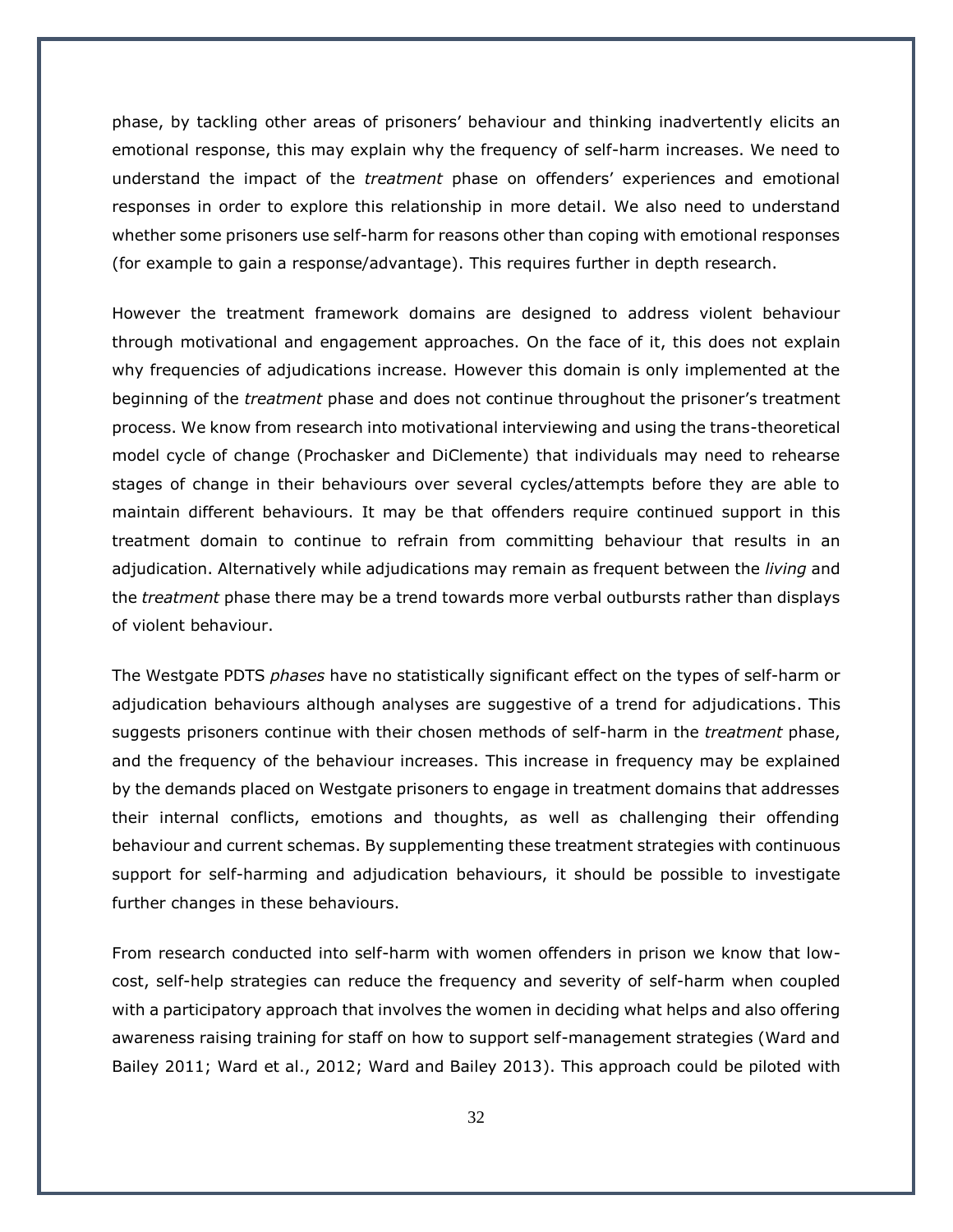phase, by tackling other areas of prisoners' behaviour and thinking inadvertently elicits an emotional response, this may explain why the frequency of self-harm increases. We need to understand the impact of the *treatment* phase on offenders' experiences and emotional responses in order to explore this relationship in more detail. We also need to understand whether some prisoners use self-harm for reasons other than coping with emotional responses (for example to gain a response/advantage). This requires further in depth research.

However the treatment framework domains are designed to address violent behaviour through motivational and engagement approaches. On the face of it, this does not explain why frequencies of adjudications increase. However this domain is only implemented at the beginning of the *treatment* phase and does not continue throughout the prisoner's treatment process. We know from research into motivational interviewing and using the trans-theoretical model cycle of change (Prochasker and DiClemente) that individuals may need to rehearse stages of change in their behaviours over several cycles/attempts before they are able to maintain different behaviours. It may be that offenders require continued support in this treatment domain to continue to refrain from committing behaviour that results in an adjudication. Alternatively while adjudications may remain as frequent between the *living* and the *treatment* phase there may be a trend towards more verbal outbursts rather than displays of violent behaviour.

The Westgate PDTS *phases* have no statistically significant effect on the types of self-harm or adjudication behaviours although analyses are suggestive of a trend for adjudications. This suggests prisoners continue with their chosen methods of self-harm in the *treatment* phase, and the frequency of the behaviour increases. This increase in frequency may be explained by the demands placed on Westgate prisoners to engage in treatment domains that addresses their internal conflicts, emotions and thoughts, as well as challenging their offending behaviour and current schemas. By supplementing these treatment strategies with continuous support for self-harming and adjudication behaviours, it should be possible to investigate further changes in these behaviours.

From research conducted into self-harm with women offenders in prison we know that low-cost, self-help strategies can reduce the frequency and severity of self-harm when coupled with a participatory approach that involves the women in deciding what helps and also offering awareness raising training for staff on how to support self-management strategies (Ward and Bailey 2011; Ward et al., 2012; Ward and Bailey 2013). This approach could be piloted with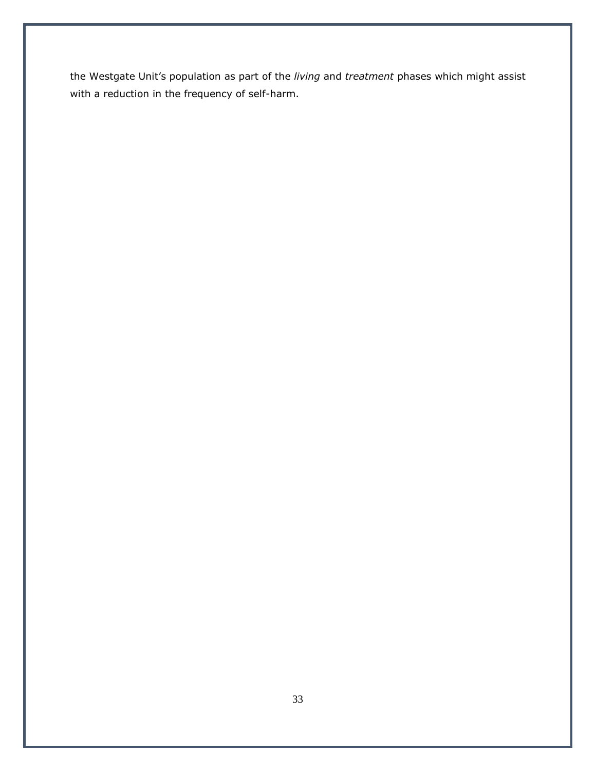the Westgate Unit's population as part of the *living* and *treatment* phases which might assist with a reduction in the frequency of self-harm.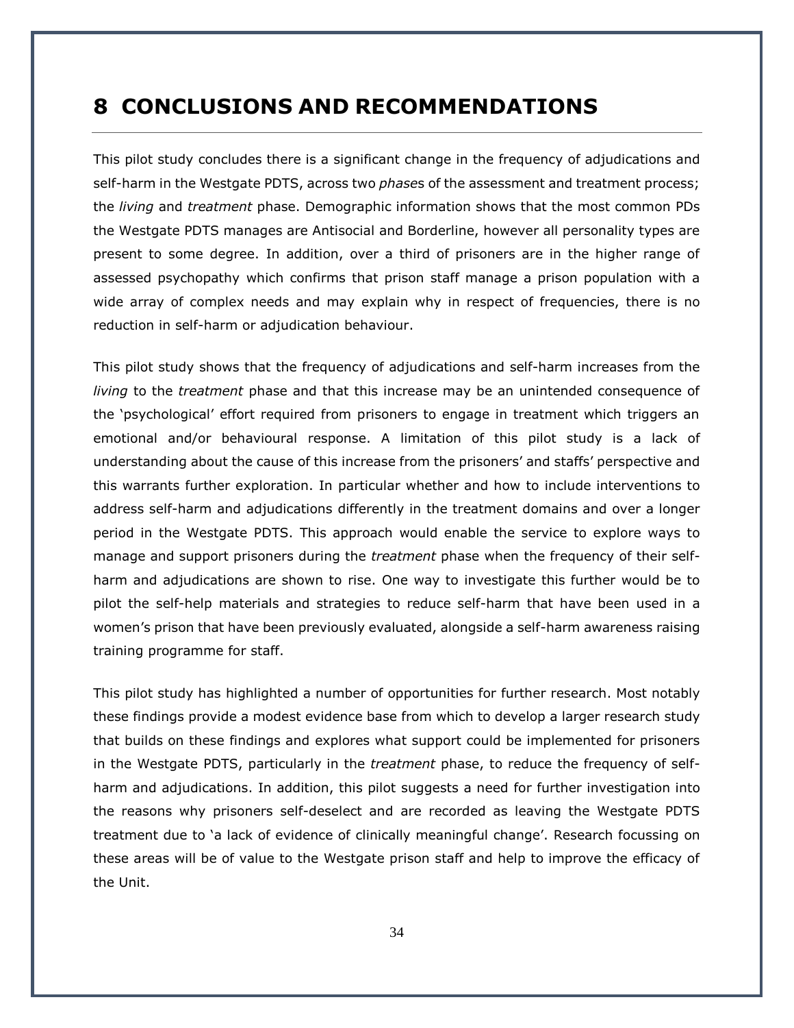# 8 CONCLUSIONS AND RECOMMENDATIONS

This pilot study concludes there is a significant change in the frequency of adjudications and self-harm in the Westgate PDTS, across two *phase*s of the assessment and treatment process; the *living* and *treatment* phase. Demographic information shows that the most common PDs the Westgate PDTS manages are Antisocial and Borderline, however all personality types are present to some degree. In addition, over a third of prisoners are in the higher range of assessed psychopathy which confirms that prison staff manage a prison population with a wide array of complex needs and may explain why in respect of frequencies, there is no reduction in self-harm or adjudication behaviour.

This pilot study shows that the frequency of adjudications and self-harm increases from the *living* to the *treatment* phase and that this increase may be an unintended consequence of the 'psychological' effort required from prisoners to engage in treatment which triggers an emotional and/or behavioural response. A limitation of this pilot study is a lack of understanding about the cause of this increase from the prisoners' and staffs' perspective and this warrants further exploration. In particular whether and how to include interventions to address self-harm and adjudications differently in the treatment domains and over a longer period in the Westgate PDTS. This approach would enable the service to explore ways to manage and support prisoners during the *treatment* phase when the frequency of their self-harm and adjudications are shown to rise. One way to investigate this further would be to pilot the self-help materials and strategies to reduce self-harm that have been used in a women's prison that have been previously evaluated, alongside a self-harm awareness raising training programme for staff.

This pilot study has highlighted a number of opportunities for further research. Most notably these findings provide a modest evidence base from which to develop a larger research study that builds on these findings and explores what support could be implemented for prisoners in the Westgate PDTS, particularly in the *treatment* phase, to reduce the frequency of self-harm and adjudications. In addition, this pilot suggests a need for further investigation into the reasons why prisoners self-deselect and are recorded as leaving the Westgate PDTS treatment due to 'a lack of evidence of clinically meaningful change'. Research focussing on these areas will be of value to the Westgate prison staff and help to improve the efficacy of the Unit.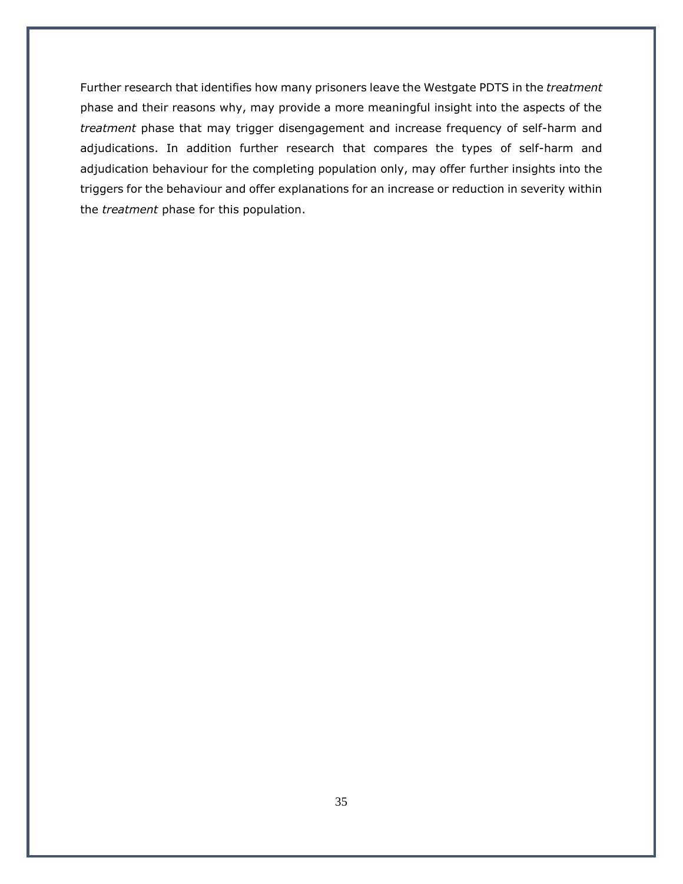Further research that identifies how many prisoners leave the Westgate PDTS in the *treatment* phase and their reasons why, may provide a more meaningful insight into the aspects of the *treatment* phase that may trigger disengagement and increase frequency of self-harm and adjudications. In addition further research that compares the types of self-harm and adjudication behaviour for the completing population only, may offer further insights into the triggers for the behaviour and offer explanations for an increase or reduction in severity within the *treatment* phase for this population.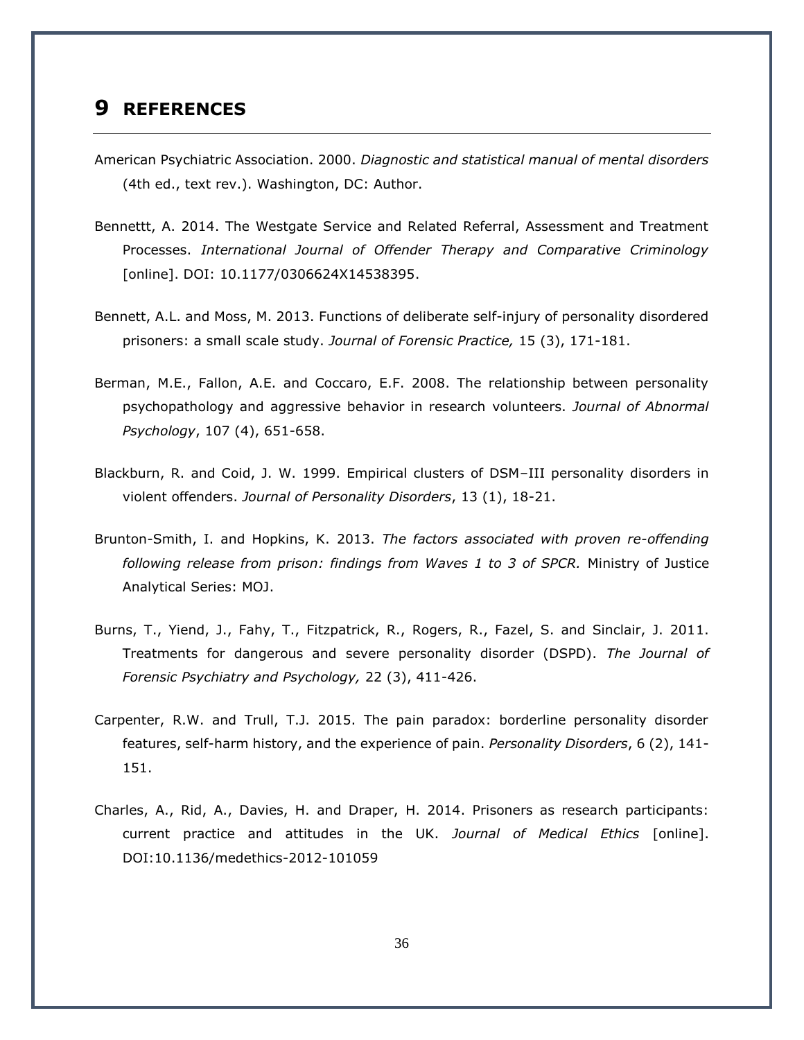# 9 REFERENCES

American Psychiatric Association. 2000. *Diagnostic and statistical manual of mental disorders* (4th ed., text rev.). Washington, DC: Author.

Bennettt, A. 2014. The Westgate Service and Related Referral, Assessment and Treatment Processes. *International Journal of Offender Therapy and Comparative Criminology* [online]. DOI: 10.1177/0306624X14538395.

Bennett, A.L. and Moss, M. 2013. Functions of deliberate self-injury of personality disordered prisoners: a small scale study. *Journal of Forensic Practice,* 15 (3), 171-181.

Berman, M.E., Fallon, A.E. and Coccaro, E.F. 2008. The relationship between personality psychopathology and aggressive behavior in research volunteers. *Journal of Abnormal Psychology*, 107 (4), 651-658.

Blackburn, R. and Coid, J. W. 1999. Empirical clusters of DSM–III personality disorders in violent offenders. *Journal of Personality Disorders*, 13 (1), 18-21.

Brunton-Smith, I. and Hopkins, K. 2013. *The factors associated with proven re-offending following release from prison: findings from Waves 1 to 3 of SPCR.* Ministry of Justice Analytical Series: MOJ.

Burns, T., Yiend, J., Fahy, T., Fitzpatrick, R., Rogers, R., Fazel, S. and Sinclair, J. 2011. Treatments for dangerous and severe personality disorder (DSPD). *The Journal of Forensic Psychiatry and Psychology,* 22 (3), 411-426.

Carpenter, R.W. and Trull, T.J. 2015. The pain paradox: borderline personality disorder features, self-harm history, and the experience of pain. *Personality Disorders*, 6 (2), 141-151.

Charles, A., Rid, A., Davies, H. and Draper, H. 2014. Prisoners as research participants: current practice and attitudes in the UK. *Journal of Medical Ethics* [online]. DOI:10.1136/medethics-2012-101059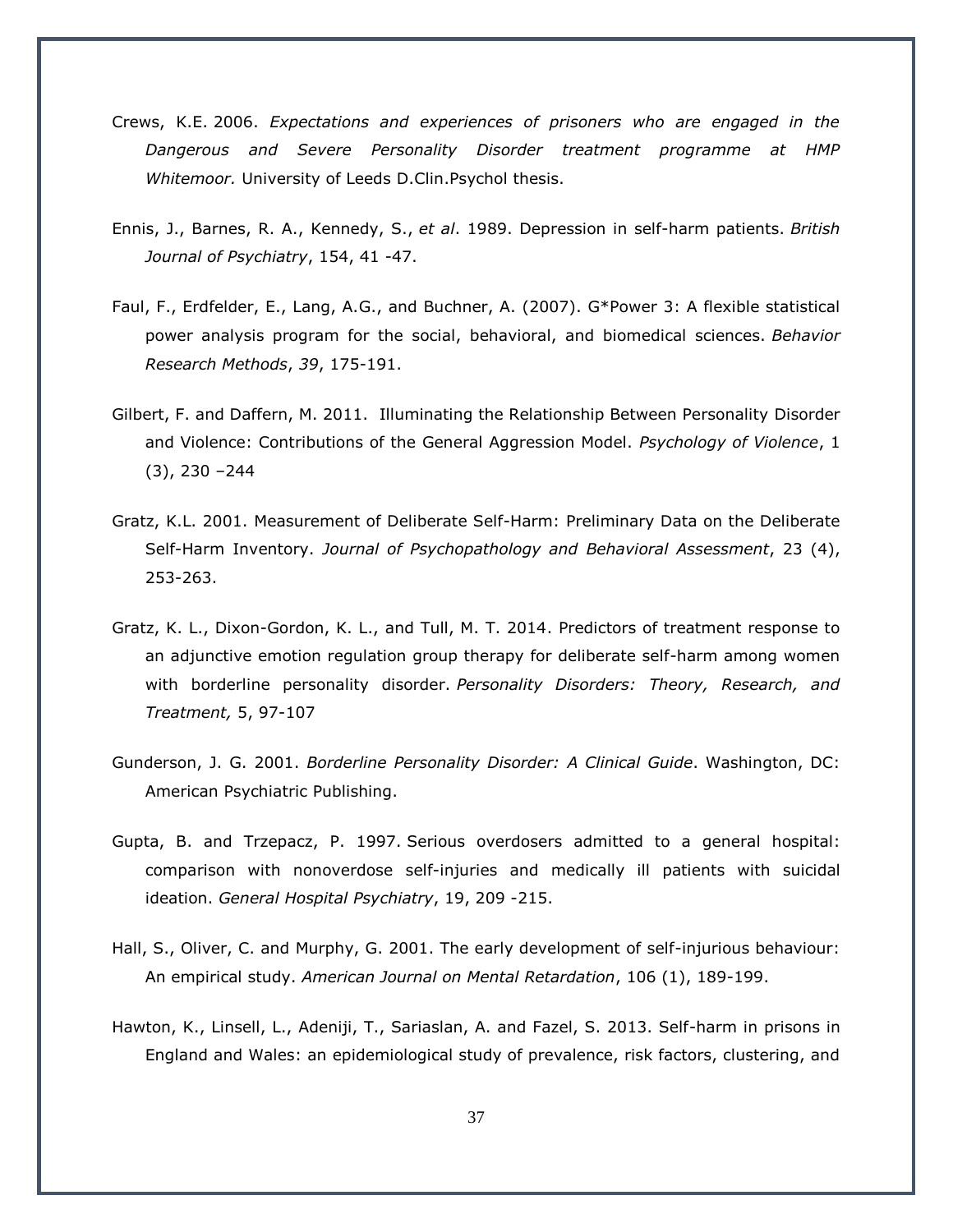Crews, K.E. 2006. *Expectations and experiences of prisoners who are engaged in the Dangerous and Severe Personality Disorder treatment programme at HMP Whitemoor.* University of Leeds D.Clin.Psychol thesis.

Ennis, J., Barnes, R. A., Kennedy, S., *et al*. 1989. Depression in self-harm patients. *British Journal of Psychiatry*, 154, 41 -47.

Faul, F., Erdfelder, E., Lang, A.G., and Buchner, A. (2007). G*Power 3: A flexible statistical power analysis program for the social, behavioral, and biomedical sciences. *Behavior Research Methods*, *39*, 175-191.

Gilbert, F. and Daffern, M. 2011. Illuminating the Relationship Between Personality Disorder and Violence: Contributions of the General Aggression Model. *Psychology of Violence*, 1 (3), 230 –244

Gratz, K.L. 2001. Measurement of Deliberate Self-Harm: Preliminary Data on the Deliberate Self-Harm Inventory. *Journal of Psychopathology and Behavioral Assessment*, 23 (4), 253-263.

Gratz, K. L., Dixon-Gordon, K. L., and Tull, M. T. 2014. Predictors of treatment response to an adjunctive emotion regulation group therapy for deliberate self-harm among women with borderline personality disorder. *Personality Disorders: Theory, Research, and Treatment,* 5, 97-107

Gunderson, J. G. 2001. *Borderline Personality Disorder: A Clinical Guide*. Washington, DC: American Psychiatric Publishing.

Gupta, B. and Trzepacz, P. 1997. Serious overdosers admitted to a general hospital: comparison with nonoverdose self-injuries and medically ill patients with suicidal ideation. *General Hospital Psychiatry*, 19, 209 -215.

Hall, S., Oliver, C. and Murphy, G. 2001. The early development of self-injurious behaviour: An empirical study. *American Journal on Mental Retardation*, 106 (1), 189-199.

Hawton, K., Linsell, L., Adeniji, T., Sariaslan, A. and Fazel, S. 2013. Self-harm in prisons in England and Wales: an epidemiological study of prevalence, risk factors, clustering, and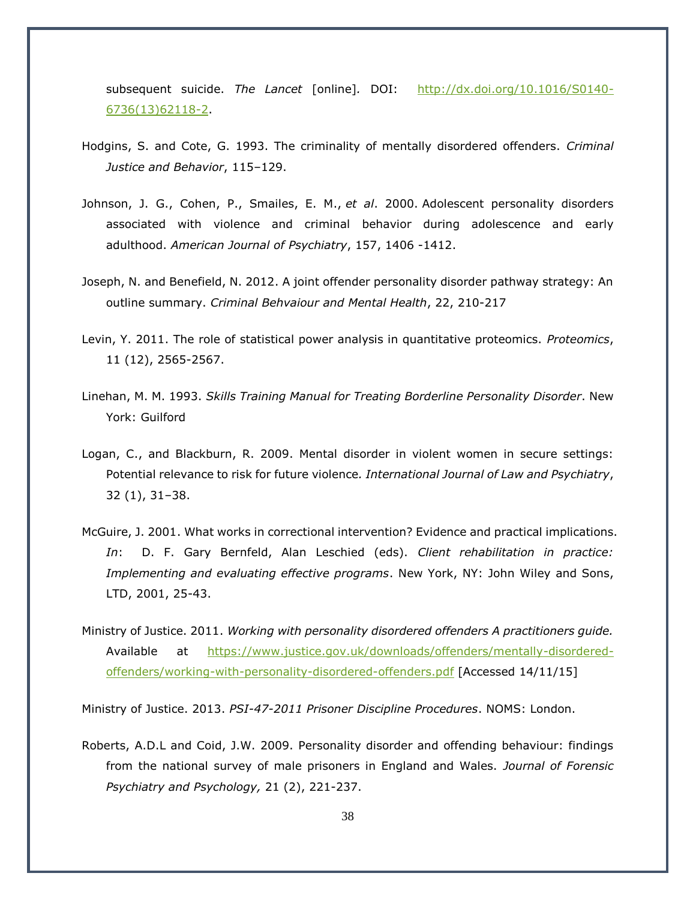subsequent suicide. *The Lancet* [online]. DOI: http://dx.doi.org/10.1016/S0140-6736(13)62118-2.

Hodgins, S. and Cote, G. 1993. The criminality of mentally disordered offenders. *Criminal Justice and Behavior*, 115–129.

Johnson, J. G., Cohen, P., Smailes, E. M., *et al*. 2000. Adolescent personality disorders associated with violence and criminal behavior during adolescence and early adulthood. *American Journal of Psychiatry*, 157, 1406 -1412.

Joseph, N. and Benefield, N. 2012. A joint offender personality disorder pathway strategy: An outline summary. *Criminal Behvaiour and Mental Health*, 22, 210-217

Levin, Y. 2011. The role of statistical power analysis in quantitative proteomics. *Proteomics*, 11 (12), 2565-2567.

Linehan, M. M. 1993. *Skills Training Manual for Treating Borderline Personality Disorder*. New York: Guilford

Logan, C., and Blackburn, R. 2009. Mental disorder in violent women in secure settings: Potential relevance to risk for future violence*. International Journal of Law and Psychiatry*, 32 (1), 31–38.

McGuire, J. 2001. What works in correctional intervention? Evidence and practical implications. *In*: D. F. Gary Bernfeld, Alan Leschied (eds). *Client rehabilitation in practice: Implementing and evaluating effective programs*. New York, NY: John Wiley and Sons, LTD, 2001, 25-43.

Ministry of Justice. 2011. *Working with personality disordered offenders A practitioners guide.* Available at https://www.justice.gov.uk/downloads/offenders/mentally-disordered-offenders/working-with-personality-disordered-offenders.pdf [Accessed 14/11/15]

Ministry of Justice. 2013. *PSI-47-2011 Prisoner Discipline Procedures*. NOMS: London.

Roberts, A.D.L and Coid, J.W. 2009. Personality disorder and offending behaviour: findings from the national survey of male prisoners in England and Wales. *Journal of Forensic Psychiatry and Psychology,* 21 (2), 221-237.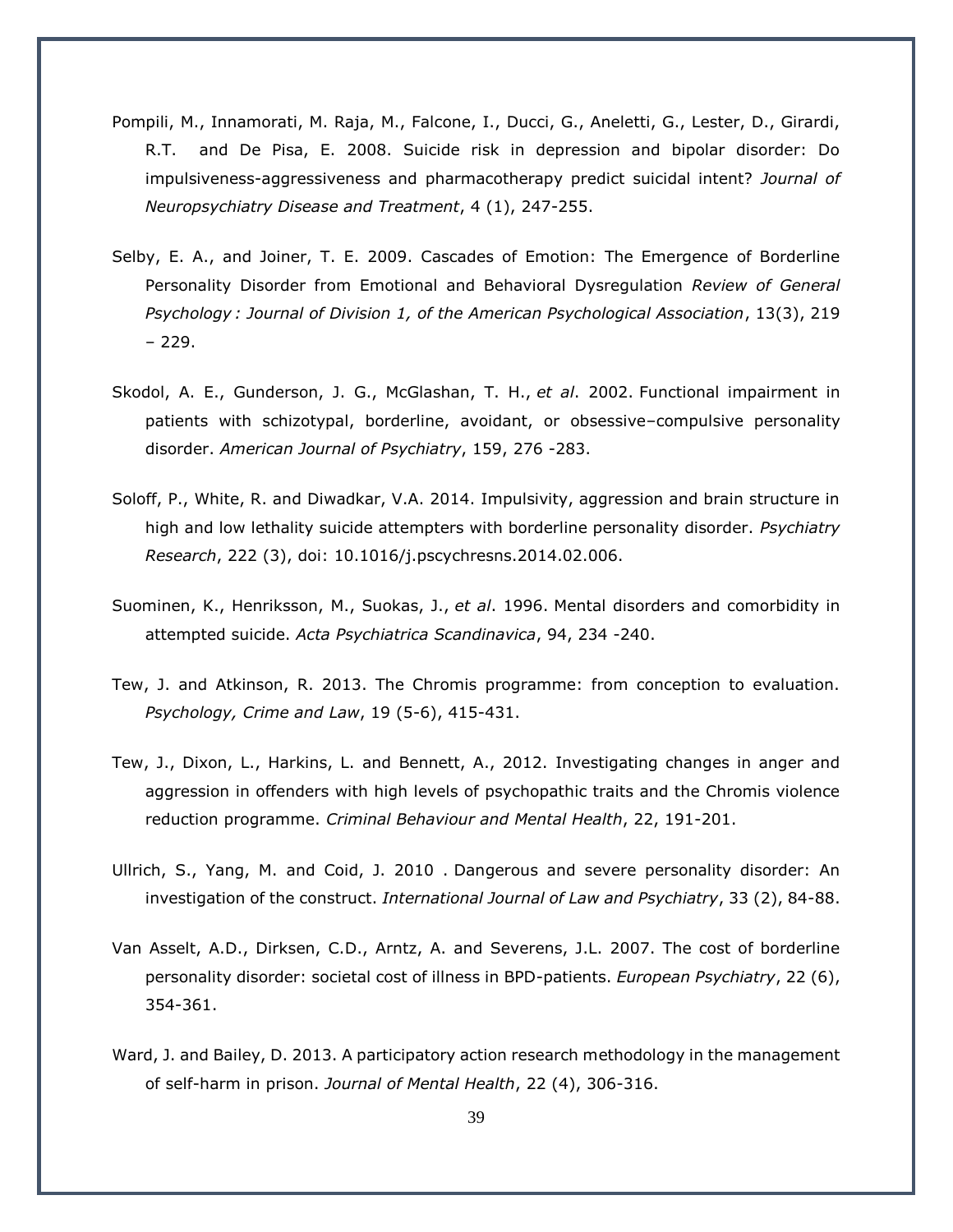Pompili, M., Innamorati, M. Raja, M., Falcone, I., Ducci, G., Aneletti, G., Lester, D., Girardi, R.T. and De Pisa, E. 2008. Suicide risk in depression and bipolar disorder: Do impulsiveness-aggressiveness and pharmacotherapy predict suicidal intent? *Journal of Neuropsychiatry Disease and Treatment*, 4 (1), 247-255.

Selby, E. A., and Joiner, T. E. 2009. Cascades of Emotion: The Emergence of Borderline Personality Disorder from Emotional and Behavioral Dysregulation *Review of General Psychology : Journal of Division 1, of the American Psychological Association*, 13(3), 219 – 229.

Skodol, A. E., Gunderson, J. G., McGlashan, T. H., *et al*. 2002. Functional impairment in patients with schizotypal, borderline, avoidant, or obsessive–compulsive personality disorder. *American Journal of Psychiatry*, 159, 276 -283.

Soloff, P., White, R. and Diwadkar, V.A. 2014. Impulsivity, aggression and brain structure in high and low lethality suicide attempters with borderline personality disorder. *Psychiatry Research*, 222 (3), doi: 10.1016/j.pscychresns.2014.02.006.

Suominen, K., Henriksson, M., Suokas, J., *et al*. 1996. Mental disorders and comorbidity in attempted suicide. *Acta Psychiatrica Scandinavica*, 94, 234 -240.

Tew, J. and Atkinson, R. 2013. The Chromis programme: from conception to evaluation. *Psychology, Crime and Law*, 19 (5-6), 415-431.

Tew, J., Dixon, L., Harkins, L. and Bennett, A., 2012. Investigating changes in anger and aggression in offenders with high levels of psychopathic traits and the Chromis violence reduction programme. *Criminal Behaviour and Mental Health*, 22, 191-201.

Ullrich, S., Yang, M. and Coid, J. 2010 . Dangerous and severe personality disorder: An investigation of the construct. *International Journal of Law and Psychiatry*, 33 (2), 84-88.

Van Asselt, A.D., Dirksen, C.D., Arntz, A. and Severens, J.L. 2007. The cost of borderline personality disorder: societal cost of illness in BPD-patients. *European Psychiatry*, 22 (6), 354-361.

Ward, J. and Bailey, D. 2013. A participatory action research methodology in the management of self-harm in prison. *Journal of Mental Health*, 22 (4), 306-316.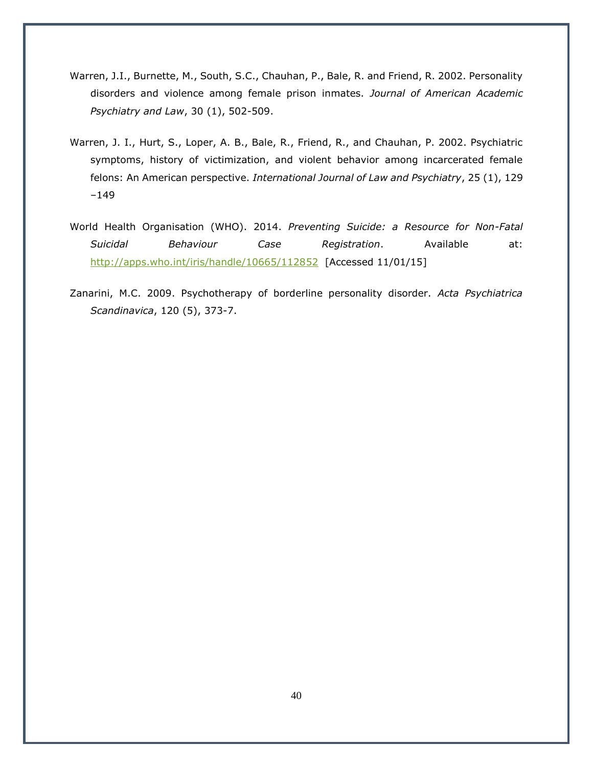Warren, J.I., Burnette, M., South, S.C., Chauhan, P., Bale, R. and Friend, R. 2002. Personality disorders and violence among female prison inmates. *Journal of American Academic Psychiatry and Law*, 30 (1), 502-509.

Warren, J. I., Hurt, S., Loper, A. B., Bale, R., Friend, R., and Chauhan, P. 2002. Psychiatric symptoms, history of victimization, and violent behavior among incarcerated female felons: An American perspective. *International Journal of Law and Psychiatry*, 25 (1), 129 –149

World Health Organisation (WHO). 2014. *Preventing Suicide: a Resource for Non-Fatal Suicidal Behaviour Case Registration*. Available at: http://apps.who.int/iris/handle/10665/112852 [Accessed 11/01/15]

Zanarini, M.C. 2009. Psychotherapy of borderline personality disorder. *Acta Psychiatrica Scandinavica*, 120 (5), 373-7.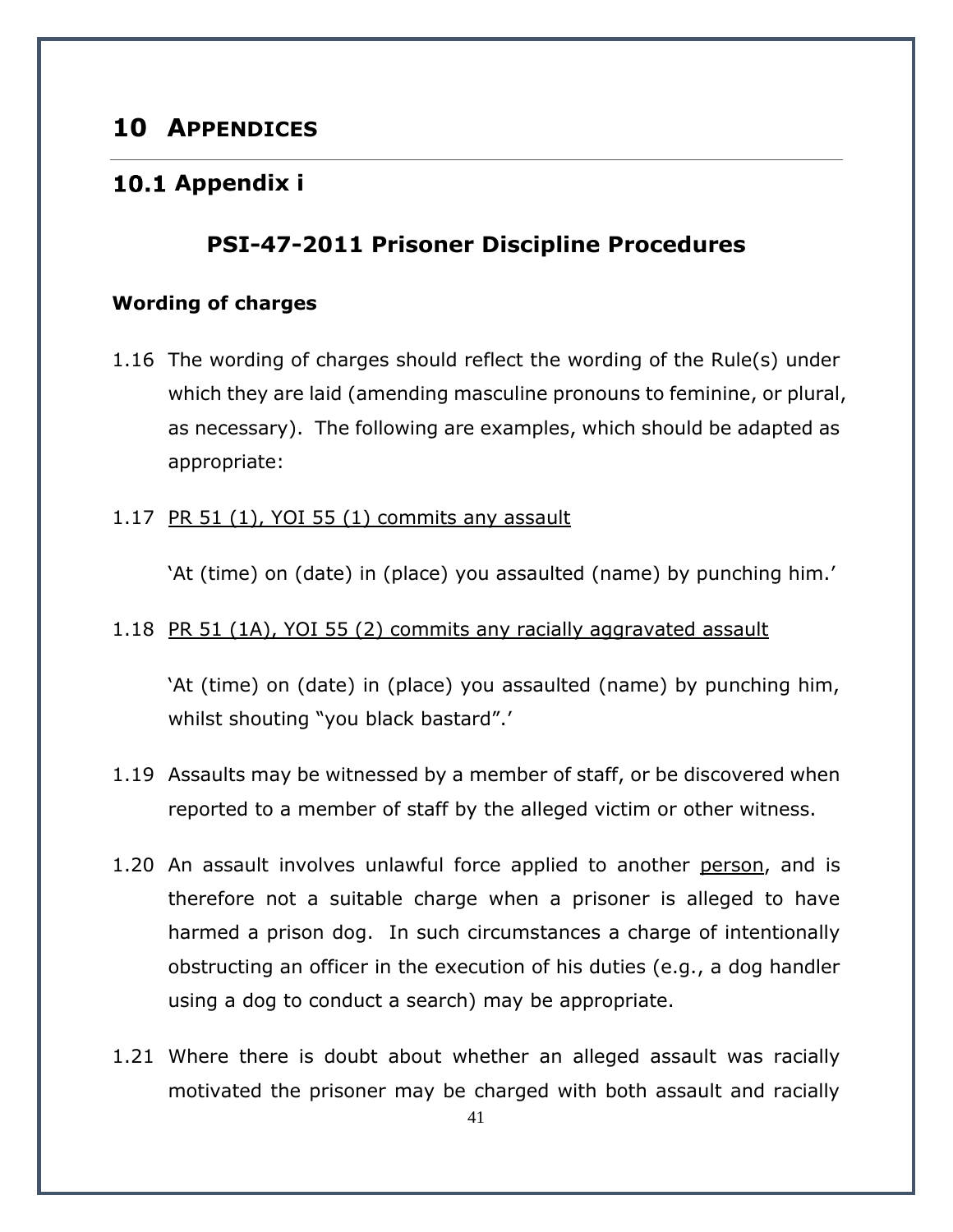# 10 Appendices

## 10.1 Appendix i

### PSI-47-2011 Prisoner Discipline Procedures

**Wording of charges**

1.16 The wording of charges should reflect the wording of the Rule(s) under which they are laid (amending masculine pronouns to feminine, or plural, as necessary). The following are examples, which should be adapted as appropriate:

1.17 <u>PR 51 (1), YOI 55 (1) commits any assault</u>

'At (time) on (date) in (place) you assaulted (name) by punching him.'

1.18 <u>PR 51 (1A), YOI 55 (2) commits any racially aggravated assault</u>

'At (time) on (date) in (place) you assaulted (name) by punching him, whilst shouting "you black bastard".'

1.19 Assaults may be witnessed by a member of staff, or be discovered when reported to a member of staff by the alleged victim or other witness.

1.20 An assault involves unlawful force applied to another <u>person</u>, and is therefore not a suitable charge when a prisoner is alleged to have harmed a prison dog. In such circumstances a charge of intentionally obstructing an officer in the execution of his duties (e.g., a dog handler using a dog to conduct a search) may be appropriate.

1.21 Where there is doubt about whether an alleged assault was racially motivated the prisoner may be charged with both assault and racially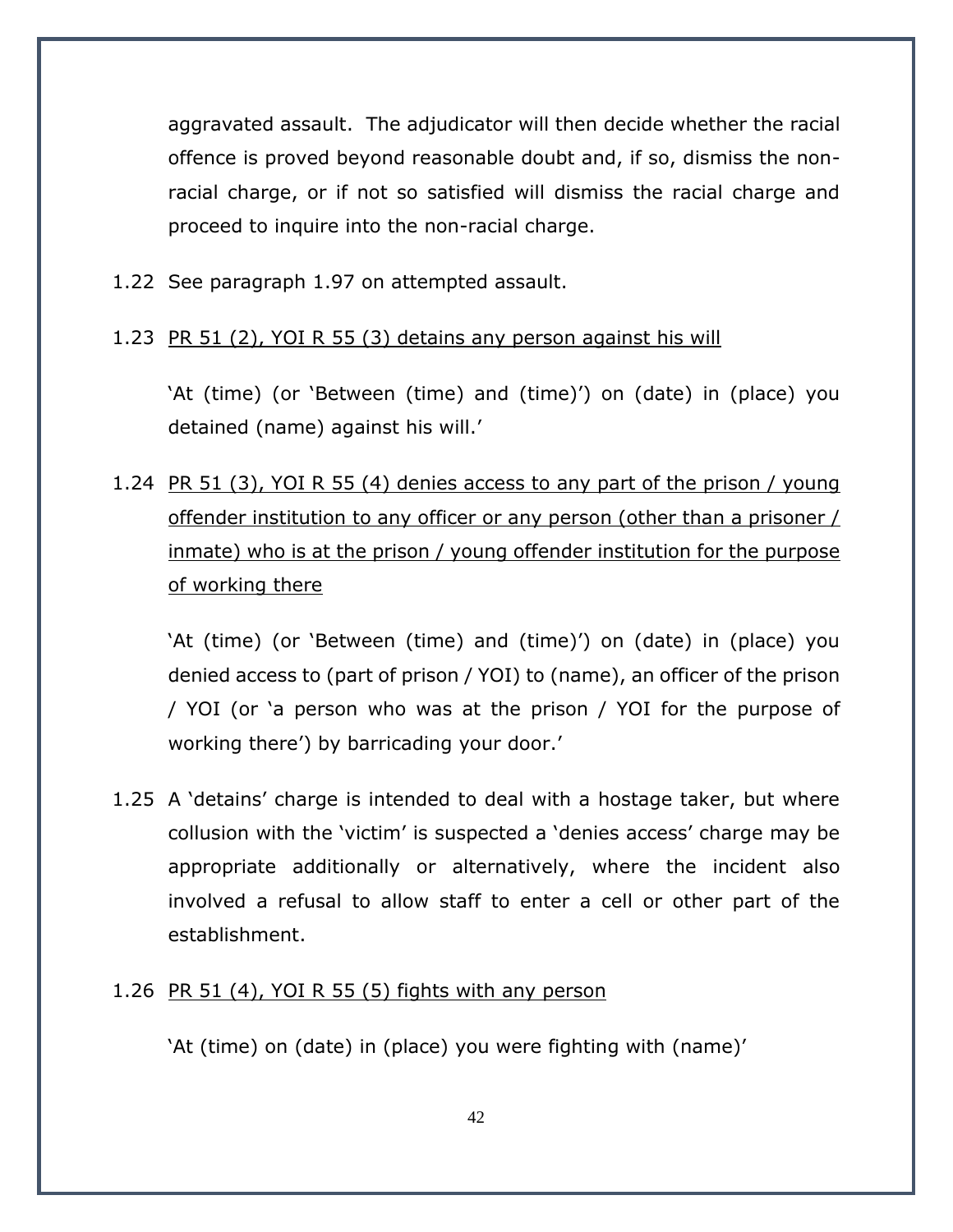aggravated assault. The adjudicator will then decide whether the racial offence is proved beyond reasonable doubt and, if so, dismiss the non-racial charge, or if not so satisfied will dismiss the racial charge and proceed to inquire into the non-racial charge.

1.22 See paragraph 1.97 on attempted assault.

1.23 <u>PR 51 (2), YOI R 55 (3) detains any person against his will</u>

'At (time) (or 'Between (time) and (time)') on (date) in (place) you detained (name) against his will.'

1.24 <u>PR 51 (3), YOI R 55 (4) denies access to any part of the prison / young offender institution to any officer or any person (other than a prisoner / inmate) who is at the prison / young offender institution for the purpose of working there</u>

'At (time) (or 'Between (time) and (time)') on (date) in (place) you denied access to (part of prison / YOI) to (name), an officer of the prison / YOI (or 'a person who was at the prison / YOI for the purpose of working there') by barricading your door.'

1.25 A 'detains' charge is intended to deal with a hostage taker, but where collusion with the 'victim' is suspected a 'denies access' charge may be appropriate additionally or alternatively, where the incident also involved a refusal to allow staff to enter a cell or other part of the establishment.

1.26 <u>PR 51 (4), YOI R 55 (5) fights with any person</u>

'At (time) on (date) in (place) you were fighting with (name)'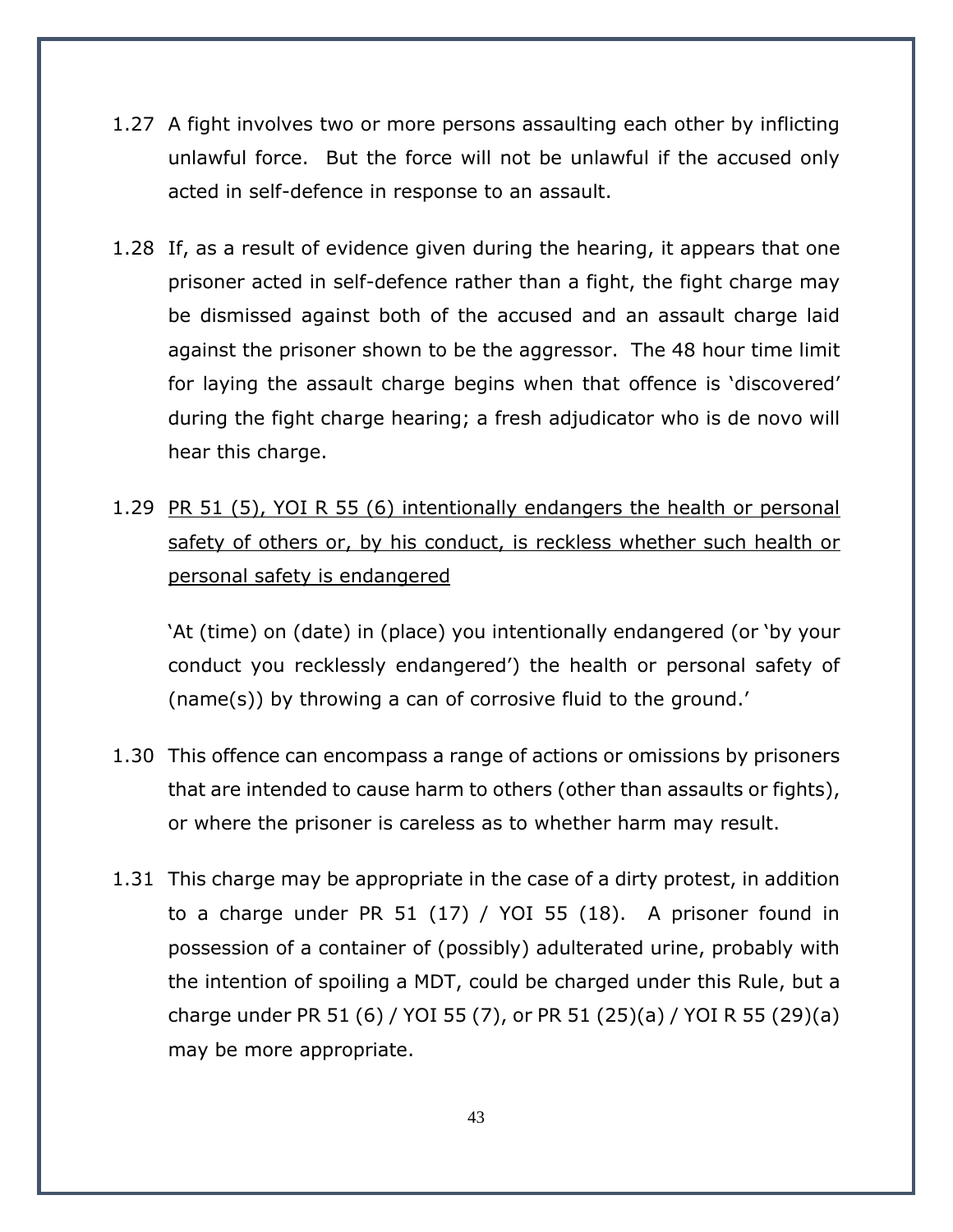1.27 A fight involves two or more persons assaulting each other by inflicting unlawful force. But the force will not be unlawful if the accused only acted in self-defence in response to an assault.

1.28 If, as a result of evidence given during the hearing, it appears that one prisoner acted in self-defence rather than a fight, the fight charge may be dismissed against both of the accused and an assault charge laid against the prisoner shown to be the aggressor. The 48 hour time limit for laying the assault charge begins when that offence is 'discovered' during the fight charge hearing; a fresh adjudicator who is de novo will hear this charge.

1.29 <u>PR 51 (5), YOI R 55 (6) intentionally endangers the health or personal safety of others or, by his conduct, is reckless whether such health or personal safety is endangered</u>

'At (time) on (date) in (place) you intentionally endangered (or 'by your conduct you recklessly endangered') the health or personal safety of (name(s)) by throwing a can of corrosive fluid to the ground.'

1.30 This offence can encompass a range of actions or omissions by prisoners that are intended to cause harm to others (other than assaults or fights), or where the prisoner is careless as to whether harm may result.

1.31 This charge may be appropriate in the case of a dirty protest, in addition to a charge under PR 51 (17) / YOI 55 (18). A prisoner found in possession of a container of (possibly) adulterated urine, probably with the intention of spoiling a MDT, could be charged under this Rule, but a charge under PR 51 (6) / YOI 55 (7), or PR 51 (25)(a) / YOI R 55 (29)(a) may be more appropriate.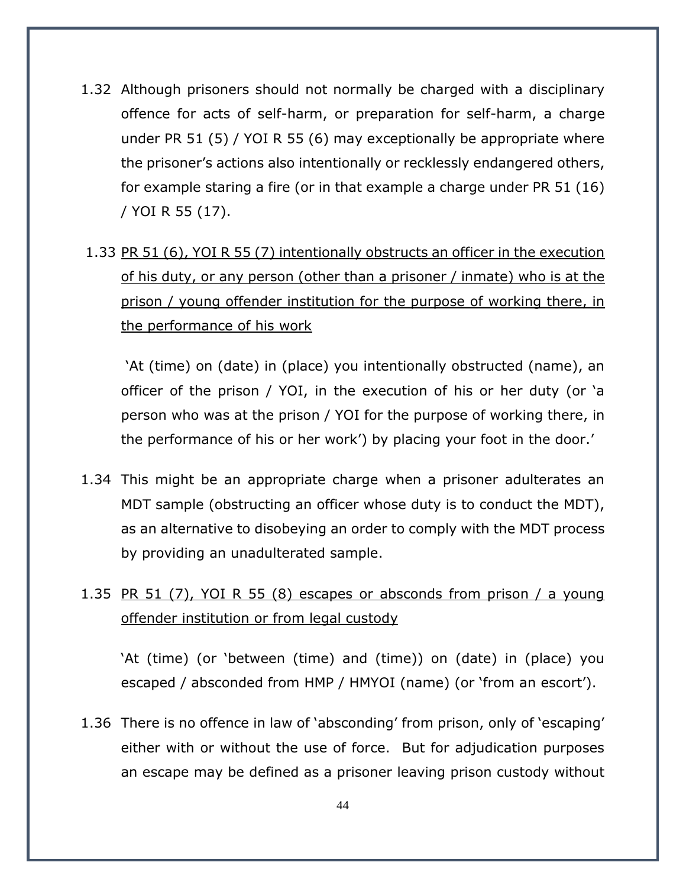1.32 Although prisoners should not normally be charged with a disciplinary offence for acts of self-harm, or preparation for self-harm, a charge under PR 51 (5) / YOI R 55 (6) may exceptionally be appropriate where the prisoner's actions also intentionally or recklessly endangered others, for example staring a fire (or in that example a charge under PR 51 (16) / YOI R 55 (17).

1.33 <u>PR 51 (6), YOI R 55 (7) intentionally obstructs an officer in the execution of his duty, or any person (other than a prisoner / inmate) who is at the prison / young offender institution for the purpose of working there, in the performance of his work</u>

'At (time) on (date) in (place) you intentionally obstructed (name), an officer of the prison / YOI, in the execution of his or her duty (or 'a person who was at the prison / YOI for the purpose of working there, in the performance of his or her work') by placing your foot in the door.'

1.34 This might be an appropriate charge when a prisoner adulterates an MDT sample (obstructing an officer whose duty is to conduct the MDT), as an alternative to disobeying an order to comply with the MDT process by providing an unadulterated sample.

1.35 <u>PR 51 (7), YOI R 55 (8) escapes or absconds from prison / a young offender institution or from legal custody</u>

'At (time) (or 'between (time) and (time)) on (date) in (place) you escaped / absconded from HMP / HMYOI (name) (or 'from an escort').

1.36 There is no offence in law of 'absconding' from prison, only of 'escaping' either with or without the use of force. But for adjudication purposes an escape may be defined as a prisoner leaving prison custody without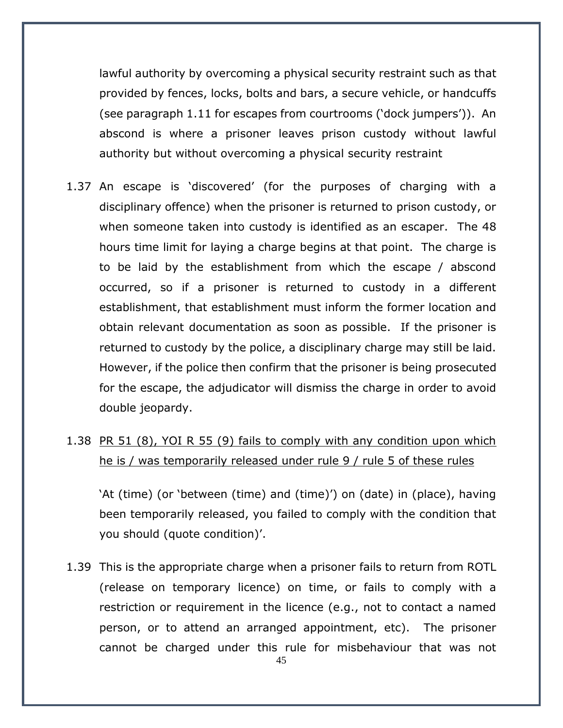lawful authority by overcoming a physical security restraint such as that provided by fences, locks, bolts and bars, a secure vehicle, or handcuffs (see paragraph 1.11 for escapes from courtrooms ('dock jumpers')). An abscond is where a prisoner leaves prison custody without lawful authority but without overcoming a physical security restraint

1.37 An escape is 'discovered' (for the purposes of charging with a disciplinary offence) when the prisoner is returned to prison custody, or when someone taken into custody is identified as an escaper. The 48 hours time limit for laying a charge begins at that point. The charge is to be laid by the establishment from which the escape / abscond occurred, so if a prisoner is returned to custody in a different establishment, that establishment must inform the former location and obtain relevant documentation as soon as possible. If the prisoner is returned to custody by the police, a disciplinary charge may still be laid. However, if the police then confirm that the prisoner is being prosecuted for the escape, the adjudicator will dismiss the charge in order to avoid double jeopardy.

1.38 <u>PR 51 (8), YOI R 55 (9) fails to comply with any condition upon which he is / was temporarily released under rule 9 / rule 5 of these rules</u>

'At (time) (or 'between (time) and (time)') on (date) in (place), having been temporarily released, you failed to comply with the condition that you should (quote condition)'.

1.39 This is the appropriate charge when a prisoner fails to return from ROTL (release on temporary licence) on time, or fails to comply with a restriction or requirement in the licence (e.g., not to contact a named person, or to attend an arranged appointment, etc). The prisoner cannot be charged under this rule for misbehaviour that was not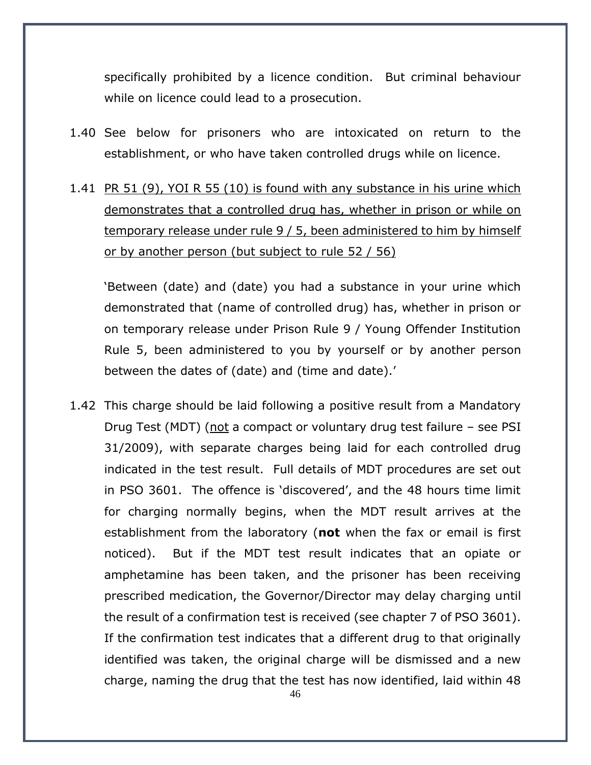specifically prohibited by a licence condition. But criminal behaviour while on licence could lead to a prosecution.

1.40 See below for prisoners who are intoxicated on return to the establishment, or who have taken controlled drugs while on licence.

1.41 <u>PR 51 (9), YOI R 55 (10) is found with any substance in his urine which demonstrates that a controlled drug has, whether in prison or while on temporary release under rule 9 / 5, been administered to him by himself or by another person (but subject to rule 52 / 56)</u>

'Between (date) and (date) you had a substance in your urine which demonstrated that (name of controlled drug) has, whether in prison or on temporary release under Prison Rule 9 / Young Offender Institution Rule 5, been administered to you by yourself or by another person between the dates of (date) and (time and date).'

1.42 This charge should be laid following a positive result from a Mandatory Drug Test (MDT) (<u>not</u> a compact or voluntary drug test failure – see PSI 31/2009), with separate charges being laid for each controlled drug indicated in the test result. Full details of MDT procedures are set out in PSO 3601. The offence is 'discovered', and the 48 hours time limit for charging normally begins, when the MDT result arrives at the establishment from the laboratory (**not** when the fax or email is first noticed). But if the MDT test result indicates that an opiate or amphetamine has been taken, and the prisoner has been receiving prescribed medication, the Governor/Director may delay charging until the result of a confirmation test is received (see chapter 7 of PSO 3601). If the confirmation test indicates that a different drug to that originally identified was taken, the original charge will be dismissed and a new charge, naming the drug that the test has now identified, laid within 48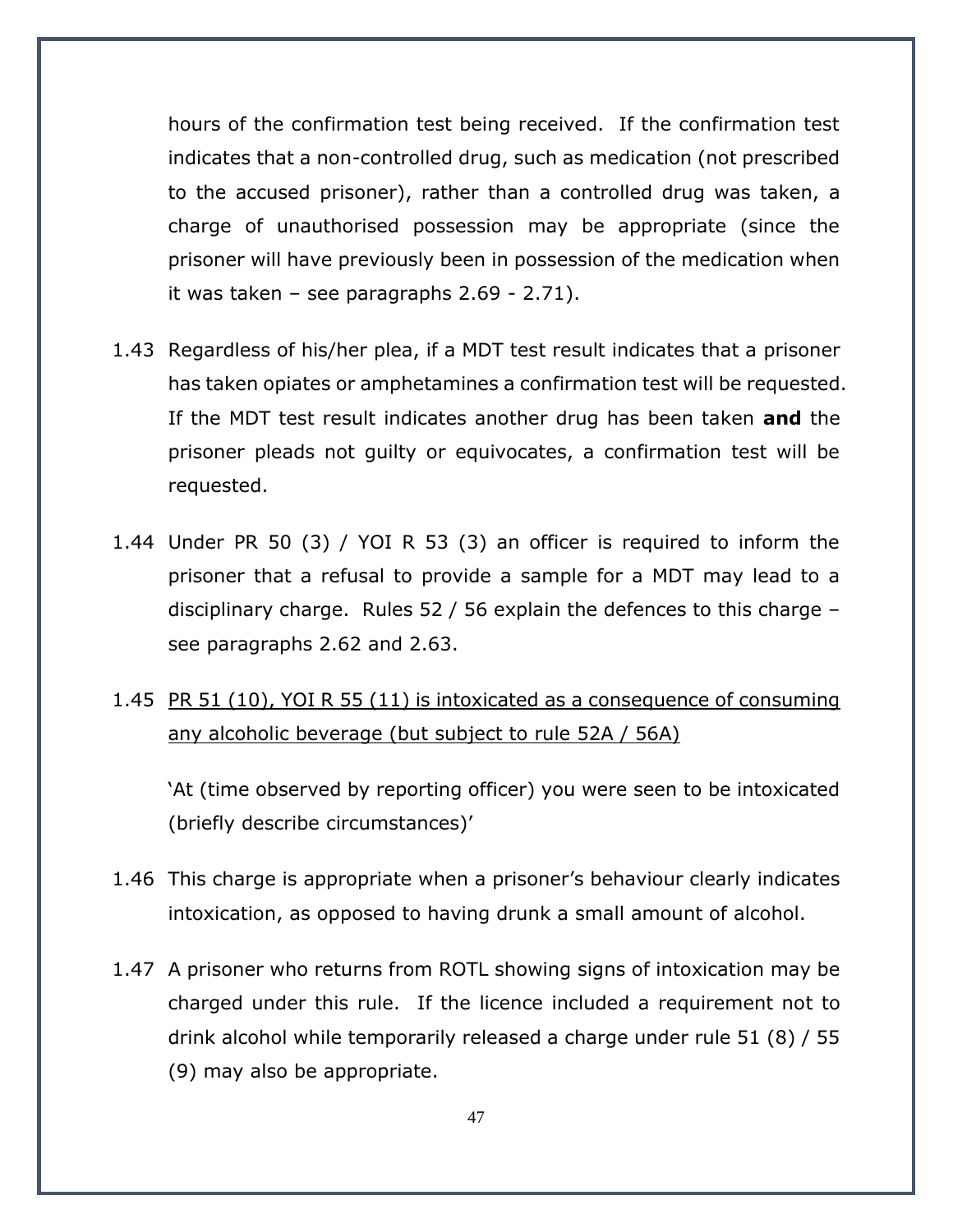hours of the confirmation test being received. If the confirmation test indicates that a non-controlled drug, such as medication (not prescribed to the accused prisoner), rather than a controlled drug was taken, a charge of unauthorised possession may be appropriate (since the prisoner will have previously been in possession of the medication when it was taken – see paragraphs 2.69 - 2.71).

1.43 Regardless of his/her plea, if a MDT test result indicates that a prisoner has taken opiates or amphetamines a confirmation test will be requested. If the MDT test result indicates another drug has been taken **and** the prisoner pleads not guilty or equivocates, a confirmation test will be requested.

1.44 Under PR 50 (3) / YOI R 53 (3) an officer is required to inform the prisoner that a refusal to provide a sample for a MDT may lead to a disciplinary charge. Rules 52 / 56 explain the defences to this charge – see paragraphs 2.62 and 2.63.

1.45 <u>PR 51 (10), YOI R 55 (11) is intoxicated as a consequence of consuming any alcoholic beverage (but subject to rule 52A / 56A)</u>

'At (time observed by reporting officer) you were seen to be intoxicated (briefly describe circumstances)'

1.46 This charge is appropriate when a prisoner's behaviour clearly indicates intoxication, as opposed to having drunk a small amount of alcohol.

1.47 A prisoner who returns from ROTL showing signs of intoxication may be charged under this rule. If the licence included a requirement not to drink alcohol while temporarily released a charge under rule 51 (8) / 55 (9) may also be appropriate.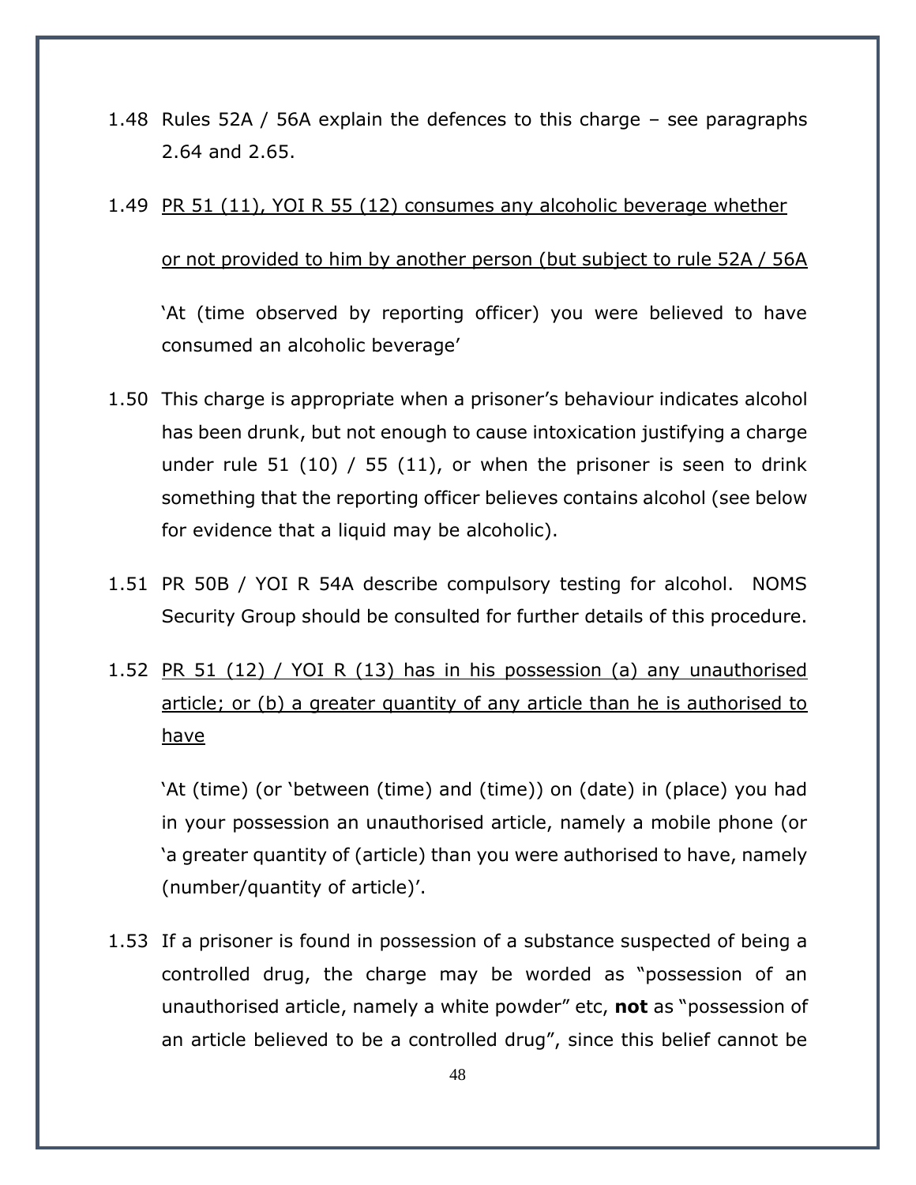1.48 Rules 52A / 56A explain the defences to this charge – see paragraphs 2.64 and 2.65.

1.49 <u>PR 51 (11), YOI R 55 (12) consumes any alcoholic beverage whether or not provided to him by another person (but subject to rule 52A / 56A</u>

'At (time observed by reporting officer) you were believed to have consumed an alcoholic beverage'

1.50 This charge is appropriate when a prisoner's behaviour indicates alcohol has been drunk, but not enough to cause intoxication justifying a charge under rule 51 (10) / 55 (11), or when the prisoner is seen to drink something that the reporting officer believes contains alcohol (see below for evidence that a liquid may be alcoholic).

1.51 PR 50B / YOI R 54A describe compulsory testing for alcohol. NOMS Security Group should be consulted for further details of this procedure.

1.52 <u>PR 51 (12) / YOI R (13) has in his possession (a) any unauthorised article; or (b) a greater quantity of any article than he is authorised to have</u>

'At (time) (or 'between (time) and (time)) on (date) in (place) you had in your possession an unauthorised article, namely a mobile phone (or 'a greater quantity of (article) than you were authorised to have, namely (number/quantity of article)'.

1.53 If a prisoner is found in possession of a substance suspected of being a controlled drug, the charge may be worded as "possession of an unauthorised article, namely a white powder" etc, **not** as "possession of an article believed to be a controlled drug", since this belief cannot be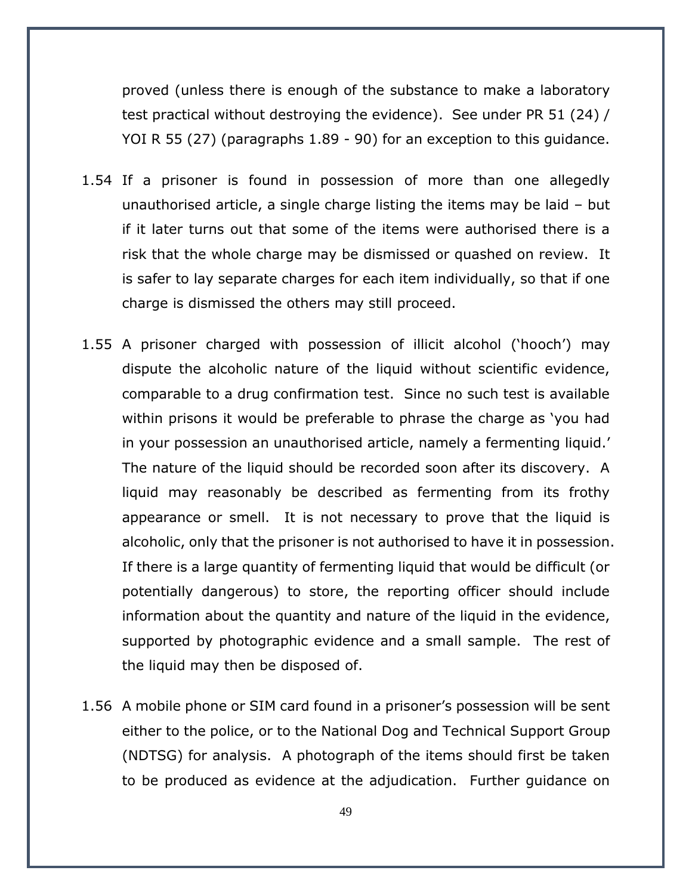proved (unless there is enough of the substance to make a laboratory test practical without destroying the evidence). See under PR 51 (24) / YOI R 55 (27) (paragraphs 1.89 - 90) for an exception to this guidance.

1.54 If a prisoner is found in possession of more than one allegedly unauthorised article, a single charge listing the items may be laid – but if it later turns out that some of the items were authorised there is a risk that the whole charge may be dismissed or quashed on review. It is safer to lay separate charges for each item individually, so that if one charge is dismissed the others may still proceed.

1.55 A prisoner charged with possession of illicit alcohol ('hooch') may dispute the alcoholic nature of the liquid without scientific evidence, comparable to a drug confirmation test. Since no such test is available within prisons it would be preferable to phrase the charge as 'you had in your possession an unauthorised article, namely a fermenting liquid.' The nature of the liquid should be recorded soon after its discovery. A liquid may reasonably be described as fermenting from its frothy appearance or smell. It is not necessary to prove that the liquid is alcoholic, only that the prisoner is not authorised to have it in possession. If there is a large quantity of fermenting liquid that would be difficult (or potentially dangerous) to store, the reporting officer should include information about the quantity and nature of the liquid in the evidence, supported by photographic evidence and a small sample. The rest of the liquid may then be disposed of.

1.56 A mobile phone or SIM card found in a prisoner's possession will be sent either to the police, or to the National Dog and Technical Support Group (NDTSG) for analysis. A photograph of the items should first be taken to be produced as evidence at the adjudication. Further guidance on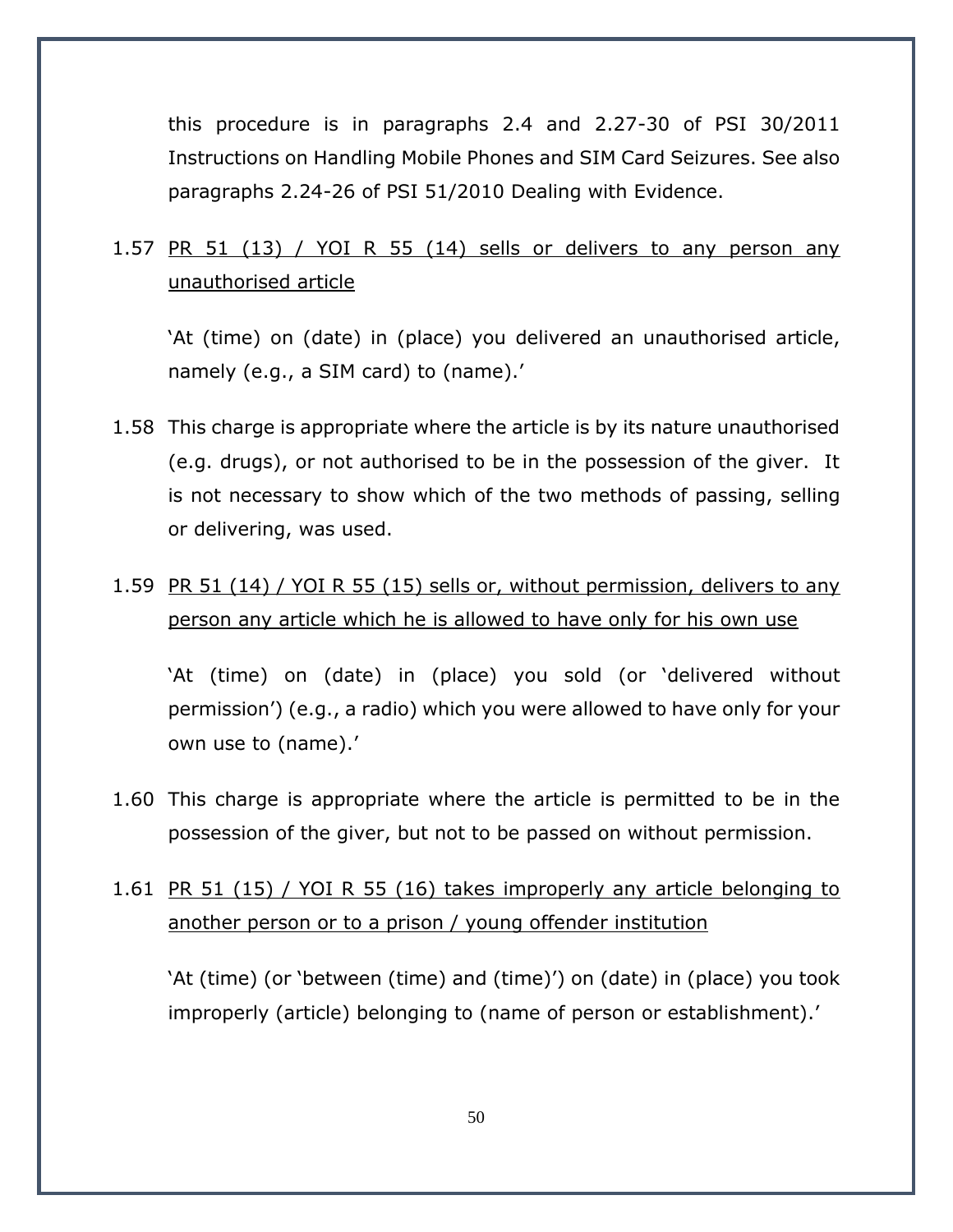this procedure is in paragraphs 2.4 and 2.27-30 of PSI 30/2011 Instructions on Handling Mobile Phones and SIM Card Seizures. See also paragraphs 2.24-26 of PSI 51/2010 Dealing with Evidence.

1.57 <u>PR 51 (13) / YOI R 55 (14) sells or delivers to any person any unauthorised article</u>

'At (time) on (date) in (place) you delivered an unauthorised article, namely (e.g., a SIM card) to (name).'

1.58 This charge is appropriate where the article is by its nature unauthorised (e.g. drugs), or not authorised to be in the possession of the giver. It is not necessary to show which of the two methods of passing, selling or delivering, was used.

1.59 <u>PR 51 (14) / YOI R 55 (15) sells or, without permission, delivers to any person any article which he is allowed to have only for his own use</u>

'At (time) on (date) in (place) you sold (or 'delivered without permission') (e.g., a radio) which you were allowed to have only for your own use to (name).'

1.60 This charge is appropriate where the article is permitted to be in the possession of the giver, but not to be passed on without permission.

1.61 <u>PR 51 (15) / YOI R 55 (16) takes improperly any article belonging to another person or to a prison / young offender institution</u>

'At (time) (or 'between (time) and (time)') on (date) in (place) you took improperly (article) belonging to (name of person or establishment).'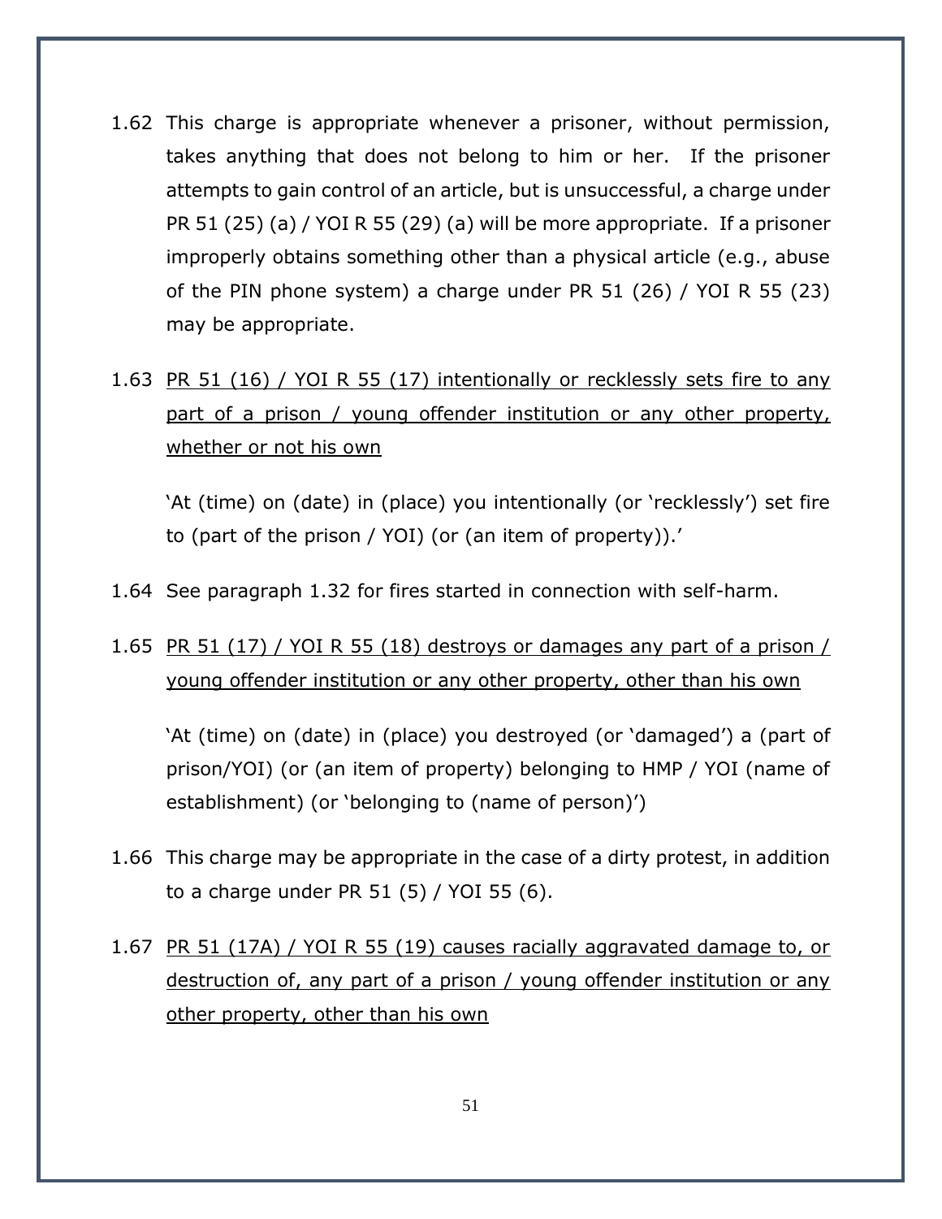1.62 This charge is appropriate whenever a prisoner, without permission, takes anything that does not belong to him or her. If the prisoner attempts to gain control of an article, but is unsuccessful, a charge under PR 51 (25) (a) / YOI R 55 (29) (a) will be more appropriate. If a prisoner improperly obtains something other than a physical article (e.g., abuse of the PIN phone system) a charge under PR 51 (26) / YOI R 55 (23) may be appropriate.

1.63 <u>PR 51 (16) / YOI R 55 (17) intentionally or recklessly sets fire to any part of a prison / young offender institution or any other property, whether or not his own</u>

'At (time) on (date) in (place) you intentionally (or 'recklessly') set fire to (part of the prison / YOI) (or (an item of property)).'

1.64 See paragraph 1.32 for fires started in connection with self-harm.

1.65 <u>PR 51 (17) / YOI R 55 (18) destroys or damages any part of a prison / young offender institution or any other property, other than his own</u>

'At (time) on (date) in (place) you destroyed (or 'damaged') a (part of prison/YOI) (or (an item of property) belonging to HMP / YOI (name of establishment) (or 'belonging to (name of person)')

1.66 This charge may be appropriate in the case of a dirty protest, in addition to a charge under PR 51 (5) / YOI 55 (6).

1.67 <u>PR 51 (17A) / YOI R 55 (19) causes racially aggravated damage to, or destruction of, any part of a prison / young offender institution or any other property, other than his own</u>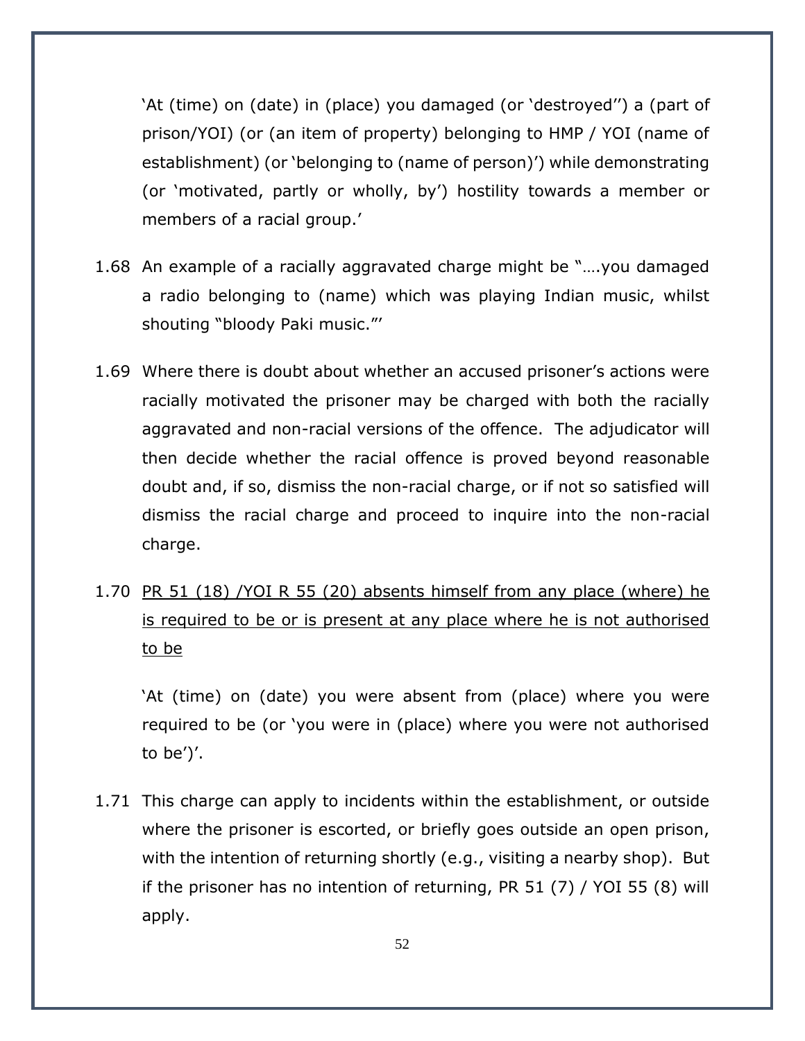'At (time) on (date) in (place) you damaged (or 'destroyed'') a (part of prison/YOI) (or (an item of property) belonging to HMP / YOI (name of establishment) (or 'belonging to (name of person)') while demonstrating (or 'motivated, partly or wholly, by') hostility towards a member or members of a racial group.'

1.68 An example of a racially aggravated charge might be "….you damaged a radio belonging to (name) which was playing Indian music, whilst shouting "bloody Paki music."'

1.69 Where there is doubt about whether an accused prisoner's actions were racially motivated the prisoner may be charged with both the racially aggravated and non-racial versions of the offence. The adjudicator will then decide whether the racial offence is proved beyond reasonable doubt and, if so, dismiss the non-racial charge, or if not so satisfied will dismiss the racial charge and proceed to inquire into the non-racial charge.

1.70 <u>PR 51 (18) /YOI R 55 (20) absents himself from any place (where) he is required to be or is present at any place where he is not authorised to be</u>

'At (time) on (date) you were absent from (place) where you were required to be (or 'you were in (place) where you were not authorised to be')'.

1.71 This charge can apply to incidents within the establishment, or outside where the prisoner is escorted, or briefly goes outside an open prison, with the intention of returning shortly (e.g., visiting a nearby shop). But if the prisoner has no intention of returning, PR 51 (7) / YOI 55 (8) will apply.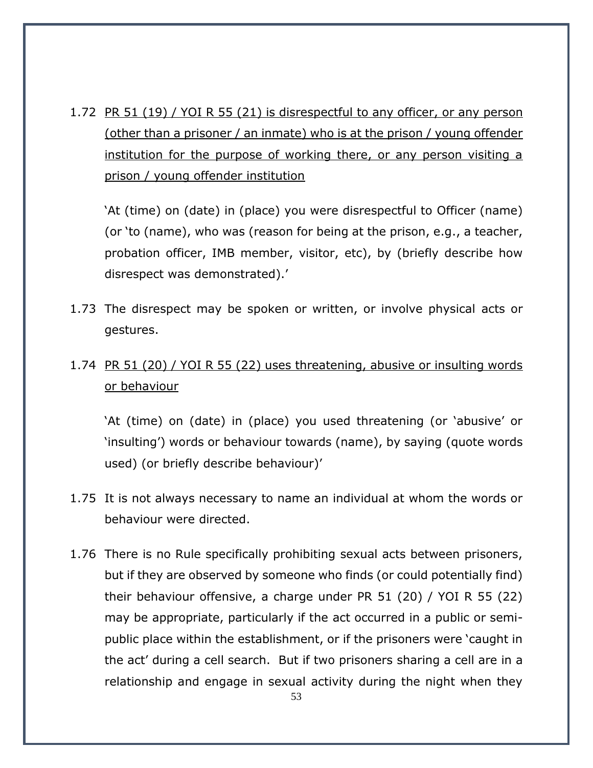1.72 <u>PR 51 (19) / YOI R 55 (21) is disrespectful to any officer, or any person (other than a prisoner / an inmate) who is at the prison / young offender institution for the purpose of working there, or any person visiting a prison / young offender institution</u>

'At (time) on (date) in (place) you were disrespectful to Officer (name) (or 'to (name), who was (reason for being at the prison, e.g., a teacher, probation officer, IMB member, visitor, etc), by (briefly describe how disrespect was demonstrated).'

1.73 The disrespect may be spoken or written, or involve physical acts or gestures.

1.74 <u>PR 51 (20) / YOI R 55 (22) uses threatening, abusive or insulting words or behaviour</u>

'At (time) on (date) in (place) you used threatening (or 'abusive' or 'insulting') words or behaviour towards (name), by saying (quote words used) (or briefly describe behaviour)'

1.75 It is not always necessary to name an individual at whom the words or behaviour were directed.

1.76 There is no Rule specifically prohibiting sexual acts between prisoners, but if they are observed by someone who finds (or could potentially find) their behaviour offensive, a charge under PR 51 (20) / YOI R 55 (22) may be appropriate, particularly if the act occurred in a public or semi-public place within the establishment, or if the prisoners were 'caught in the act' during a cell search. But if two prisoners sharing a cell are in a relationship and engage in sexual activity during the night when they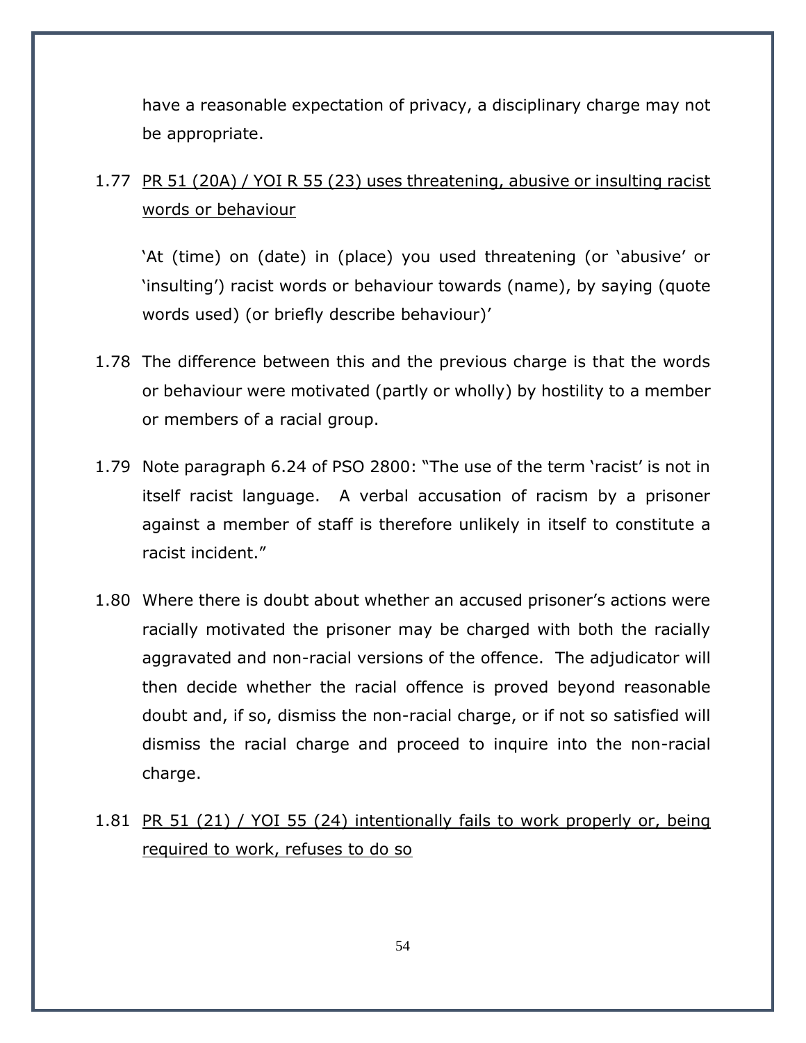have a reasonable expectation of privacy, a disciplinary charge may not be appropriate.

1.77 <u>PR 51 (20A) / YOI R 55 (23) uses threatening, abusive or insulting racist words or behaviour</u>

'At (time) on (date) in (place) you used threatening (or 'abusive' or 'insulting') racist words or behaviour towards (name), by saying (quote words used) (or briefly describe behaviour)'

1.78 The difference between this and the previous charge is that the words or behaviour were motivated (partly or wholly) by hostility to a member or members of a racial group.

1.79 Note paragraph 6.24 of PSO 2800: "The use of the term 'racist' is not in itself racist language. A verbal accusation of racism by a prisoner against a member of staff is therefore unlikely in itself to constitute a racist incident."

1.80 Where there is doubt about whether an accused prisoner's actions were racially motivated the prisoner may be charged with both the racially aggravated and non-racial versions of the offence. The adjudicator will then decide whether the racial offence is proved beyond reasonable doubt and, if so, dismiss the non-racial charge, or if not so satisfied will dismiss the racial charge and proceed to inquire into the non-racial charge.

1.81 <u>PR 51 (21) / YOI 55 (24) intentionally fails to work properly or, being required to work, refuses to do so</u>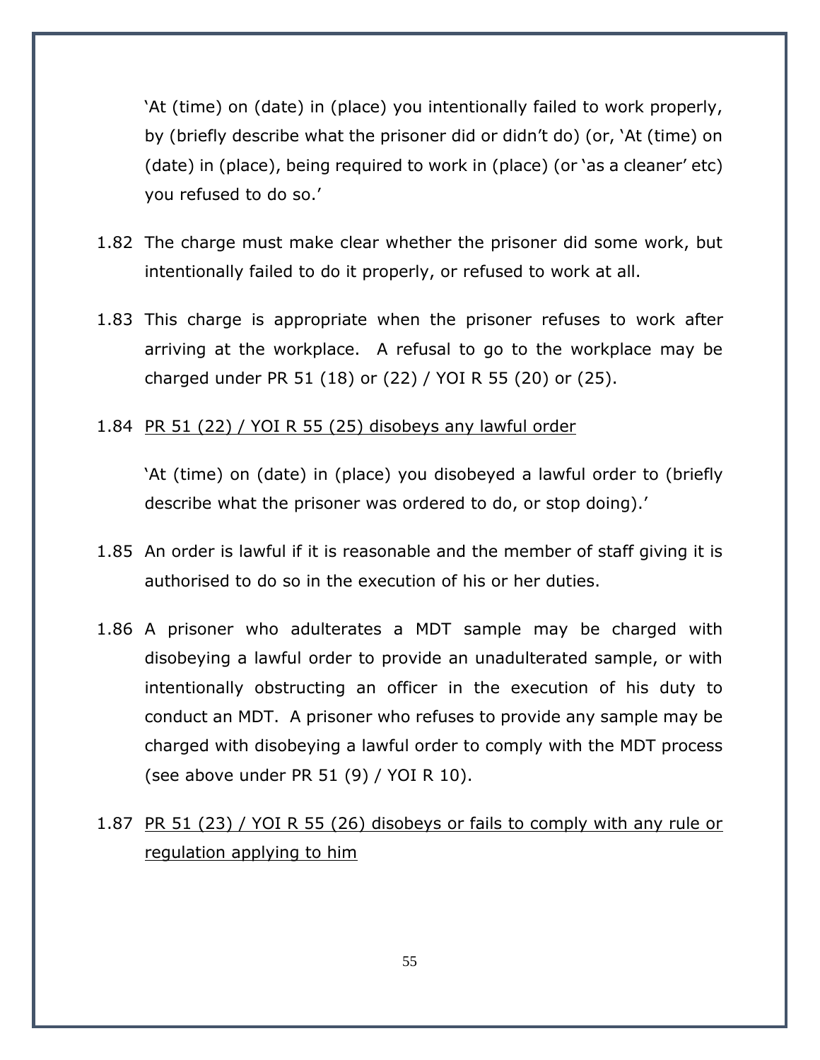'At (time) on (date) in (place) you intentionally failed to work properly, by (briefly describe what the prisoner did or didn't do) (or, 'At (time) on (date) in (place), being required to work in (place) (or 'as a cleaner' etc) you refused to do so.'

1.82 The charge must make clear whether the prisoner did some work, but intentionally failed to do it properly, or refused to work at all.

1.83 This charge is appropriate when the prisoner refuses to work after arriving at the workplace. A refusal to go to the workplace may be charged under PR 51 (18) or (22) / YOI R 55 (20) or (25).

1.84 <u>PR 51 (22) / YOI R 55 (25) disobeys any lawful order</u>

'At (time) on (date) in (place) you disobeyed a lawful order to (briefly describe what the prisoner was ordered to do, or stop doing).'

1.85 An order is lawful if it is reasonable and the member of staff giving it is authorised to do so in the execution of his or her duties.

1.86 A prisoner who adulterates a MDT sample may be charged with disobeying a lawful order to provide an unadulterated sample, or with intentionally obstructing an officer in the execution of his duty to conduct an MDT. A prisoner who refuses to provide any sample may be charged with disobeying a lawful order to comply with the MDT process (see above under PR 51 (9) / YOI R 10).

1.87 <u>PR 51 (23) / YOI R 55 (26) disobeys or fails to comply with any rule or regulation applying to him</u>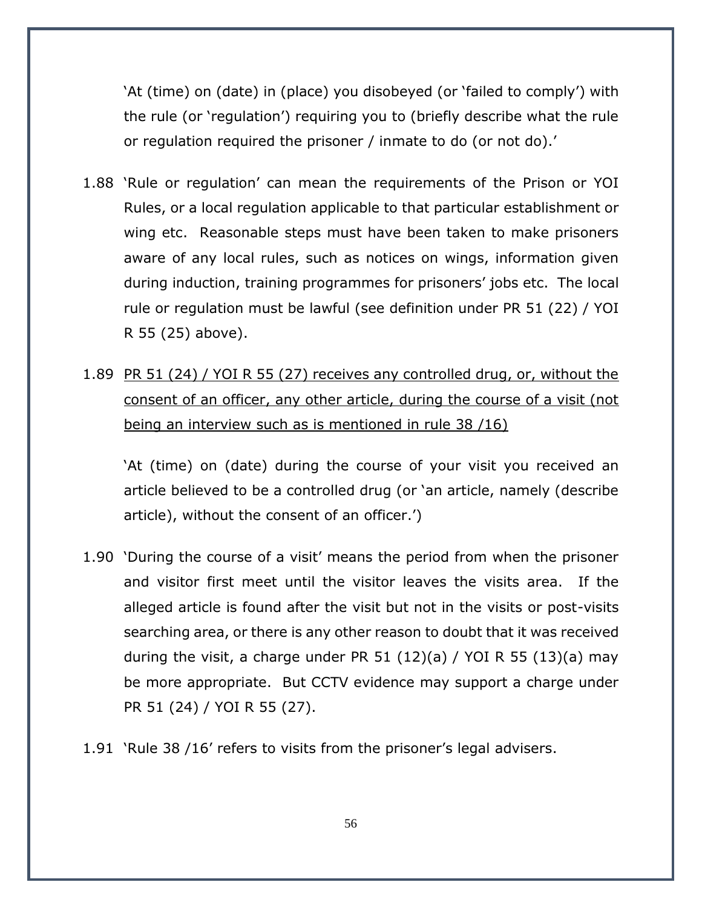'At (time) on (date) in (place) you disobeyed (or 'failed to comply') with the rule (or 'regulation') requiring you to (briefly describe what the rule or regulation required the prisoner / inmate to do (or not do).'

1.88 'Rule or regulation' can mean the requirements of the Prison or YOI Rules, or a local regulation applicable to that particular establishment or wing etc. Reasonable steps must have been taken to make prisoners aware of any local rules, such as notices on wings, information given during induction, training programmes for prisoners' jobs etc. The local rule or regulation must be lawful (see definition under PR 51 (22) / YOI R 55 (25) above).

1.89 <u>PR 51 (24) / YOI R 55 (27) receives any controlled drug, or, without the consent of an officer, any other article, during the course of a visit (not being an interview such as is mentioned in rule 38 /16)</u>

'At (time) on (date) during the course of your visit you received an article believed to be a controlled drug (or 'an article, namely (describe article), without the consent of an officer.')

1.90 'During the course of a visit' means the period from when the prisoner and visitor first meet until the visitor leaves the visits area. If the alleged article is found after the visit but not in the visits or post-visits searching area, or there is any other reason to doubt that it was received during the visit, a charge under PR 51 (12)(a) / YOI R 55 (13)(a) may be more appropriate. But CCTV evidence may support a charge under PR 51 (24) / YOI R 55 (27).

1.91 'Rule 38 /16' refers to visits from the prisoner's legal advisers.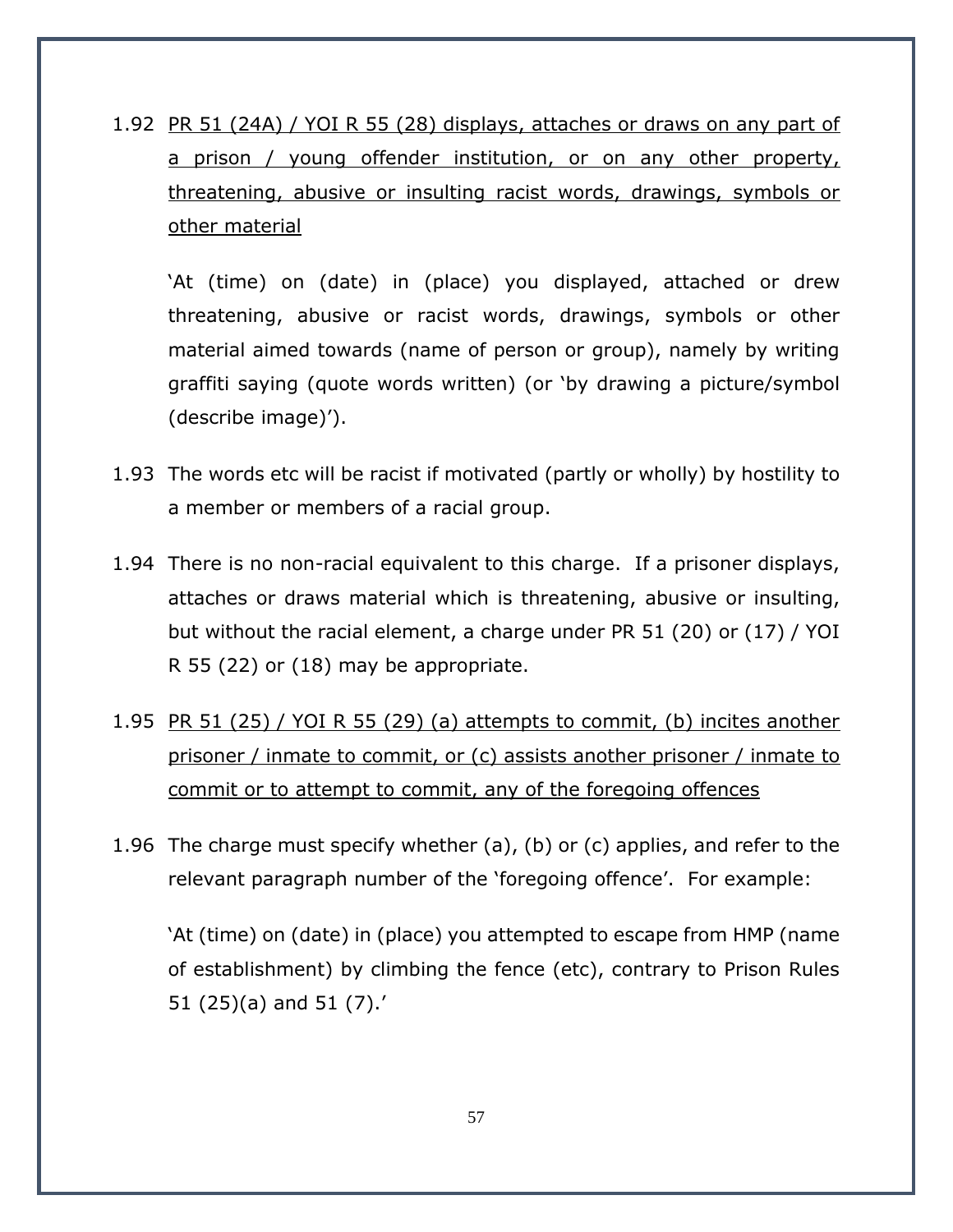1.92 <u>PR 51 (24A) / YOI R 55 (28) displays, attaches or draws on any part of a prison / young offender institution, or on any other property, threatening, abusive or insulting racist words, drawings, symbols or other material</u>

'At (time) on (date) in (place) you displayed, attached or drew threatening, abusive or racist words, drawings, symbols or other material aimed towards (name of person or group), namely by writing graffiti saying (quote words written) (or 'by drawing a picture/symbol (describe image)').

1.93 The words etc will be racist if motivated (partly or wholly) by hostility to a member or members of a racial group.

1.94 There is no non-racial equivalent to this charge. If a prisoner displays, attaches or draws material which is threatening, abusive or insulting, but without the racial element, a charge under PR 51 (20) or (17) / YOI R 55 (22) or (18) may be appropriate.

1.95 <u>PR 51 (25) / YOI R 55 (29) (a) attempts to commit, (b) incites another prisoner / inmate to commit, or (c) assists another prisoner / inmate to commit or to attempt to commit, any of the foregoing offences</u>

1.96 The charge must specify whether (a), (b) or (c) applies, and refer to the relevant paragraph number of the 'foregoing offence'. For example:

'At (time) on (date) in (place) you attempted to escape from HMP (name of establishment) by climbing the fence (etc), contrary to Prison Rules 51 (25)(a) and 51 (7).'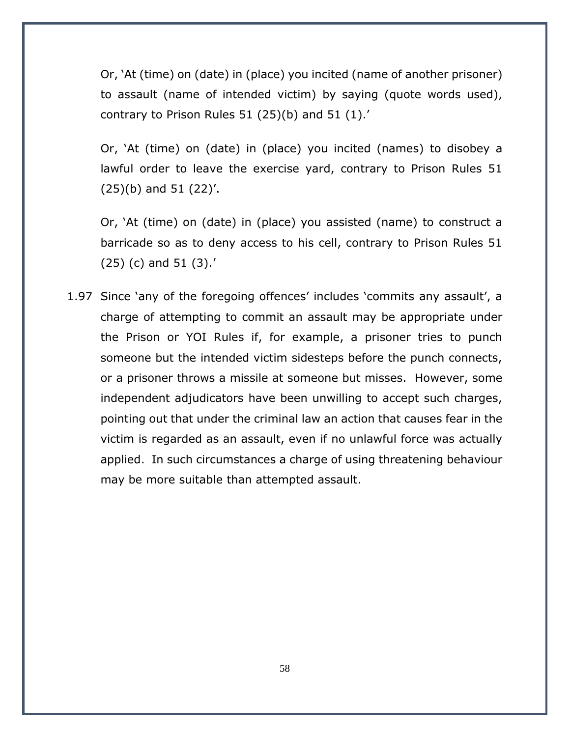Or, ‘At (time) on (date) in (place) you incited (name of another prisoner) to assault (name of intended victim) by saying (quote words used), contrary to Prison Rules 51 (25)(b) and 51 (1).’

Or, ‘At (time) on (date) in (place) you incited (names) to disobey a lawful order to leave the exercise yard, contrary to Prison Rules 51 (25)(b) and 51 (22)’.

Or, ‘At (time) on (date) in (place) you assisted (name) to construct a barricade so as to deny access to his cell, contrary to Prison Rules 51 (25) (c) and 51 (3).’

1.97 Since ‘any of the foregoing offences’ includes ‘commits any assault’, a charge of attempting to commit an assault may be appropriate under the Prison or YOI Rules if, for example, a prisoner tries to punch someone but the intended victim sidesteps before the punch connects, or a prisoner throws a missile at someone but misses. However, some independent adjudicators have been unwilling to accept such charges, pointing out that under the criminal law an action that causes fear in the victim is regarded as an assault, even if no unlawful force was actually applied. In such circumstances a charge of using threatening behaviour may be more suitable than attempted assault.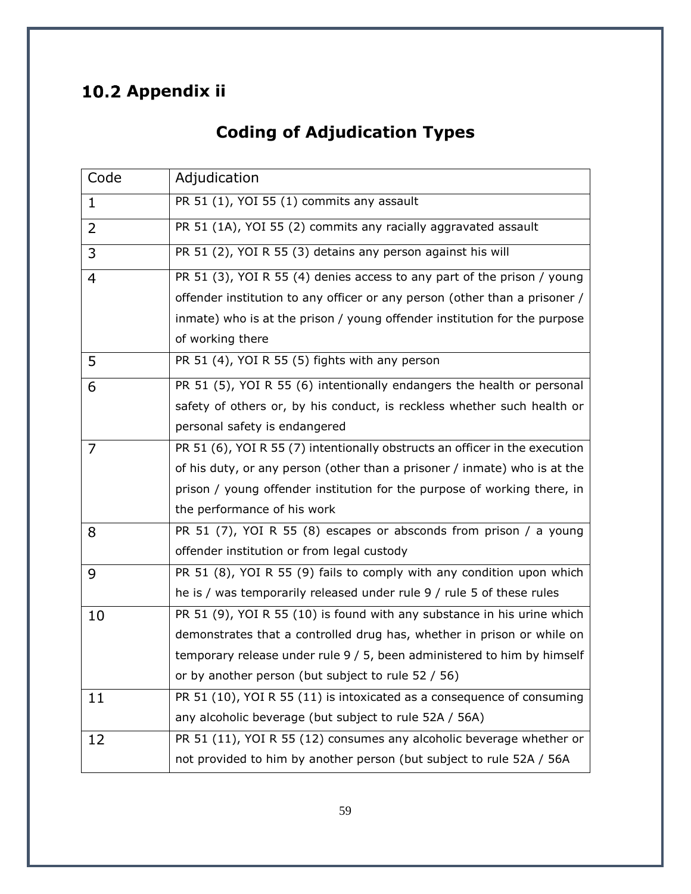## 10.2 Appendix ii

# Coding of Adjudication Types

| Code | Adjudication |
|---|---|
| 1 | PR 51 (1), YOI 55 (1) commits any assault |
| 2 | PR 51 (1A), YOI 55 (2) commits any racially aggravated assault |
| 3 | PR 51 (2), YOI R 55 (3) detains any person against his will |
| 4 | PR 51 (3), YOI R 55 (4) denies access to any part of the prison / young offender institution to any officer or any person (other than a prisoner / inmate) who is at the prison / young offender institution for the purpose of working there |
| 5 | PR 51 (4), YOI R 55 (5) fights with any person |
| 6 | PR 51 (5), YOI R 55 (6) intentionally endangers the health or personal safety of others or, by his conduct, is reckless whether such health or personal safety is endangered |
| 7 | PR 51 (6), YOI R 55 (7) intentionally obstructs an officer in the execution of his duty, or any person (other than a prisoner / inmate) who is at the prison / young offender institution for the purpose of working there, in the performance of his work |
| 8 | PR 51 (7), YOI R 55 (8) escapes or absconds from prison / a young offender institution or from legal custody |
| 9 | PR 51 (8), YOI R 55 (9) fails to comply with any condition upon which he is / was temporarily released under rule 9 / rule 5 of these rules |
| 10 | PR 51 (9), YOI R 55 (10) is found with any substance in his urine which demonstrates that a controlled drug has, whether in prison or while on temporary release under rule 9 / 5, been administered to him by himself or by another person (but subject to rule 52 / 56) |
| 11 | PR 51 (10), YOI R 55 (11) is intoxicated as a consequence of consuming any alcoholic beverage (but subject to rule 52A / 56A) |
| 12 | PR 51 (11), YOI R 55 (12) consumes any alcoholic beverage whether or not provided to him by another person (but subject to rule 52A / 56A |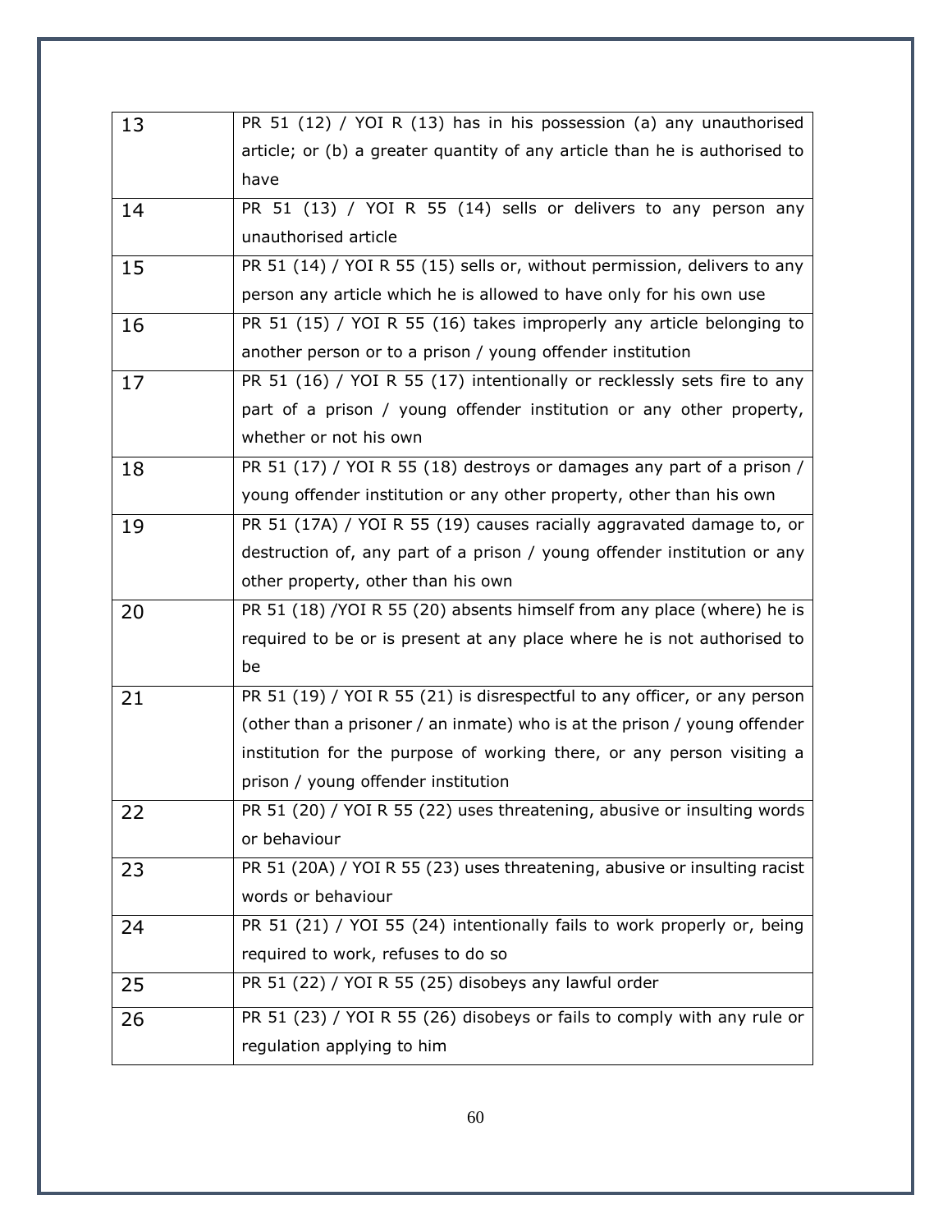| | |
|---|---|
| 13 | PR 51 (12) / YOI R (13) has in his possession (a) any unauthorised article; or (b) a greater quantity of any article than he is authorised to have |
| 14 | PR 51 (13) / YOI R 55 (14) sells or delivers to any person any unauthorised article |
| 15 | PR 51 (14) / YOI R 55 (15) sells or, without permission, delivers to any person any article which he is allowed to have only for his own use |
| 16 | PR 51 (15) / YOI R 55 (16) takes improperly any article belonging to another person or to a prison / young offender institution |
| 17 | PR 51 (16) / YOI R 55 (17) intentionally or recklessly sets fire to any part of a prison / young offender institution or any other property, whether or not his own |
| 18 | PR 51 (17) / YOI R 55 (18) destroys or damages any part of a prison / young offender institution or any other property, other than his own |
| 19 | PR 51 (17A) / YOI R 55 (19) causes racially aggravated damage to, or destruction of, any part of a prison / young offender institution or any other property, other than his own |
| 20 | PR 51 (18) /YOI R 55 (20) absents himself from any place (where) he is required to be or is present at any place where he is not authorised to be |
| 21 | PR 51 (19) / YOI R 55 (21) is disrespectful to any officer, or any person (other than a prisoner / an inmate) who is at the prison / young offender institution for the purpose of working there, or any person visiting a prison / young offender institution |
| 22 | PR 51 (20) / YOI R 55 (22) uses threatening, abusive or insulting words or behaviour |
| 23 | PR 51 (20A) / YOI R 55 (23) uses threatening, abusive or insulting racist words or behaviour |
| 24 | PR 51 (21) / YOI 55 (24) intentionally fails to work properly or, being required to work, refuses to do so |
| 25 | PR 51 (22) / YOI R 55 (25) disobeys any lawful order |
| 26 | PR 51 (23) / YOI R 55 (26) disobeys or fails to comply with any rule or regulation applying to him |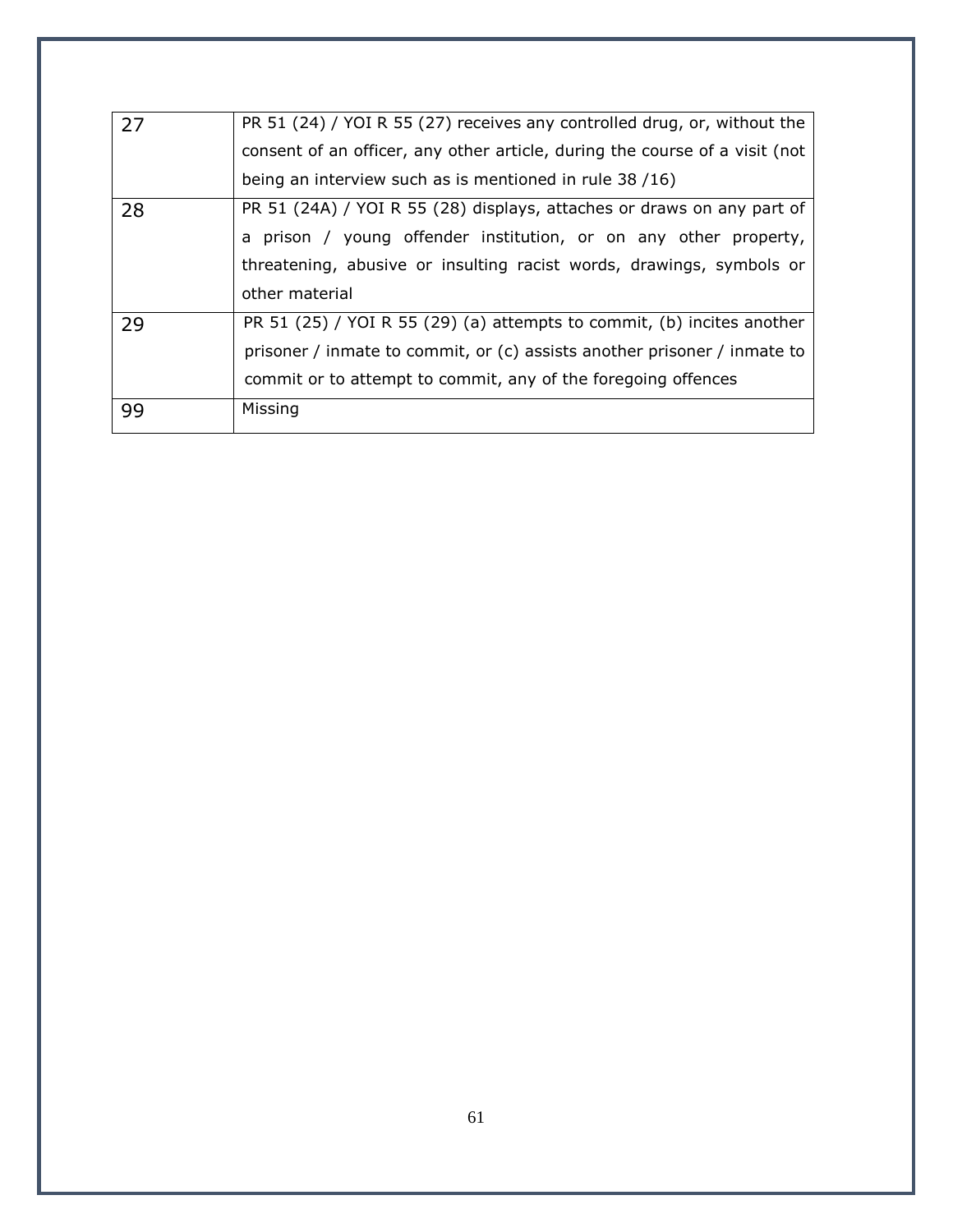| | |
|---|---|
| 27 | PR 51 (24) / YOI R 55 (27) receives any controlled drug, or, without the consent of an officer, any other article, during the course of a visit (not being an interview such as is mentioned in rule 38 /16) |
| 28 | PR 51 (24A) / YOI R 55 (28) displays, attaches or draws on any part of a prison / young offender institution, or on any other property, threatening, abusive or insulting racist words, drawings, symbols or other material |
| 29 | PR 51 (25) / YOI R 55 (29) (a) attempts to commit, (b) incites another prisoner / inmate to commit, or (c) assists another prisoner / inmate to commit or to attempt to commit, any of the foregoing offences |
| 99 | Missing |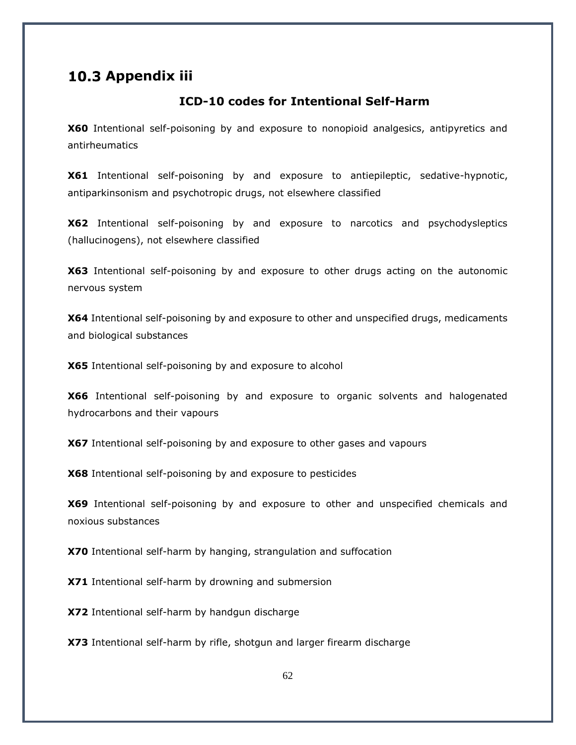## 10.3 Appendix iii

### ICD-10 codes for Intentional Self-Harm

**X60** Intentional self-poisoning by and exposure to nonopioid analgesics, antipyretics and antirheumatics

**X61** Intentional self-poisoning by and exposure to antiepileptic, sedative-hypnotic, antiparkinsonism and psychotropic drugs, not elsewhere classified

**X62** Intentional self-poisoning by and exposure to narcotics and psychodysleptics (hallucinogens), not elsewhere classified

**X63** Intentional self-poisoning by and exposure to other drugs acting on the autonomic nervous system

**X64** Intentional self-poisoning by and exposure to other and unspecified drugs, medicaments and biological substances

**X65** Intentional self-poisoning by and exposure to alcohol

**X66** Intentional self-poisoning by and exposure to organic solvents and halogenated hydrocarbons and their vapours

**X67** Intentional self-poisoning by and exposure to other gases and vapours

**X68** Intentional self-poisoning by and exposure to pesticides

**X69** Intentional self-poisoning by and exposure to other and unspecified chemicals and noxious substances

**X70** Intentional self-harm by hanging, strangulation and suffocation

**X71** Intentional self-harm by drowning and submersion

**X72** Intentional self-harm by handgun discharge

**X73** Intentional self-harm by rifle, shotgun and larger firearm discharge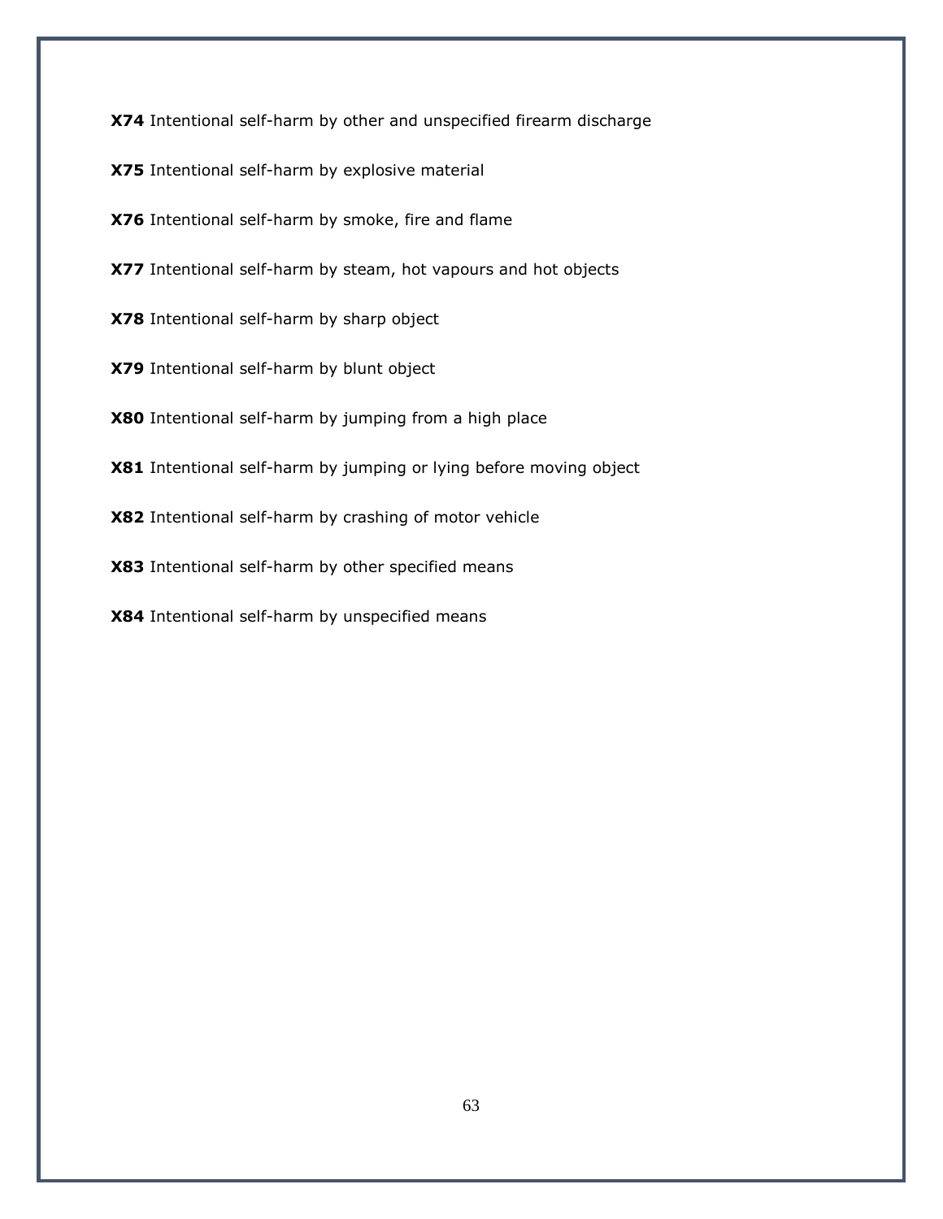**X74** Intentional self-harm by other and unspecified firearm discharge

**X75** Intentional self-harm by explosive material

**X76** Intentional self-harm by smoke, fire and flame

**X77** Intentional self-harm by steam, hot vapours and hot objects

**X78** Intentional self-harm by sharp object

**X79** Intentional self-harm by blunt object

**X80** Intentional self-harm by jumping from a high place

**X81** Intentional self-harm by jumping or lying before moving object

**X82** Intentional self-harm by crashing of motor vehicle

**X83** Intentional self-harm by other specified means

**X84** Intentional self-harm by unspecified means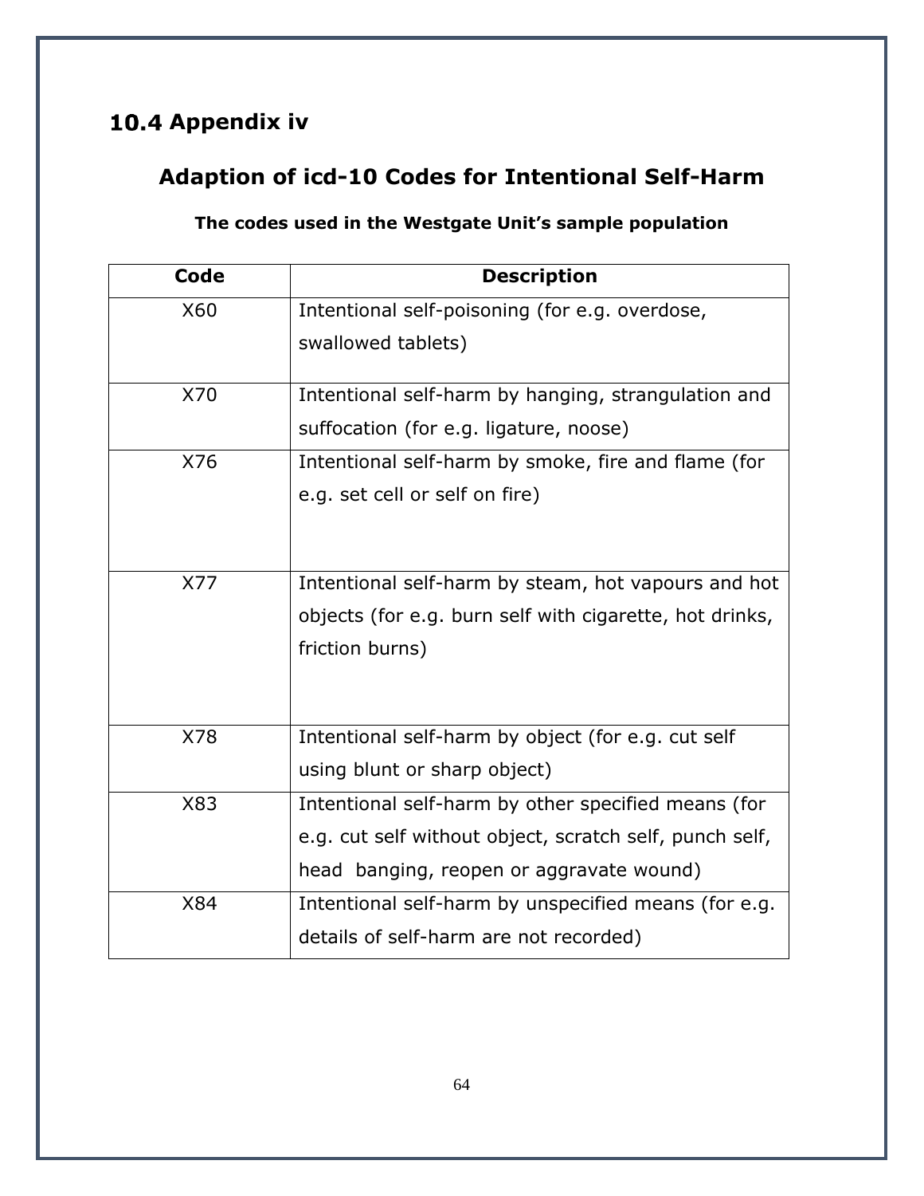## 10.4 Appendix iv

### Adaption of icd-10 Codes for Intentional Self-Harm

**The codes used in the Westgate Unit's sample population**

| Code | Description |
|---|---|
| X60 | Intentional self-poisoning (for e.g. overdose, swallowed tablets) |
| X70 | Intentional self-harm by hanging, strangulation and suffocation (for e.g. ligature, noose) |
| X76 | Intentional self-harm by smoke, fire and flame (for e.g. set cell or self on fire) |
| X77 | Intentional self-harm by steam, hot vapours and hot objects (for e.g. burn self with cigarette, hot drinks, friction burns) |
| X78 | Intentional self-harm by object (for e.g. cut self using blunt or sharp object) |
| X83 | Intentional self-harm by other specified means (for e.g. cut self without object, scratch self, punch self, head banging, reopen or aggravate wound) |
| X84 | Intentional self-harm by unspecified means (for e.g. details of self-harm are not recorded) |